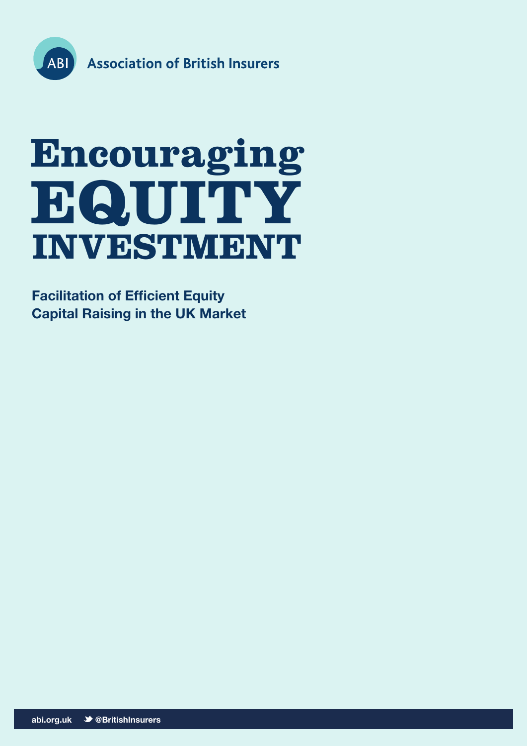Association of British Insurers

# Encouraging EQUITY INVESTMENT

**Facilitation of Efficient Equity Capital Raising in the UK Market**

abi.org.uk @BritishInsurers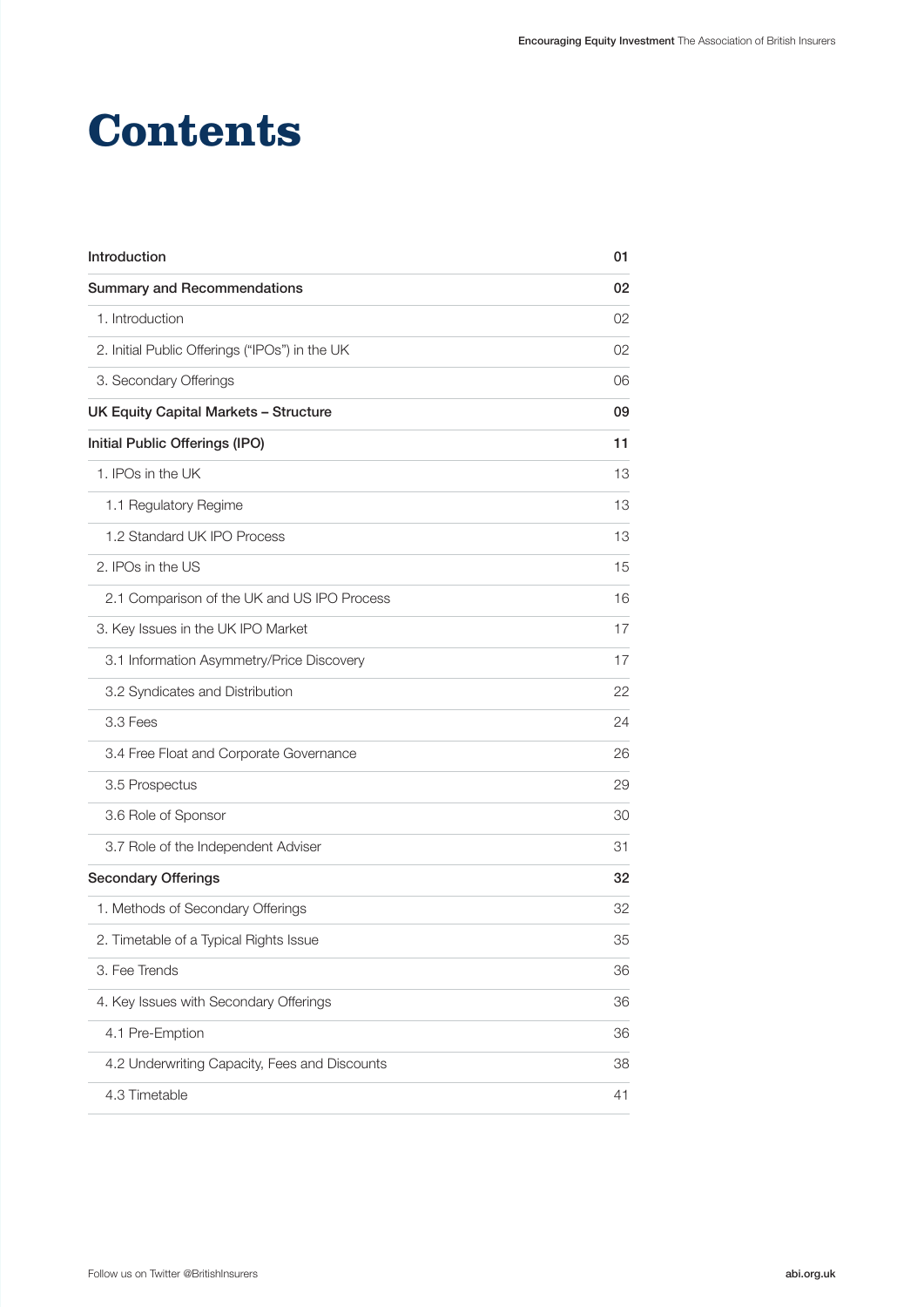# Contents

| | |
|---|---|
| **Introduction** | **01** |
| **Summary and Recommendations** | **02** |
| 1. Introduction | 02 |
| 2. Initial Public Offerings ("IPOs") in the UK | 02 |
| 3. Secondary Offerings | 06 |
| **UK Equity Capital Markets – Structure** | **09** |
| **Initial Public Offerings (IPO)** | **11** |
| 1. IPOs in the UK | 13 |
| 1.1 Regulatory Regime | 13 |
| 1.2 Standard UK IPO Process | 13 |
| 2. IPOs in the US | 15 |
| 2.1 Comparison of the UK and US IPO Process | 16 |
| 3. Key Issues in the UK IPO Market | 17 |
| 3.1 Information Asymmetry/Price Discovery | 17 |
| 3.2 Syndicates and Distribution | 22 |
| 3.3 Fees | 24 |
| 3.4 Free Float and Corporate Governance | 26 |
| 3.5 Prospectus | 29 |
| 3.6 Role of Sponsor | 30 |
| 3.7 Role of the Independent Adviser | 31 |
| **Secondary Offerings** | **32** |
| 1. Methods of Secondary Offerings | 32 |
| 2. Timetable of a Typical Rights Issue | 35 |
| 3. Fee Trends | 36 |
| 4. Key Issues with Secondary Offerings | 36 |
| 4.1 Pre-Emption | 36 |
| 4.2 Underwriting Capacity, Fees and Discounts | 38 |
| 4.3 Timetable | 41 |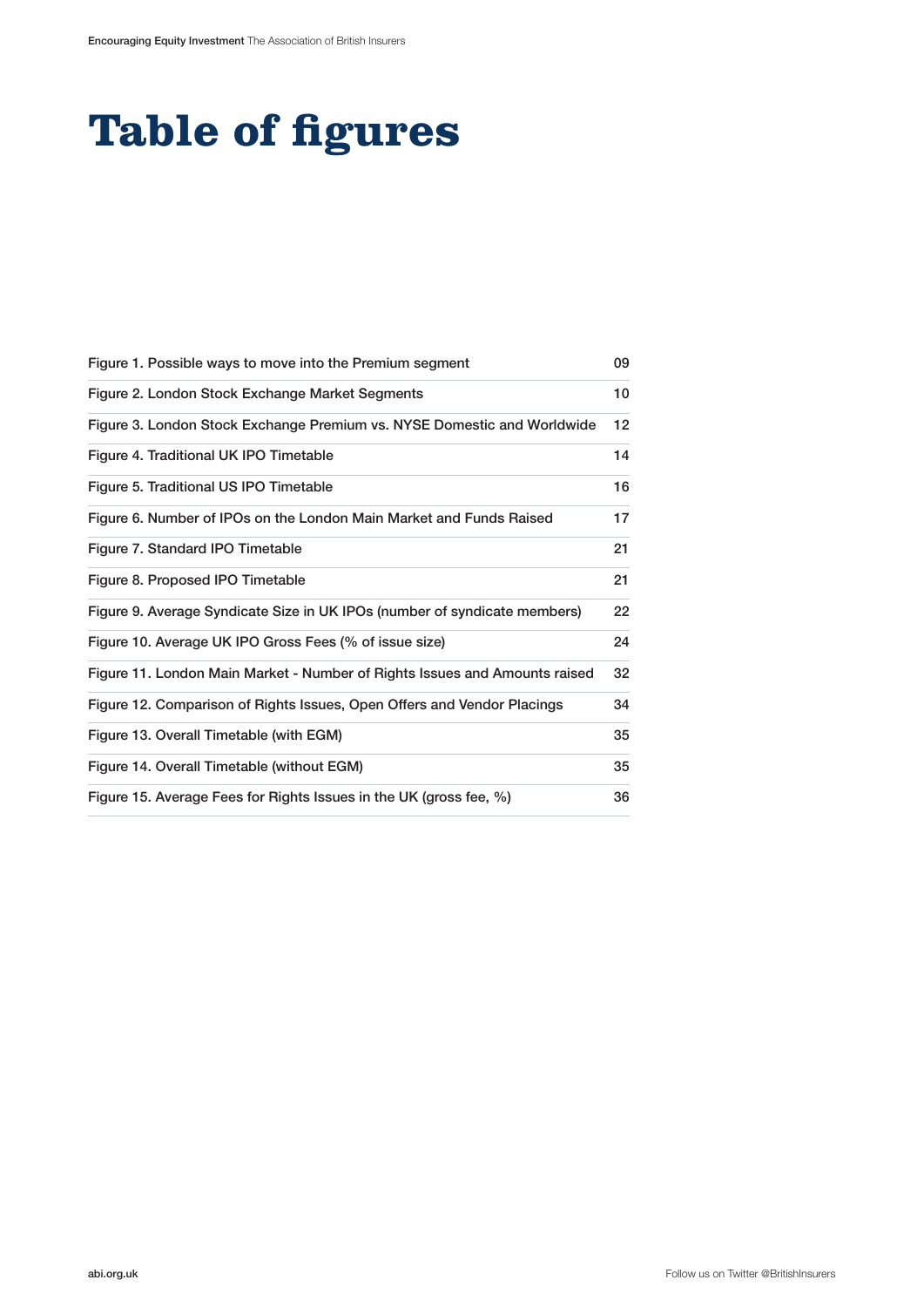# Table of figures

| | |
|---|---|
| Figure 1. Possible ways to move into the Premium segment | 09 |
| Figure 2. London Stock Exchange Market Segments | 10 |
| Figure 3. London Stock Exchange Premium vs. NYSE Domestic and Worldwide | 12 |
| Figure 4. Traditional UK IPO Timetable | 14 |
| Figure 5. Traditional US IPO Timetable | 16 |
| Figure 6. Number of IPOs on the London Main Market and Funds Raised | 17 |
| Figure 7. Standard IPO Timetable | 21 |
| Figure 8. Proposed IPO Timetable | 21 |
| Figure 9. Average Syndicate Size in UK IPOs (number of syndicate members) | 22 |
| Figure 10. Average UK IPO Gross Fees (% of issue size) | 24 |
| Figure 11. London Main Market - Number of Rights Issues and Amounts raised | 32 |
| Figure 12. Comparison of Rights Issues, Open Offers and Vendor Placings | 34 |
| Figure 13. Overall Timetable (with EGM) | 35 |
| Figure 14. Overall Timetable (without EGM) | 35 |
| Figure 15. Average Fees for Rights Issues in the UK (gross fee, %) | 36 |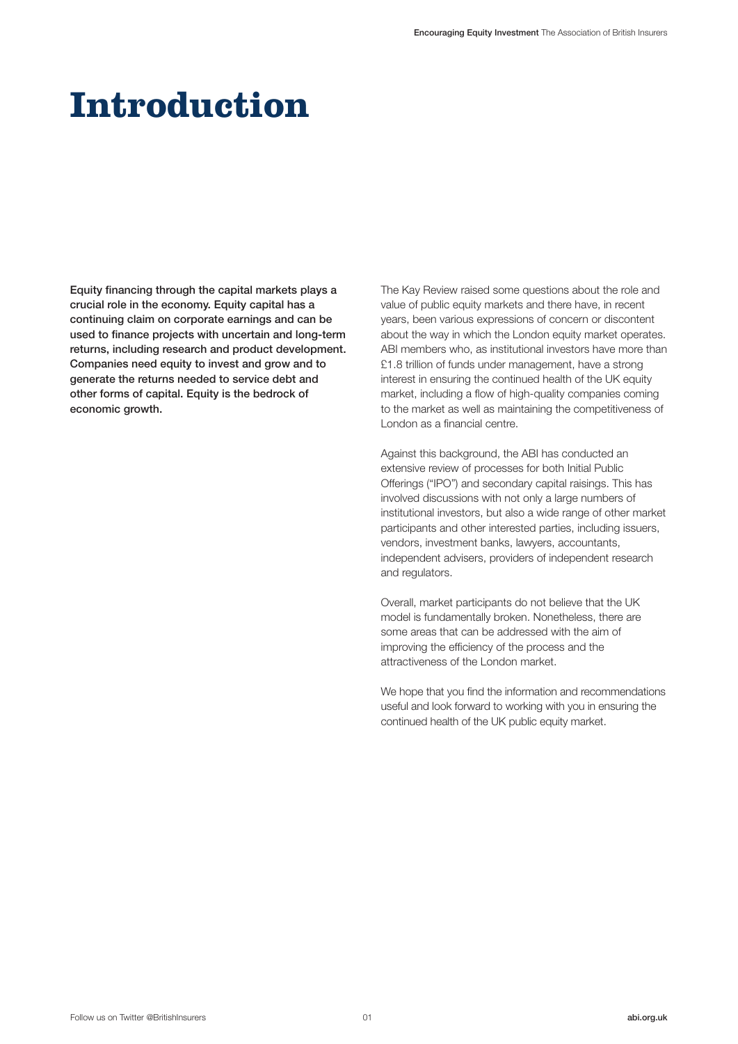# Introduction

**Equity financing through the capital markets plays a crucial role in the economy. Equity capital has a continuing claim on corporate earnings and can be used to finance projects with uncertain and long-term returns, including research and product development. Companies need equity to invest and grow and to generate the returns needed to service debt and other forms of capital. Equity is the bedrock of economic growth.**

The Kay Review raised some questions about the role and value of public equity markets and there have, in recent years, been various expressions of concern or discontent about the way in which the London equity market operates. ABI members who, as institutional investors have more than £1.8 trillion of funds under management, have a strong interest in ensuring the continued health of the UK equity market, including a flow of high-quality companies coming to the market as well as maintaining the competitiveness of London as a financial centre.

Against this background, the ABI has conducted an extensive review of processes for both Initial Public Offerings ("IPO") and secondary capital raisings. This has involved discussions with not only a large numbers of institutional investors, but also a wide range of other market participants and other interested parties, including issuers, vendors, investment banks, lawyers, accountants, independent advisers, providers of independent research and regulators.

Overall, market participants do not believe that the UK model is fundamentally broken. Nonetheless, there are some areas that can be addressed with the aim of improving the efficiency of the process and the attractiveness of the London market.

We hope that you find the information and recommendations useful and look forward to working with you in ensuring the continued health of the UK public equity market.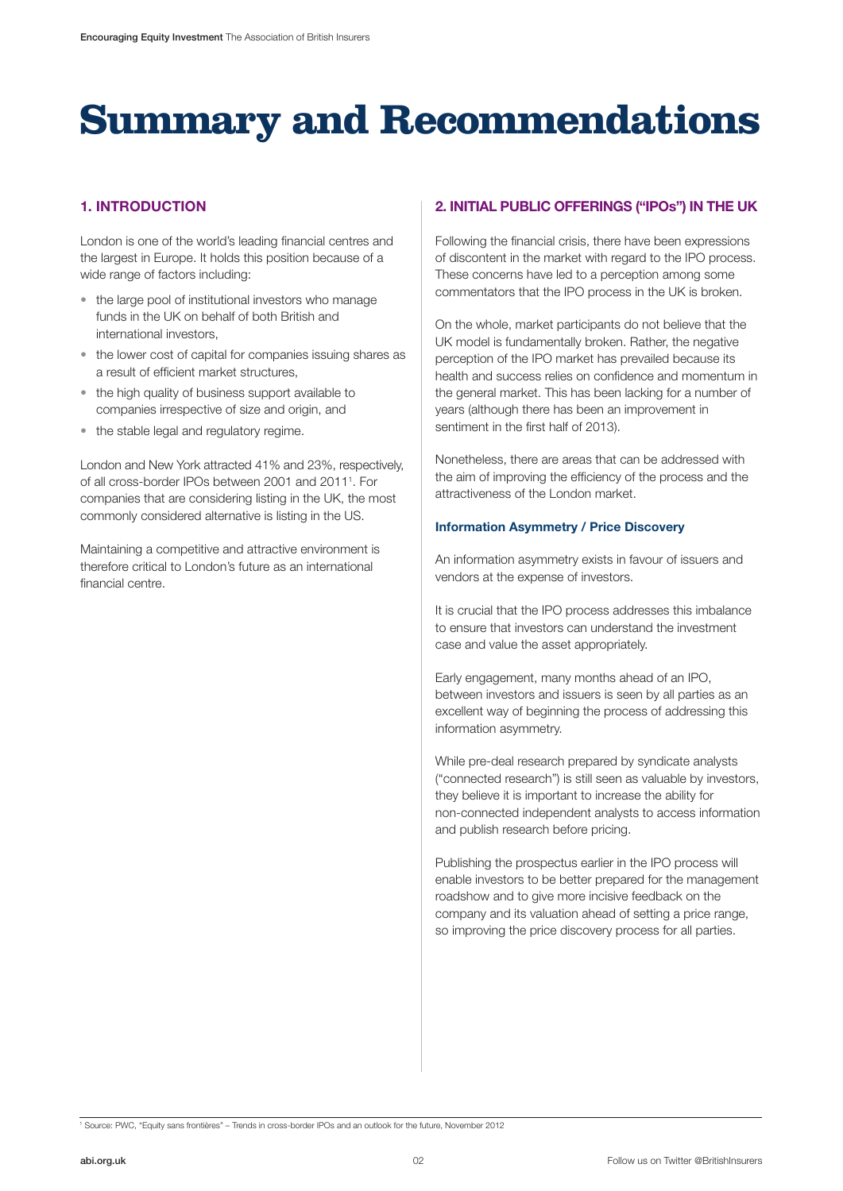# Summary and Recommendations

## 1. INTRODUCTION

London is one of the world's leading financial centres and the largest in Europe. It holds this position because of a wide range of factors including:

- the large pool of institutional investors who manage funds in the UK on behalf of both British and international investors,
- the lower cost of capital for companies issuing shares as a result of efficient market structures,
- the high quality of business support available to companies irrespective of size and origin, and
- the stable legal and regulatory regime.

London and New York attracted 41% and 23%, respectively, of all cross-border IPOs between 2001 and 2011[1]. For companies that are considering listing in the UK, the most commonly considered alternative is listing in the US.

Maintaining a competitive and attractive environment is therefore critical to London's future as an international financial centre.

## 2. INITIAL PUBLIC OFFERINGS ("IPOs") IN THE UK

Following the financial crisis, there have been expressions of discontent in the market with regard to the IPO process. These concerns have led to a perception among some commentators that the IPO process in the UK is broken.

On the whole, market participants do not believe that the UK model is fundamentally broken. Rather, the negative perception of the IPO market has prevailed because its health and success relies on confidence and momentum in the general market. This has been lacking for a number of years (although there has been an improvement in sentiment in the first half of 2013).

Nonetheless, there are areas that can be addressed with the aim of improving the efficiency of the process and the attractiveness of the London market.

### Information Asymmetry / Price Discovery

An information asymmetry exists in favour of issuers and vendors at the expense of investors.

It is crucial that the IPO process addresses this imbalance to ensure that investors can understand the investment case and value the asset appropriately.

Early engagement, many months ahead of an IPO, between investors and issuers is seen by all parties as an excellent way of beginning the process of addressing this information asymmetry.

While pre-deal research prepared by syndicate analysts ("connected research") is still seen as valuable by investors, they believe it is important to increase the ability for non-connected independent analysts to access information and publish research before pricing.

Publishing the prospectus earlier in the IPO process will enable investors to be better prepared for the management roadshow and to give more incisive feedback on the company and its valuation ahead of setting a price range, so improving the price discovery process for all parties.

---

[1] Source: PWC, "Equity sans frontières" – Trends in cross-border IPOs and an outlook for the future, November 2012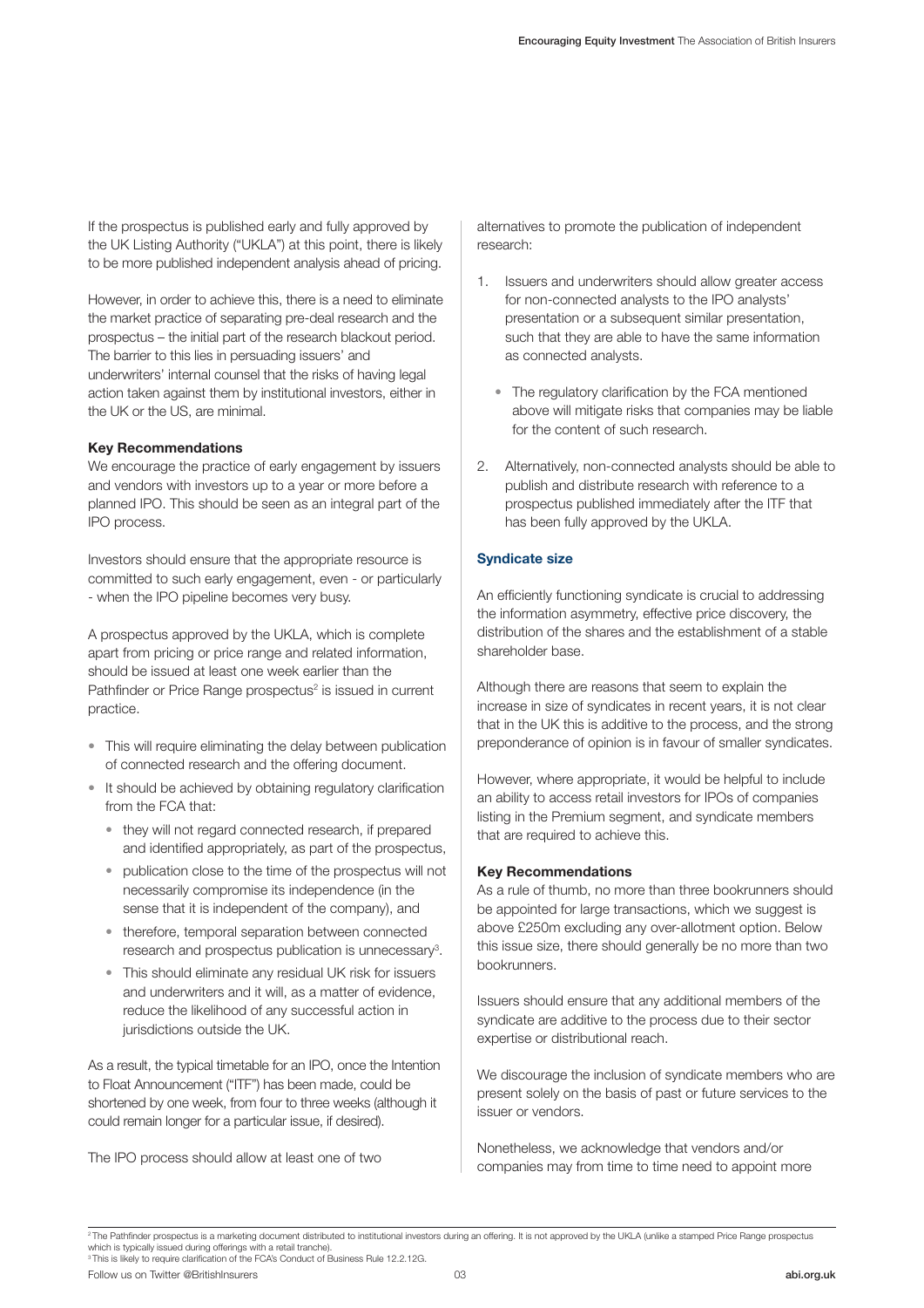If the prospectus is published early and fully approved by the UK Listing Authority ("UKLA") at this point, there is likely to be more published independent analysis ahead of pricing.

However, in order to achieve this, there is a need to eliminate the market practice of separating pre-deal research and the prospectus – the initial part of the research blackout period. The barrier to this lies in persuading issuers' and underwriters' internal counsel that the risks of having legal action taken against them by institutional investors, either in the UK or the US, are minimal.

**Key Recommendations**

We encourage the practice of early engagement by issuers and vendors with investors up to a year or more before a planned IPO. This should be seen as an integral part of the IPO process.

Investors should ensure that the appropriate resource is committed to such early engagement, even - or particularly - when the IPO pipeline becomes very busy.

A prospectus approved by the UKLA, which is complete apart from pricing or price range and related information, should be issued at least one week earlier than the Pathfinder or Price Range prospectus[2] is issued in current practice.

- This will require eliminating the delay between publication of connected research and the offering document.
- It should be achieved by obtaining regulatory clarification from the FCA that:
  - they will not regard connected research, if prepared and identified appropriately, as part of the prospectus,
  - publication close to the time of the prospectus will not necessarily compromise its independence (in the sense that it is independent of the company), and
  - therefore, temporal separation between connected research and prospectus publication is unnecessary[3].
  - This should eliminate any residual UK risk for issuers and underwriters and it will, as a matter of evidence, reduce the likelihood of any successful action in jurisdictions outside the UK.

As a result, the typical timetable for an IPO, once the Intention to Float Announcement ("ITF") has been made, could be shortened by one week, from four to three weeks (although it could remain longer for a particular issue, if desired).

The IPO process should allow at least one of two alternatives to promote the publication of independent research:

1. Issuers and underwriters should allow greater access for non-connected analysts to the IPO analysts' presentation or a subsequent similar presentation, such that they are able to have the same information as connected analysts.
   - The regulatory clarification by the FCA mentioned above will mitigate risks that companies may be liable for the content of such research.
2. Alternatively, non-connected analysts should be able to publish and distribute research with reference to a prospectus published immediately after the ITF that has been fully approved by the UKLA.

**Syndicate size**

An efficiently functioning syndicate is crucial to addressing the information asymmetry, effective price discovery, the distribution of the shares and the establishment of a stable shareholder base.

Although there are reasons that seem to explain the increase in size of syndicates in recent years, it is not clear that in the UK this is additive to the process, and the strong preponderance of opinion is in favour of smaller syndicates.

However, where appropriate, it would be helpful to include an ability to access retail investors for IPOs of companies listing in the Premium segment, and syndicate members that are required to achieve this.

**Key Recommendations**

As a rule of thumb, no more than three bookrunners should be appointed for large transactions, which we suggest is above £250m excluding any over-allotment option. Below this issue size, there should generally be no more than two bookrunners.

Issuers should ensure that any additional members of the syndicate are additive to the process due to their sector expertise or distributional reach.

We discourage the inclusion of syndicate members who are present solely on the basis of past or future services to the issuer or vendors.

Nonetheless, we acknowledge that vendors and/or companies may from time to time need to appoint more

[2] The Pathfinder prospectus is a marketing document distributed to institutional investors during an offering. It is not approved by the UKLA (unlike a stamped Price Range prospectus which is typically issued during offerings with a retail tranche).

[3] This is likely to require clarification of the FCA's Conduct of Business Rule 12.2.12G.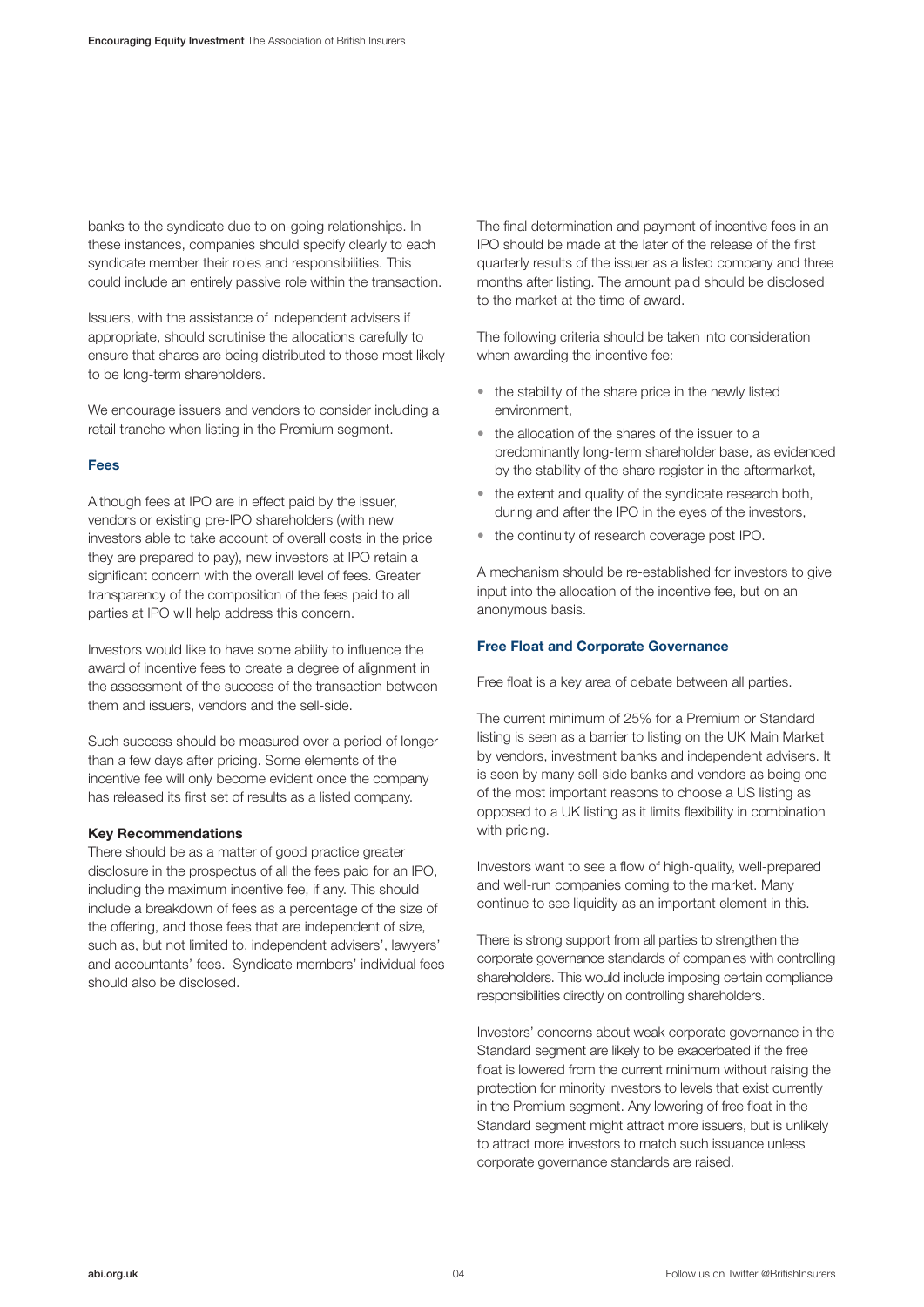banks to the syndicate due to on-going relationships. In these instances, companies should specify clearly to each syndicate member their roles and responsibilities. This could include an entirely passive role within the transaction.

Issuers, with the assistance of independent advisers if appropriate, should scrutinise the allocations carefully to ensure that shares are being distributed to those most likely to be long-term shareholders.

We encourage issuers and vendors to consider including a retail tranche when listing in the Premium segment.

### Fees

Although fees at IPO are in effect paid by the issuer, vendors or existing pre-IPO shareholders (with new investors able to take account of overall costs in the price they are prepared to pay), new investors at IPO retain a significant concern with the overall level of fees. Greater transparency of the composition of the fees paid to all parties at IPO will help address this concern.

Investors would like to have some ability to influence the award of incentive fees to create a degree of alignment in the assessment of the success of the transaction between them and issuers, vendors and the sell-side.

Such success should be measured over a period of longer than a few days after pricing. Some elements of the incentive fee will only become evident once the company has released its first set of results as a listed company.

**Key Recommendations**

There should be as a matter of good practice greater disclosure in the prospectus of all the fees paid for an IPO, including the maximum incentive fee, if any. This should include a breakdown of fees as a percentage of the size of the offering, and those fees that are independent of size, such as, but not limited to, independent advisers', lawyers' and accountants' fees. Syndicate members' individual fees should also be disclosed.

The final determination and payment of incentive fees in an IPO should be made at the later of the release of the first quarterly results of the issuer as a listed company and three months after listing. The amount paid should be disclosed to the market at the time of award.

The following criteria should be taken into consideration when awarding the incentive fee:

- the stability of the share price in the newly listed environment,
- the allocation of the shares of the issuer to a predominantly long-term shareholder base, as evidenced by the stability of the share register in the aftermarket,
- the extent and quality of the syndicate research both, during and after the IPO in the eyes of the investors,
- the continuity of research coverage post IPO.

A mechanism should be re-established for investors to give input into the allocation of the incentive fee, but on an anonymous basis.

### Free Float and Corporate Governance

Free float is a key area of debate between all parties.

The current minimum of 25% for a Premium or Standard listing is seen as a barrier to listing on the UK Main Market by vendors, investment banks and independent advisers. It is seen by many sell-side banks and vendors as being one of the most important reasons to choose a US listing as opposed to a UK listing as it limits flexibility in combination with pricing.

Investors want to see a flow of high-quality, well-prepared and well-run companies coming to the market. Many continue to see liquidity as an important element in this.

There is strong support from all parties to strengthen the corporate governance standards of companies with controlling shareholders. This would include imposing certain compliance responsibilities directly on controlling shareholders.

Investors' concerns about weak corporate governance in the Standard segment are likely to be exacerbated if the free float is lowered from the current minimum without raising the protection for minority investors to levels that exist currently in the Premium segment. Any lowering of free float in the Standard segment might attract more issuers, but is unlikely to attract more investors to match such issuance unless corporate governance standards are raised.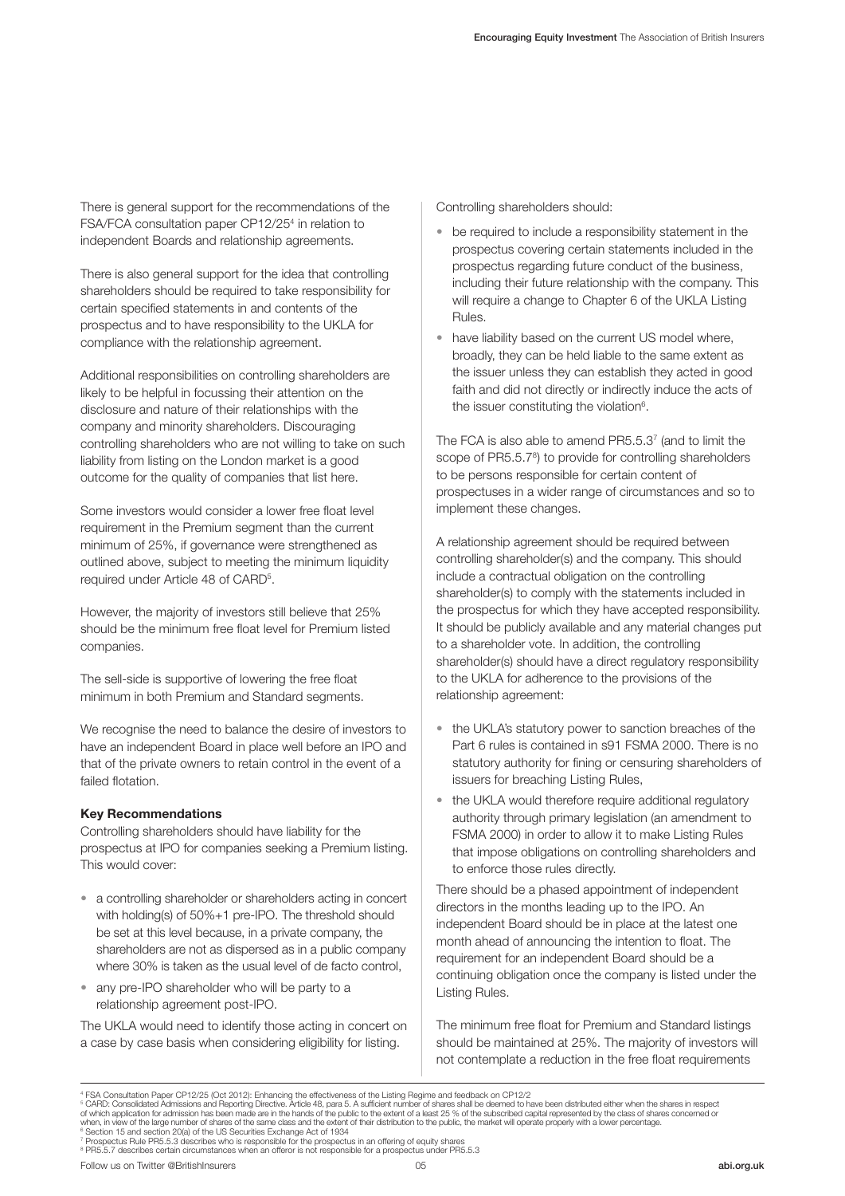There is general support for the recommendations of the FSA/FCA consultation paper CP12/25[4] in relation to independent Boards and relationship agreements.

There is also general support for the idea that controlling shareholders should be required to take responsibility for certain specified statements in and contents of the prospectus and to have responsibility to the UKLA for compliance with the relationship agreement.

Additional responsibilities on controlling shareholders are likely to be helpful in focussing their attention on the disclosure and nature of their relationships with the company and minority shareholders. Discouraging controlling shareholders who are not willing to take on such liability from listing on the London market is a good outcome for the quality of companies that list here.

Some investors would consider a lower free float level requirement in the Premium segment than the current minimum of 25%, if governance were strengthened as outlined above, subject to meeting the minimum liquidity required under Article 48 of CARD[5].

However, the majority of investors still believe that 25% should be the minimum free float level for Premium listed companies.

The sell-side is supportive of lowering the free float minimum in both Premium and Standard segments.

We recognise the need to balance the desire of investors to have an independent Board in place well before an IPO and that of the private owners to retain control in the event of a failed flotation.

**Key Recommendations**

Controlling shareholders should have liability for the prospectus at IPO for companies seeking a Premium listing. This would cover:

- a controlling shareholder or shareholders acting in concert with holding(s) of 50%+1 pre-IPO. The threshold should be set at this level because, in a private company, the shareholders are not as dispersed as in a public company where 30% is taken as the usual level of de facto control,
- any pre-IPO shareholder who will be party to a relationship agreement post-IPO.

The UKLA would need to identify those acting in concert on a case by case basis when considering eligibility for listing.

Controlling shareholders should:

- be required to include a responsibility statement in the prospectus covering certain statements included in the prospectus regarding future conduct of the business, including their future relationship with the company. This will require a change to Chapter 6 of the UKLA Listing Rules.
- have liability based on the current US model where, broadly, they can be held liable to the same extent as the issuer unless they can establish they acted in good faith and did not directly or indirectly induce the acts of the issuer constituting the violation[6].

The FCA is also able to amend PR5.5.3[7] (and to limit the scope of PR5.5.7[8]) to provide for controlling shareholders to be persons responsible for certain content of prospectuses in a wider range of circumstances and so to implement these changes.

A relationship agreement should be required between controlling shareholder(s) and the company. This should include a contractual obligation on the controlling shareholder(s) to comply with the statements included in the prospectus for which they have accepted responsibility. It should be publicly available and any material changes put to a shareholder vote. In addition, the controlling shareholder(s) should have a direct regulatory responsibility to the UKLA for adherence to the provisions of the relationship agreement:

- the UKLA's statutory power to sanction breaches of the Part 6 rules is contained in s91 FSMA 2000. There is no statutory authority for fining or censuring shareholders of issuers for breaching Listing Rules,
- the UKLA would therefore require additional regulatory authority through primary legislation (an amendment to FSMA 2000) in order to allow it to make Listing Rules that impose obligations on controlling shareholders and to enforce those rules directly.

There should be a phased appointment of independent directors in the months leading up to the IPO. An independent Board should be in place at the latest one month ahead of announcing the intention to float. The requirement for an independent Board should be a continuing obligation once the company is listed under the Listing Rules.

The minimum free float for Premium and Standard listings should be maintained at 25%. The majority of investors will not contemplate a reduction in the free float requirements

[4] FSA Consultation Paper CP12/25 (Oct 2012): Enhancing the effectiveness of the Listing Regime and feedback on CP12/2

[5] CARD: Consolidated Admissions and Reporting Directive. Article 48, para 5. A sufficient number of shares shall be deemed to have been distributed either when the shares in respect of which application for admission has been made are in the hands of the public to the extent of a least 25 % of the subscribed capital represented by the class of shares concerned or when, in view of the large number of shares of the same class and the extent of their distribution to the public, the market will operate properly with a lower percentage.

[6] Section 15 and section 20(a) of the US Securities Exchange Act of 1934

[7] Prospectus Rule PR5.5.3 describes who is responsible for the prospectus in an offering of equity shares

[8] PR5.5.7 describes certain circumstances when an offeror is not responsible for a prospectus under PR5.5.3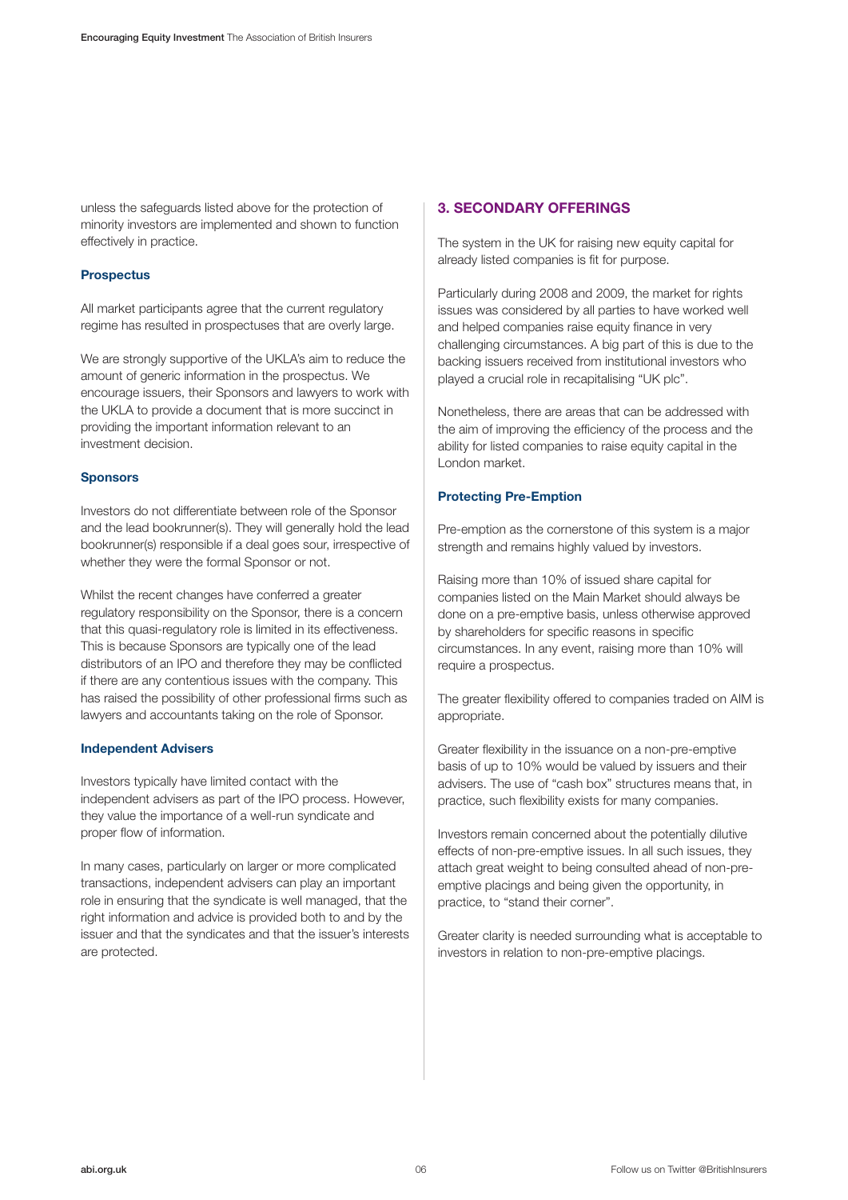unless the safeguards listed above for the protection of minority investors are implemented and shown to function effectively in practice.

### Prospectus

All market participants agree that the current regulatory regime has resulted in prospectuses that are overly large.

We are strongly supportive of the UKLA's aim to reduce the amount of generic information in the prospectus. We encourage issuers, their Sponsors and lawyers to work with the UKLA to provide a document that is more succinct in providing the important information relevant to an investment decision.

### Sponsors

Investors do not differentiate between role of the Sponsor and the lead bookrunner(s). They will generally hold the lead bookrunner(s) responsible if a deal goes sour, irrespective of whether they were the formal Sponsor or not.

Whilst the recent changes have conferred a greater regulatory responsibility on the Sponsor, there is a concern that this quasi-regulatory role is limited in its effectiveness. This is because Sponsors are typically one of the lead distributors of an IPO and therefore they may be conflicted if there are any contentious issues with the company. This has raised the possibility of other professional firms such as lawyers and accountants taking on the role of Sponsor.

### Independent Advisers

Investors typically have limited contact with the independent advisers as part of the IPO process. However, they value the importance of a well-run syndicate and proper flow of information.

In many cases, particularly on larger or more complicated transactions, independent advisers can play an important role in ensuring that the syndicate is well managed, that the right information and advice is provided both to and by the issuer and that the syndicates and that the issuer's interests are protected.

## 3. SECONDARY OFFERINGS

The system in the UK for raising new equity capital for already listed companies is fit for purpose.

Particularly during 2008 and 2009, the market for rights issues was considered by all parties to have worked well and helped companies raise equity finance in very challenging circumstances. A big part of this is due to the backing issuers received from institutional investors who played a crucial role in recapitalising "UK plc".

Nonetheless, there are areas that can be addressed with the aim of improving the efficiency of the process and the ability for listed companies to raise equity capital in the London market.

### Protecting Pre-Emption

Pre-emption as the cornerstone of this system is a major strength and remains highly valued by investors.

Raising more than 10% of issued share capital for companies listed on the Main Market should always be done on a pre-emptive basis, unless otherwise approved by shareholders for specific reasons in specific circumstances. In any event, raising more than 10% will require a prospectus.

The greater flexibility offered to companies traded on AIM is appropriate.

Greater flexibility in the issuance on a non-pre-emptive basis of up to 10% would be valued by issuers and their advisers. The use of "cash box" structures means that, in practice, such flexibility exists for many companies.

Investors remain concerned about the potentially dilutive effects of non-pre-emptive issues. In all such issues, they attach great weight to being consulted ahead of non-pre-emptive placings and being given the opportunity, in practice, to "stand their corner".

Greater clarity is needed surrounding what is acceptable to investors in relation to non-pre-emptive placings.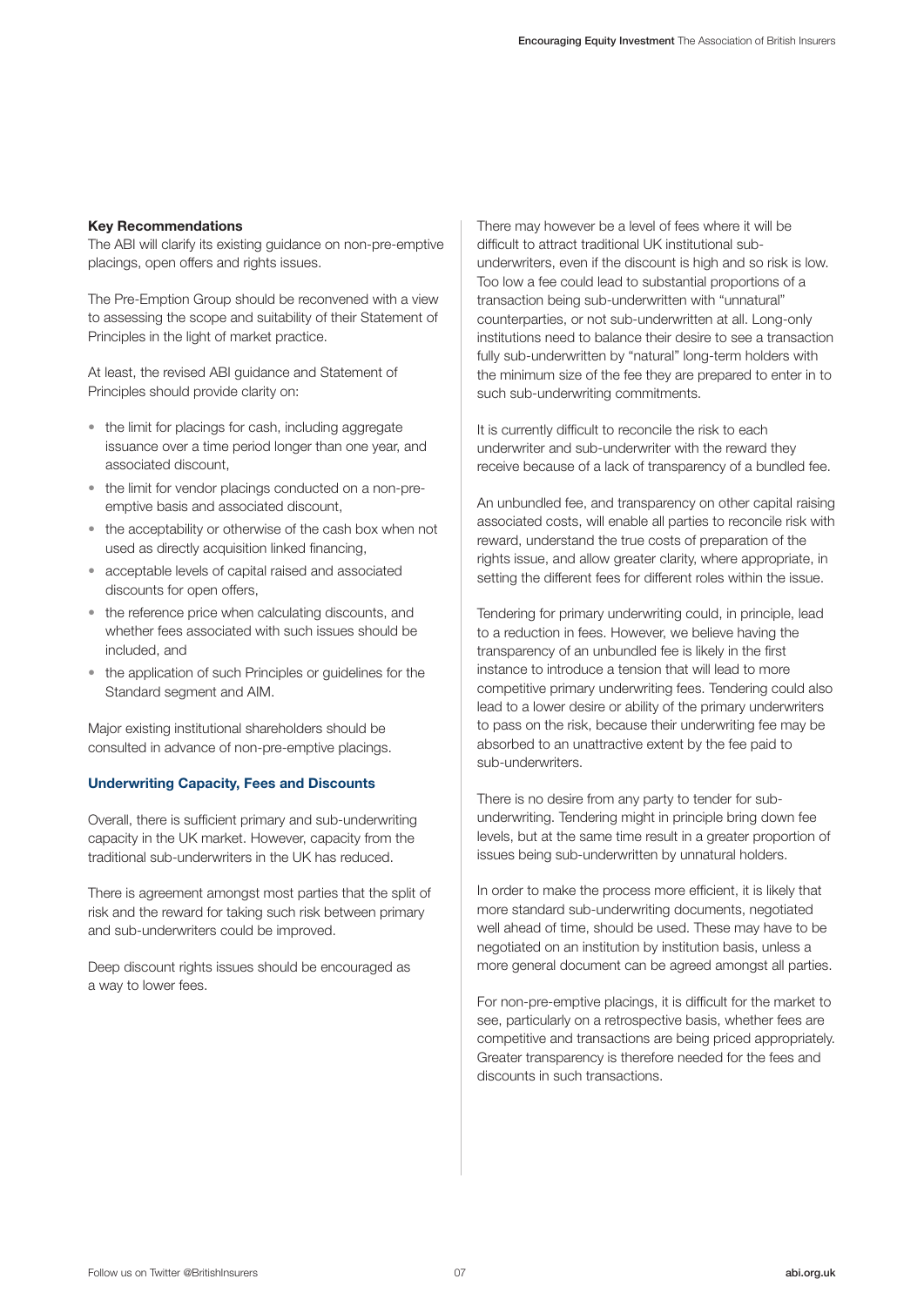**Key Recommendations**

The ABI will clarify its existing guidance on non-pre-emptive placings, open offers and rights issues.

The Pre-Emption Group should be reconvened with a view to assessing the scope and suitability of their Statement of Principles in the light of market practice.

At least, the revised ABI guidance and Statement of Principles should provide clarity on:

- the limit for placings for cash, including aggregate issuance over a time period longer than one year, and associated discount,
- the limit for vendor placings conducted on a non-pre-emptive basis and associated discount,
- the acceptability or otherwise of the cash box when not used as directly acquisition linked financing,
- acceptable levels of capital raised and associated discounts for open offers,
- the reference price when calculating discounts, and whether fees associated with such issues should be included, and
- the application of such Principles or guidelines for the Standard segment and AIM.

Major existing institutional shareholders should be consulted in advance of non-pre-emptive placings.

## Underwriting Capacity, Fees and Discounts

Overall, there is sufficient primary and sub-underwriting capacity in the UK market. However, capacity from the traditional sub-underwriters in the UK has reduced.

There is agreement amongst most parties that the split of risk and the reward for taking such risk between primary and sub-underwriters could be improved.

Deep discount rights issues should be encouraged as a way to lower fees.

There may however be a level of fees where it will be difficult to attract traditional UK institutional sub-underwriters, even if the discount is high and so risk is low. Too low a fee could lead to substantial proportions of a transaction being sub-underwritten with "unnatural" counterparties, or not sub-underwritten at all. Long-only institutions need to balance their desire to see a transaction fully sub-underwritten by "natural" long-term holders with the minimum size of the fee they are prepared to enter in to such sub-underwriting commitments.

It is currently difficult to reconcile the risk to each underwriter and sub-underwriter with the reward they receive because of a lack of transparency of a bundled fee.

An unbundled fee, and transparency on other capital raising associated costs, will enable all parties to reconcile risk with reward, understand the true costs of preparation of the rights issue, and allow greater clarity, where appropriate, in setting the different fees for different roles within the issue.

Tendering for primary underwriting could, in principle, lead to a reduction in fees. However, we believe having the transparency of an unbundled fee is likely in the first instance to introduce a tension that will lead to more competitive primary underwriting fees. Tendering could also lead to a lower desire or ability of the primary underwriters to pass on the risk, because their underwriting fee may be absorbed to an unattractive extent by the fee paid to sub-underwriters.

There is no desire from any party to tender for sub-underwriting. Tendering might in principle bring down fee levels, but at the same time result in a greater proportion of issues being sub-underwritten by unnatural holders.

In order to make the process more efficient, it is likely that more standard sub-underwriting documents, negotiated well ahead of time, should be used. These may have to be negotiated on an institution by institution basis, unless a more general document can be agreed amongst all parties.

For non-pre-emptive placings, it is difficult for the market to see, particularly on a retrospective basis, whether fees are competitive and transactions are being priced appropriately. Greater transparency is therefore needed for the fees and discounts in such transactions.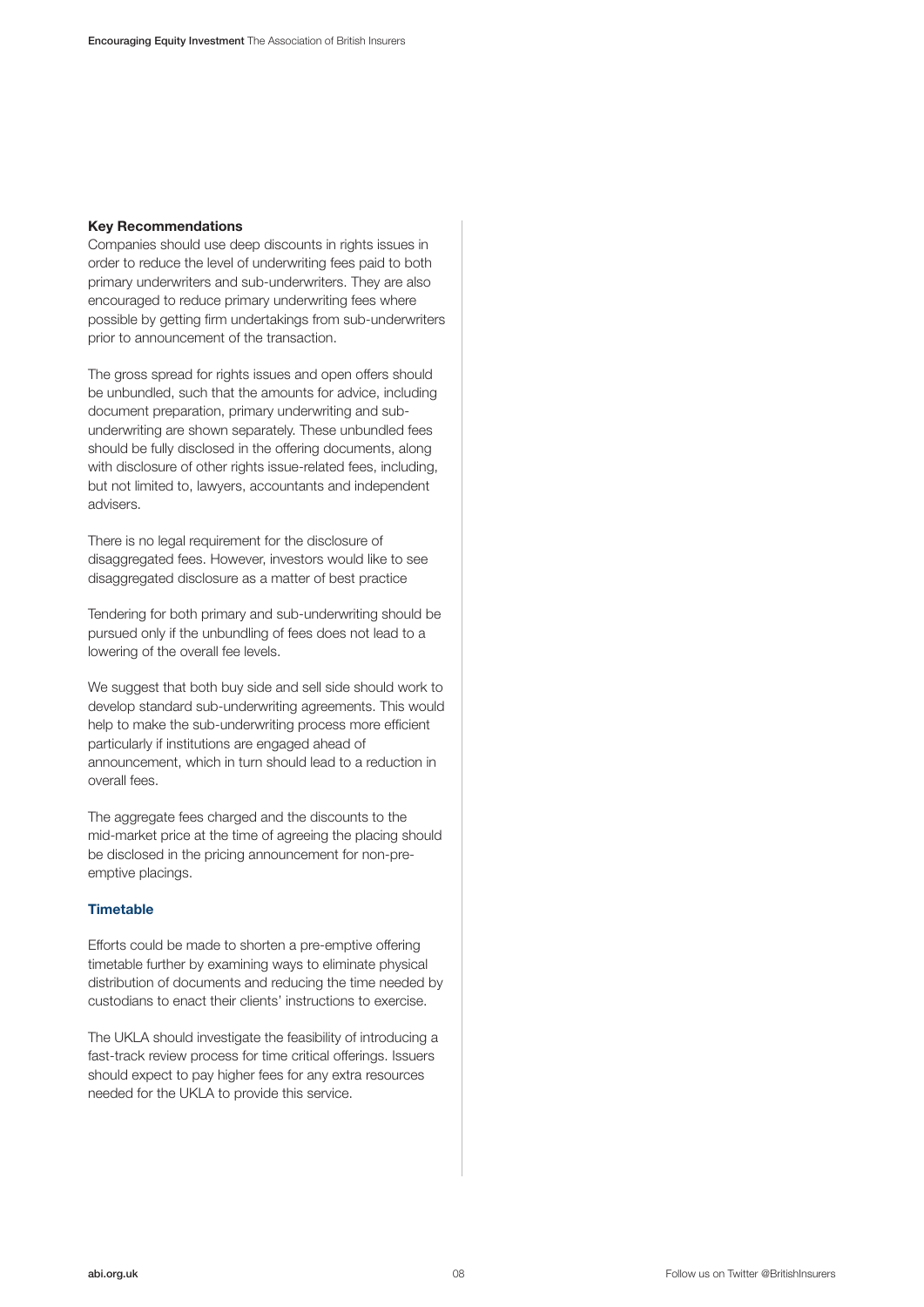**Key Recommendations**

Companies should use deep discounts in rights issues in order to reduce the level of underwriting fees paid to both primary underwriters and sub-underwriters. They are also encouraged to reduce primary underwriting fees where possible by getting firm undertakings from sub-underwriters prior to announcement of the transaction.

The gross spread for rights issues and open offers should be unbundled, such that the amounts for advice, including document preparation, primary underwriting and sub-underwriting are shown separately. These unbundled fees should be fully disclosed in the offering documents, along with disclosure of other rights issue-related fees, including, but not limited to, lawyers, accountants and independent advisers.

There is no legal requirement for the disclosure of disaggregated fees. However, investors would like to see disaggregated disclosure as a matter of best practice

Tendering for both primary and sub-underwriting should be pursued only if the unbundling of fees does not lead to a lowering of the overall fee levels.

We suggest that both buy side and sell side should work to develop standard sub-underwriting agreements. This would help to make the sub-underwriting process more efficient particularly if institutions are engaged ahead of announcement, which in turn should lead to a reduction in overall fees.

The aggregate fees charged and the discounts to the mid-market price at the time of agreeing the placing should be disclosed in the pricing announcement for non-pre-emptive placings.

### Timetable

Efforts could be made to shorten a pre-emptive offering timetable further by examining ways to eliminate physical distribution of documents and reducing the time needed by custodians to enact their clients' instructions to exercise.

The UKLA should investigate the feasibility of introducing a fast-track review process for time critical offerings. Issuers should expect to pay higher fees for any extra resources needed for the UKLA to provide this service.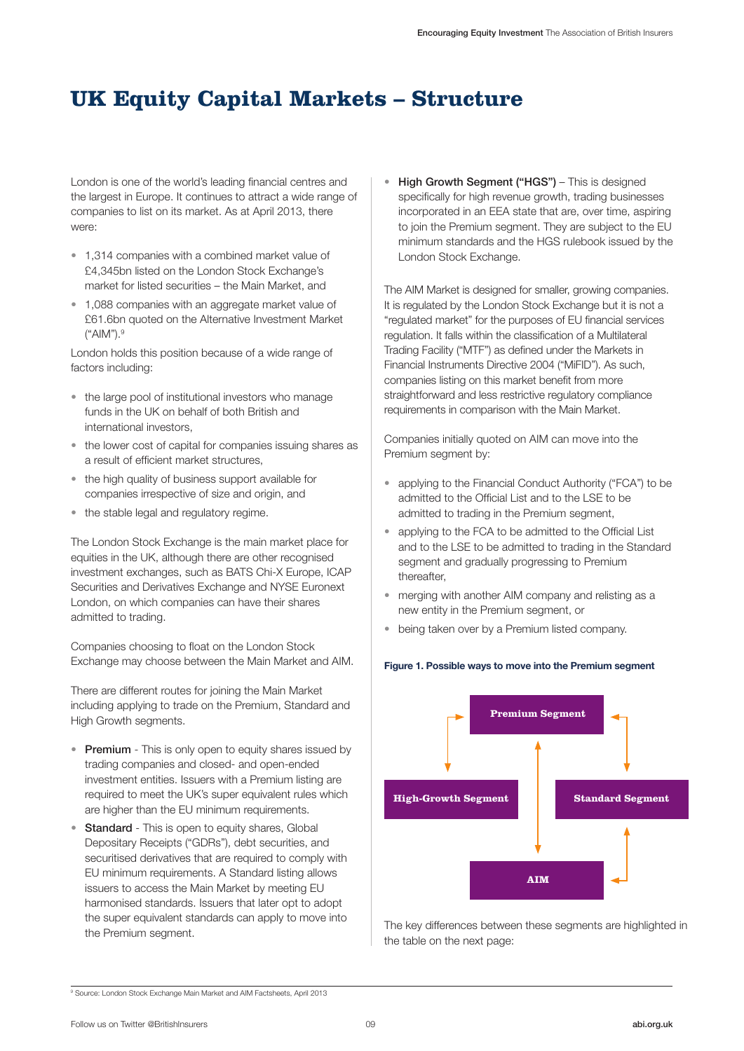# UK Equity Capital Markets – Structure

London is one of the world's leading financial centres and the largest in Europe. It continues to attract a wide range of companies to list on its market. As at April 2013, there were:

- 1,314 companies with a combined market value of £4,345bn listed on the London Stock Exchange's market for listed securities – the Main Market, and
- 1,088 companies with an aggregate market value of £61.6bn quoted on the Alternative Investment Market ("AIM").[9]

London holds this position because of a wide range of factors including:

- the large pool of institutional investors who manage funds in the UK on behalf of both British and international investors,
- the lower cost of capital for companies issuing shares as a result of efficient market structures,
- the high quality of business support available for companies irrespective of size and origin, and
- the stable legal and regulatory regime.

The London Stock Exchange is the main market place for equities in the UK, although there are other recognised investment exchanges, such as BATS Chi-X Europe, ICAP Securities and Derivatives Exchange and NYSE Euronext London, on which companies can have their shares admitted to trading.

Companies choosing to float on the London Stock Exchange may choose between the Main Market and AIM.

There are different routes for joining the Main Market including applying to trade on the Premium, Standard and High Growth segments.

- **Premium** - This is only open to equity shares issued by trading companies and closed- and open-ended investment entities. Issuers with a Premium listing are required to meet the UK's super equivalent rules which are higher than the EU minimum requirements.
- **Standard** - This is open to equity shares, Global Depositary Receipts ("GDRs"), debt securities, and securitised derivatives that are required to comply with EU minimum requirements. A Standard listing allows issuers to access the Main Market by meeting EU harmonised standards. Issuers that later opt to adopt the super equivalent standards can apply to move into the Premium segment.
- **High Growth Segment ("HGS")** – This is designed specifically for high revenue growth, trading businesses incorporated in an EEA state that are, over time, aspiring to join the Premium segment. They are subject to the EU minimum standards and the HGS rulebook issued by the London Stock Exchange.

The AIM Market is designed for smaller, growing companies. It is regulated by the London Stock Exchange but it is not a "regulated market" for the purposes of EU financial services regulation. It falls within the classification of a Multilateral Trading Facility ("MTF") as defined under the Markets in Financial Instruments Directive 2004 ("MiFID"). As such, companies listing on this market benefit from more straightforward and less restrictive regulatory compliance requirements in comparison with the Main Market.

Companies initially quoted on AIM can move into the Premium segment by:

- applying to the Financial Conduct Authority ("FCA") to be admitted to the Official List and to the LSE to be admitted to trading in the Premium segment,
- applying to the FCA to be admitted to the Official List and to the LSE to be admitted to trading in the Standard segment and gradually progressing to Premium thereafter,
- merging with another AIM company and relisting as a new entity in the Premium segment, or
- being taken over by a Premium listed company.

**Figure 1. Possible ways to move into the Premium segment**

Premium Segment

High-Growth Segment | Standard Segment

AIM

The key differences between these segments are highlighted in the table on the next page:

[9] Source: London Stock Exchange Main Market and AIM Factsheets, April 2013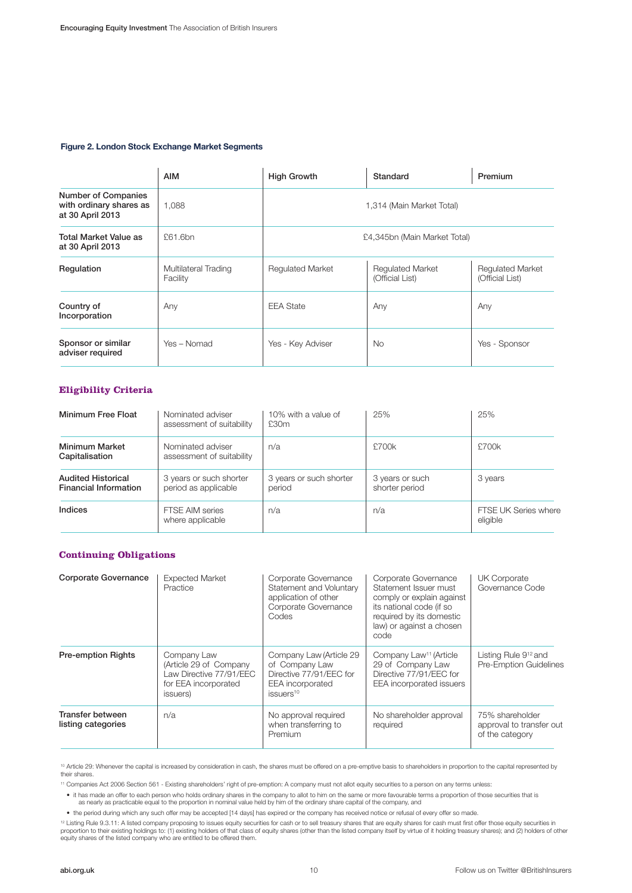**Figure 2. London Stock Exchange Market Segments**

| | AIM | High Growth | Standard | Premium |
|---|---|---|---|---|
| Number of Companies with ordinary shares as at 30 April 2013 | 1,088 | 1,314 (Main Market Total) | | |
| Total Market Value as at 30 April 2013 | £61.6bn | £4,345bn (Main Market Total) | | |
| Regulation | Multilateral Trading Facility | Regulated Market | Regulated Market (Official List) | Regulated Market (Official List) |
| Country of Incorporation | Any | EEA State | Any | Any |
| Sponsor or similar adviser required | Yes – Nomad | Yes - Key Adviser | No | Yes - Sponsor |

### Eligibility Criteria

| | | | | |
|---|---|---|---|---|
| Minimum Free Float | Nominated adviser assessment of suitability | 10% with a value of £30m | 25% | 25% |
| Minimum Market Capitalisation | Nominated adviser assessment of suitability | n/a | £700k | £700k |
| Audited Historical Financial Information | 3 years or such shorter period as applicable | 3 years or such shorter period | 3 years or such shorter period | 3 years |
| Indices | FTSE AIM series where applicable | n/a | n/a | FTSE UK Series where eligible |

### Continuing Obligations

| | | | | |
|---|---|---|---|---|
| Corporate Governance | Expected Market Practice | Corporate Governance Statement and Voluntary application of other Corporate Governance Codes | Corporate Governance Statement Issuer must comply or explain against its national code (if so required by its domestic law) or against a chosen code | UK Corporate Governance Code |
| Pre-emption Rights | Company Law (Article 29 of Company Law Directive 77/91/EEC for EEA incorporated issuers) | Company Law (Article 29 of Company Law Directive 77/91/EEC for EEA incorporated issuers[10] | Company Law[11] (Article 29 of Company Law Directive 77/91/EEC for EEA incorporated issuers | Listing Rule 9[12] and Pre-Emption Guidelines |
| Transfer between listing categories | n/a | No approval required when transferring to Premium | No shareholder approval required | 75% shareholder approval to transfer out of the category |

[10] Article 29: Whenever the capital is increased by consideration in cash, the shares must be offered on a pre-emptive basis to shareholders in proportion to the capital represented by their shares.

[11] Companies Act 2006 Section 561 - Existing shareholders' right of pre-emption: A company must not allot equity securities to a person on any terms unless:

- it has made an offer to each person who holds ordinary shares in the company to allot to him on the same or more favourable terms a proportion of those securities that is as nearly as practicable equal to the proportion in nominal value held by him of the ordinary share capital of the company, and
- the period during which any such offer may be accepted [14 days] has expired or the company has received notice or refusal of every offer so made.

[12] Listing Rule 9.3.11: A listed company proposing to issues equity securities for cash or to sell treasury shares that are equity shares for cash must first offer those equity securities in proportion to their existing holdings to: (1) existing holders of that class of equity shares (other than the listed company itself by virtue of it holding treasury shares); and (2) holders of other equity shares of the listed company who are entitled to be offered them.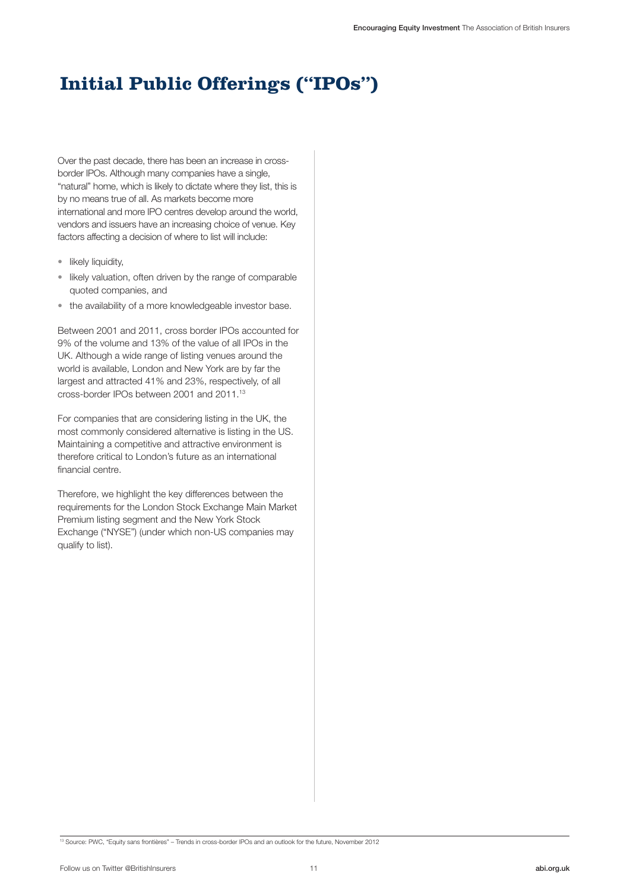# Initial Public Offerings ("IPOs")

Over the past decade, there has been an increase in cross-border IPOs. Although many companies have a single, "natural" home, which is likely to dictate where they list, this is by no means true of all. As markets become more international and more IPO centres develop around the world, vendors and issuers have an increasing choice of venue. Key factors affecting a decision of where to list will include:

- likely liquidity,
- likely valuation, often driven by the range of comparable quoted companies, and
- the availability of a more knowledgeable investor base.

Between 2001 and 2011, cross border IPOs accounted for 9% of the volume and 13% of the value of all IPOs in the UK. Although a wide range of listing venues around the world is available, London and New York are by far the largest and attracted 41% and 23%, respectively, of all cross-border IPOs between 2001 and 2011.[13]

For companies that are considering listing in the UK, the most commonly considered alternative is listing in the US. Maintaining a competitive and attractive environment is therefore critical to London's future as an international financial centre.

Therefore, we highlight the key differences between the requirements for the London Stock Exchange Main Market Premium listing segment and the New York Stock Exchange ("NYSE") (under which non-US companies may qualify to list).

[13] Source: PWC, "Equity sans frontières" – Trends in cross-border IPOs and an outlook for the future, November 2012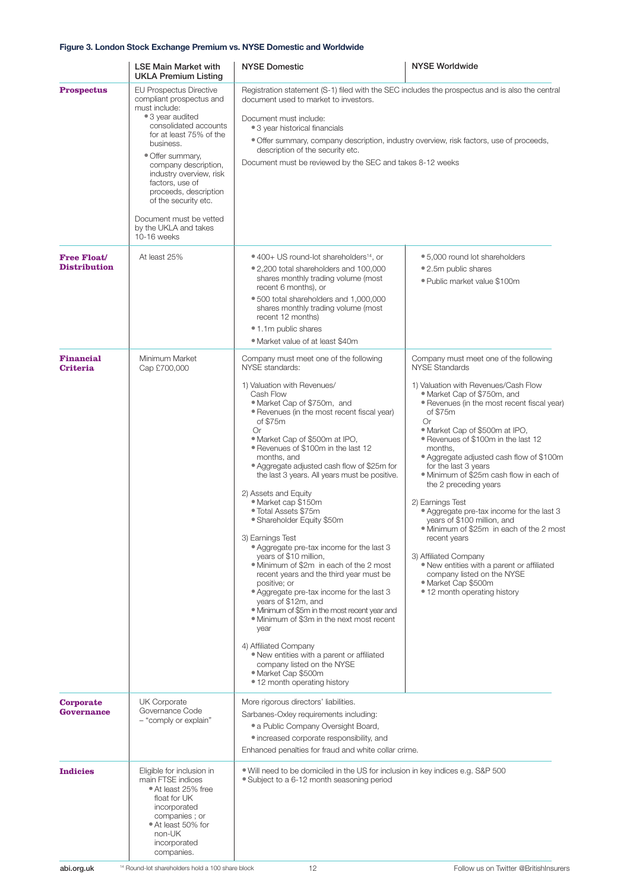**Figure 3. London Stock Exchange Premium vs. NYSE Domestic and Worldwide**

| | LSE Main Market with UKLA Premium Listing | NYSE Domestic | NYSE Worldwide |
|---|---|---|---|
| **Prospectus** | EU Prospectus Directive compliant prospectus and must include:<br>• 3 year audited consolidated accounts for at least 75% of the business.<br>• Offer summary, company description, industry overview, risk factors, use of proceeds, description of the security etc.<br><br>Document must be vetted by the UKLA and takes 10-16 weeks | Registration statement (S-1) filed with the SEC includes the prospectus and is also the central document used to market to investors.<br><br>Document must include:<br>• 3 year historical financials<br>• Offer summary, company description, industry overview, risk factors, use of proceeds, description of the security etc.<br><br>Document must be reviewed by the SEC and takes 8-12 weeks | |
| **Free Float/ Distribution** | At least 25% | • 400+ US round-lot shareholders[14], or<br>• 2,200 total shareholders and 100,000 shares monthly trading volume (most recent 6 months), or<br>• 500 total shareholders and 1,000,000 shares monthly trading volume (most recent 12 months)<br>• 1.1m public shares<br>• Market value of at least $40m | • 5,000 round lot shareholders<br>• 2.5m public shares<br>• Public market value $100m |
| **Financial Criteria** | Minimum Market Cap £700,000 | Company must meet one of the following NYSE standards:<br><br>1) Valuation with Revenues/ Cash Flow<br>• Market Cap of $750m, and<br>• Revenues (in the most recent fiscal year) of $75m<br>Or<br>• Market Cap of $500m at IPO,<br>• Revenues of $100m in the last 12 months, and<br>• Aggregate adjusted cash flow of $25m for the last 3 years. All years must be positive.<br><br>2) Assets and Equity<br>• Market cap $150m<br>• Total Assets $75m<br>• Shareholder Equity $50m<br><br>3) Earnings Test<br>• Aggregate pre-tax income for the last 3 years of $10 million,<br>• Minimum of $2m in each of the 2 most recent years and the third year must be positive; or<br>• Aggregate pre-tax income for the last 3 years of $12m, and<br>• Minimum of $5m in the most recent year and<br>• Minimum of $3m in the next most recent year<br><br>4) Affiliated Company<br>• New entities with a parent or affiliated company listed on the NYSE<br>• Market Cap $500m<br>• 12 month operating history | Company must meet one of the following NYSE Standards<br><br>1) Valuation with Revenues/Cash Flow<br>• Market Cap of $750m, and<br>• Revenues (in the most recent fiscal year) of $75m<br>Or<br>• Market Cap of $500m at IPO,<br>• Revenues of $100m in the last 12 months,<br>• Aggregate adjusted cash flow of $100m for the last 3 years<br>• Minimum of $25m cash flow in each of the 2 preceding years<br><br>2) Earnings Test<br>• Aggregate pre-tax income for the last 3 years of $100 million, and<br>• Minimum of $25m in each of the 2 most recent years<br><br>3) Affiliated Company<br>• New entities with a parent or affiliated company listed on the NYSE<br>• Market Cap $500m<br>• 12 month operating history |
| **Corporate Governance** | UK Corporate Governance Code – "comply or explain" | More rigorous directors' liabilities.<br>Sarbanes-Oxley requirements including:<br>• a Public Company Oversight Board,<br>• increased corporate responsibility, and<br>Enhanced penalties for fraud and white collar crime. | |
| **Indicies** | Eligible for inclusion in main FTSE indices<br>• At least 25% free float for UK incorporated companies ; or<br>• At least 50% for non-UK incorporated companies. | • Will need to be domiciled in the US for inclusion in key indices e.g. S&P 500<br>• Subject to a 6-12 month seasoning period | |

[14] Round-lot shareholders hold a 100 share block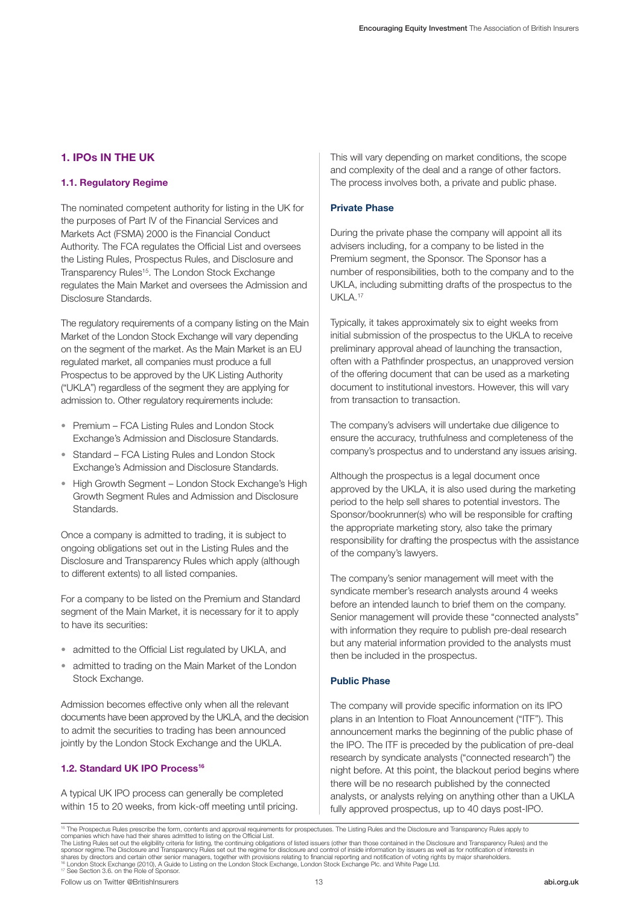## 1. IPOs IN THE UK

### 1.1. Regulatory Regime

The nominated competent authority for listing in the UK for the purposes of Part IV of the Financial Services and Markets Act (FSMA) 2000 is the Financial Conduct Authority. The FCA regulates the Official List and oversees the Listing Rules, Prospectus Rules, and Disclosure and Transparency Rules[15]. The London Stock Exchange regulates the Main Market and oversees the Admission and Disclosure Standards.

The regulatory requirements of a company listing on the Main Market of the London Stock Exchange will vary depending on the segment of the market. As the Main Market is an EU regulated market, all companies must produce a full Prospectus to be approved by the UK Listing Authority ("UKLA") regardless of the segment they are applying for admission to. Other regulatory requirements include:

- Premium – FCA Listing Rules and London Stock Exchange's Admission and Disclosure Standards.
- Standard – FCA Listing Rules and London Stock Exchange's Admission and Disclosure Standards.
- High Growth Segment – London Stock Exchange's High Growth Segment Rules and Admission and Disclosure Standards.

Once a company is admitted to trading, it is subject to ongoing obligations set out in the Listing Rules and the Disclosure and Transparency Rules which apply (although to different extents) to all listed companies.

For a company to be listed on the Premium and Standard segment of the Main Market, it is necessary for it to apply to have its securities:

- admitted to the Official List regulated by UKLA, and
- admitted to trading on the Main Market of the London Stock Exchange.

Admission becomes effective only when all the relevant documents have been approved by the UKLA, and the decision to admit the securities to trading has been announced jointly by the London Stock Exchange and the UKLA.

### 1.2. Standard UK IPO Process[16]

A typical UK IPO process can generally be completed within 15 to 20 weeks, from kick-off meeting until pricing. This will vary depending on market conditions, the scope and complexity of the deal and a range of other factors. The process involves both, a private and public phase.

#### Private Phase

During the private phase the company will appoint all its advisers including, for a company to be listed in the Premium segment, the Sponsor. The Sponsor has a number of responsibilities, both to the company and to the UKLA, including submitting drafts of the prospectus to the UKLA.[17]

Typically, it takes approximately six to eight weeks from initial submission of the prospectus to the UKLA to receive preliminary approval ahead of launching the transaction, often with a Pathfinder prospectus, an unapproved version of the offering document that can be used as a marketing document to institutional investors. However, this will vary from transaction to transaction.

The company's advisers will undertake due diligence to ensure the accuracy, truthfulness and completeness of the company's prospectus and to understand any issues arising.

Although the prospectus is a legal document once approved by the UKLA, it is also used during the marketing period to the help sell shares to potential investors. The Sponsor/bookrunner(s) who will be responsible for crafting the appropriate marketing story, also take the primary responsibility for drafting the prospectus with the assistance of the company's lawyers.

The company's senior management will meet with the syndicate member's research analysts around 4 weeks before an intended launch to brief them on the company. Senior management will provide these "connected analysts" with information they require to publish pre-deal research but any material information provided to the analysts must then be included in the prospectus.

#### Public Phase

The company will provide specific information on its IPO plans in an Intention to Float Announcement ("ITF"). This announcement marks the beginning of the public phase of the IPO. The ITF is preceded by the publication of pre-deal research by syndicate analysts ("connected research") the night before. At this point, the blackout period begins where there will be no research published by the connected analysts, or analysts relying on anything other than a UKLA fully approved prospectus, up to 40 days post-IPO.

---

[15] The Prospectus Rules prescribe the form, contents and approval requirements for prospectuses. The Listing Rules and the Disclosure and Transparency Rules apply to companies which have had their shares admitted to listing on the Official List.
The Listing Rules set out the eligibility criteria for listing, the continuing obligations of listed issuers (other than those contained in the Disclosure and Transparency Rules) and the sponsor regime.The Disclosure and Transparency Rules set out the regime for disclosure and control of inside information by issuers as well as for notification of interests in shares by directors and certain other senior managers, together with provisions relating to financial reporting and notification of voting rights by major shareholders.

[16] London Stock Exchange (2010), A Guide to Listing on the London Stock Exchange, London Stock Exchange Plc. and White Page Ltd.

[17] See Section 3.6. on the Role of Sponsor.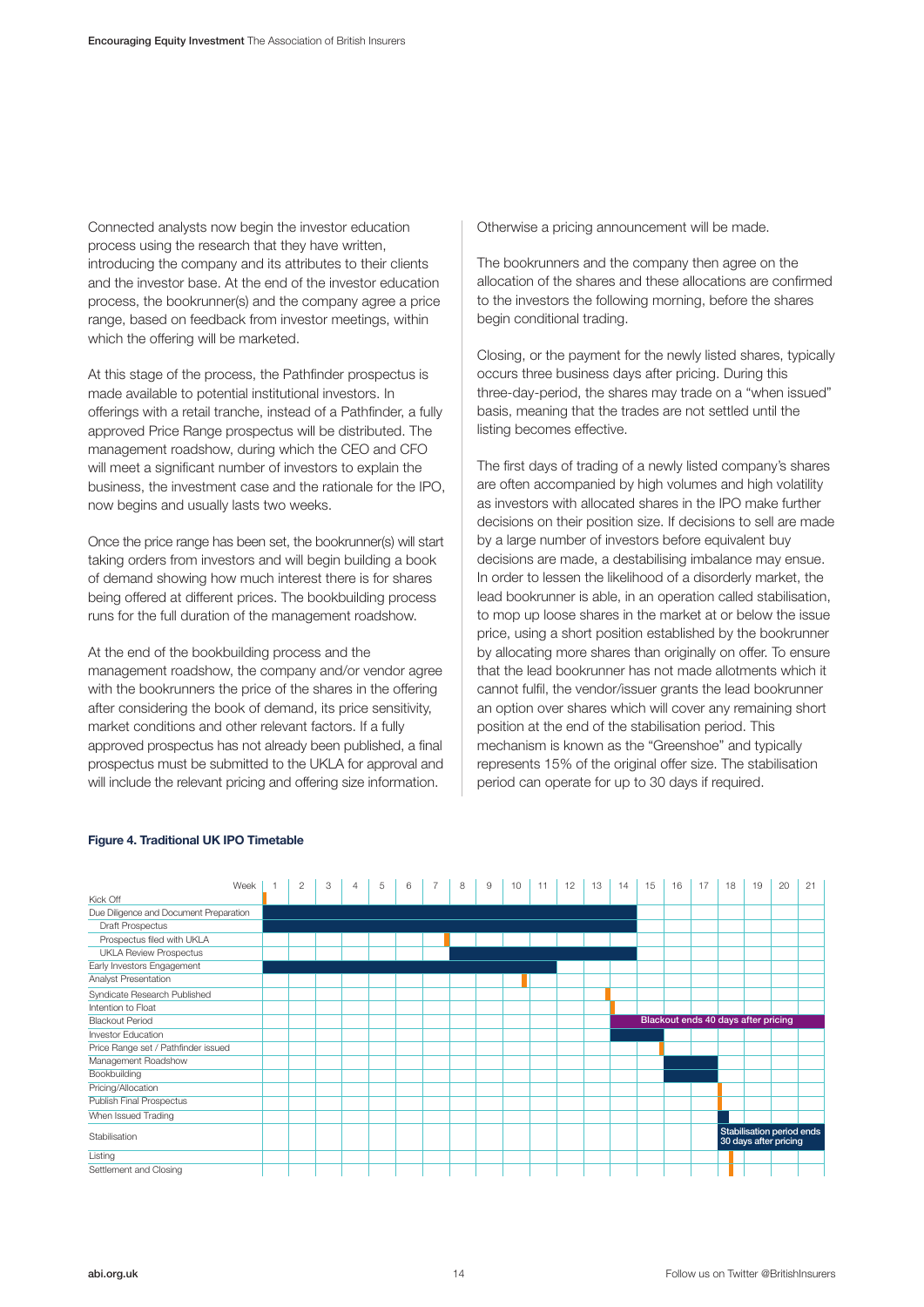Connected analysts now begin the investor education process using the research that they have written, introducing the company and its attributes to their clients and the investor base. At the end of the investor education process, the bookrunner(s) and the company agree a price range, based on feedback from investor meetings, within which the offering will be marketed.

At this stage of the process, the Pathfinder prospectus is made available to potential institutional investors. In offerings with a retail tranche, instead of a Pathfinder, a fully approved Price Range prospectus will be distributed. The management roadshow, during which the CEO and CFO will meet a significant number of investors to explain the business, the investment case and the rationale for the IPO, now begins and usually lasts two weeks.

Once the price range has been set, the bookrunner(s) will start taking orders from investors and will begin building a book of demand showing how much interest there is for shares being offered at different prices. The bookbuilding process runs for the full duration of the management roadshow.

At the end of the bookbuilding process and the management roadshow, the company and/or vendor agree with the bookrunners the price of the shares in the offering after considering the book of demand, its price sensitivity, market conditions and other relevant factors. If a fully approved prospectus has not already been published, a final prospectus must be submitted to the UKLA for approval and will include the relevant pricing and offering size information.

Otherwise a pricing announcement will be made.

The bookrunners and the company then agree on the allocation of the shares and these allocations are confirmed to the investors the following morning, before the shares begin conditional trading.

Closing, or the payment for the newly listed shares, typically occurs three business days after pricing. During this three-day-period, the shares may trade on a "when issued" basis, meaning that the trades are not settled until the listing becomes effective.

The first days of trading of a newly listed company's shares are often accompanied by high volumes and high volatility as investors with allocated shares in the IPO make further decisions on their position size. If decisions to sell are made by a large number of investors before equivalent buy decisions are made, a destabilising imbalance may ensue. In order to lessen the likelihood of a disorderly market, the lead bookrunner is able, in an operation called stabilisation, to mop up loose shares in the market at or below the issue price, using a short position established by the bookrunner by allocating more shares than originally on offer. To ensure that the lead bookrunner has not made allotments which it cannot fulfil, the vendor/issuer grants the lead bookrunner an option over shares which will cover any remaining short position at the end of the stabilisation period. This mechanism is known as the "Greenshoe" and typically represents 15% of the original offer size. The stabilisation period can operate for up to 30 days if required.

**Figure 4. Traditional UK IPO Timetable**

| Week | 1 | 2 | 3 | 4 | 5 | 6 | 7 | 8 | 9 | 10 | 11 | 12 | 13 | 14 | 15 | 16 | 17 | 18 | 19 | 20 | 21 |
|---|---|---|---|---|---|---|---|---|---|---|---|---|---|---|---|---|---|---|---|---|---|
| Kick Off | ■ | | | | | | | | | | | | | | | | | | | | |
| Due Diligence and Document Preparation | ■ | ■ | ■ | ■ | ■ | ■ | ■ | ■ | ■ | ■ | ■ | ■ | ■ | ■ | | | | | | | |
| Draft Prospectus | ■ | ■ | ■ | ■ | ■ | ■ | ■ | ■ | ■ | ■ | ■ | ■ | ■ | ■ | | | | | | | |
| Prospectus filed with UKLA | | | | | | | ■ | | | | | | | | | | | | | | |
| UKLA Review Prospectus | | | | | | | | ■ | ■ | ■ | ■ | ■ | ■ | ■ | | | | | | | |
| Early Investors Engagement | ■ | ■ | ■ | ■ | ■ | ■ | ■ | ■ | ■ | ■ | ■ | | | | | | | | | | |
| Analyst Presentation | | | | | | | | | | ■ | | | | | | | | | | | |
| Syndicate Research Published | | | | | | | | | | | | | ■ | | | | | | | | |
| Intention to Float | | | | | | | | | | | | | | ■ | | | | | | | |
| Blackout Period | | | | | | | | | | | | | | ■ | Blackout ends 40 days after pricing | ■ | ■ | ■ | ■ | ■ | ■ |
| Investor Education | | | | | | | | | | | | | | ■ | ■ | | | | | | |
| Price Range set / Pathfinder issued | | | | | | | | | | | | | | | ■ | | | | | | |
| Management Roadshow | | | | | | | | | | | | | | | | ■ | ■ | | | | |
| Bookbuilding | | | | | | | | | | | | | | | | ■ | ■ | | | | |
| Pricing/Allocation | | | | | | | | | | | | | | | | | | ■ | | | |
| Publish Final Prospectus | | | | | | | | | | | | | | | | | | ■ | | | |
| When Issued Trading | | | | | | | | | | | | | | | | | | ■ | | | |
| Stabilisation | | | | | | | | | | | | | | | | | | Stabilisation period ends 30 days after pricing | ■ | ■ | ■ |
| Listing | | | | | | | | | | | | | | | | | | ■ | | | |
| Settlement and Closing | | | | | | | | | | | | | | | | | | ■ | | | |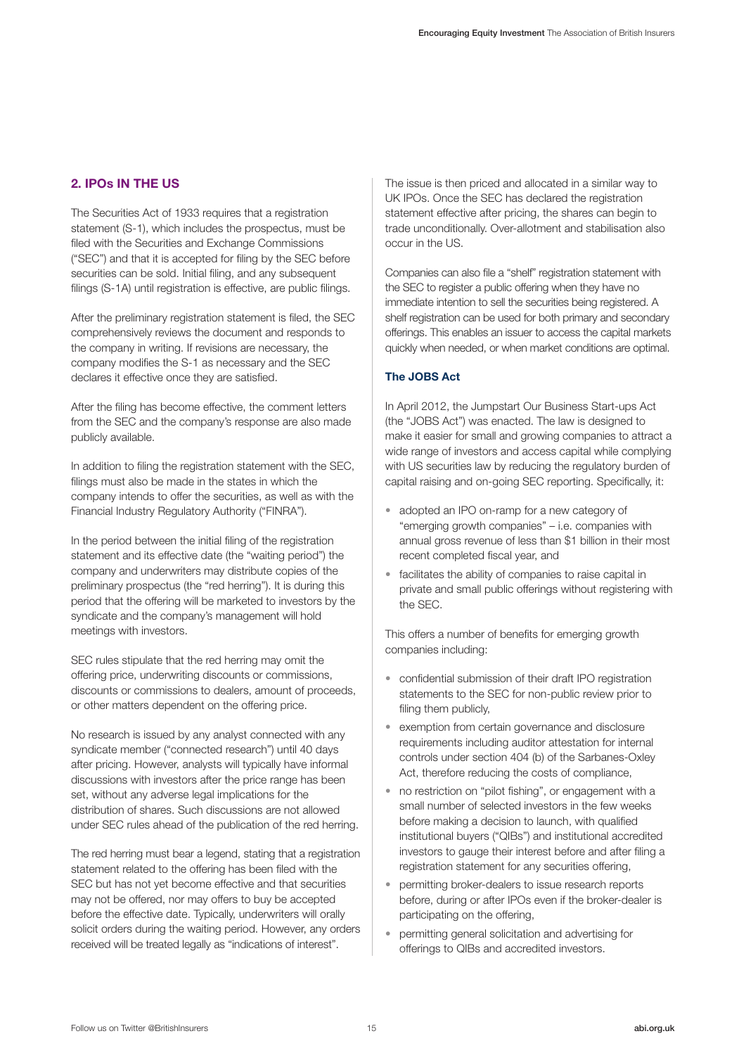## 2. IPOs IN THE US

The Securities Act of 1933 requires that a registration statement (S-1), which includes the prospectus, must be filed with the Securities and Exchange Commissions ("SEC") and that it is accepted for filing by the SEC before securities can be sold. Initial filing, and any subsequent filings (S-1A) until registration is effective, are public filings.

After the preliminary registration statement is filed, the SEC comprehensively reviews the document and responds to the company in writing. If revisions are necessary, the company modifies the S-1 as necessary and the SEC declares it effective once they are satisfied.

After the filing has become effective, the comment letters from the SEC and the company's response are also made publicly available.

In addition to filing the registration statement with the SEC, filings must also be made in the states in which the company intends to offer the securities, as well as with the Financial Industry Regulatory Authority ("FINRA").

In the period between the initial filing of the registration statement and its effective date (the "waiting period") the company and underwriters may distribute copies of the preliminary prospectus (the "red herring"). It is during this period that the offering will be marketed to investors by the syndicate and the company's management will hold meetings with investors.

SEC rules stipulate that the red herring may omit the offering price, underwriting discounts or commissions, discounts or commissions to dealers, amount of proceeds, or other matters dependent on the offering price.

No research is issued by any analyst connected with any syndicate member ("connected research") until 40 days after pricing. However, analysts will typically have informal discussions with investors after the price range has been set, without any adverse legal implications for the distribution of shares. Such discussions are not allowed under SEC rules ahead of the publication of the red herring.

The red herring must bear a legend, stating that a registration statement related to the offering has been filed with the SEC but has not yet become effective and that securities may not be offered, nor may offers to buy be accepted before the effective date. Typically, underwriters will orally solicit orders during the waiting period. However, any orders received will be treated legally as "indications of interest".

The issue is then priced and allocated in a similar way to UK IPOs. Once the SEC has declared the registration statement effective after pricing, the shares can begin to trade unconditionally. Over-allotment and stabilisation also occur in the US.

Companies can also file a "shelf" registration statement with the SEC to register a public offering when they have no immediate intention to sell the securities being registered. A shelf registration can be used for both primary and secondary offerings. This enables an issuer to access the capital markets quickly when needed, or when market conditions are optimal.

### The JOBS Act

In April 2012, the Jumpstart Our Business Start-ups Act (the "JOBS Act") was enacted. The law is designed to make it easier for small and growing companies to attract a wide range of investors and access capital while complying with US securities law by reducing the regulatory burden of capital raising and on-going SEC reporting. Specifically, it:

- adopted an IPO on-ramp for a new category of "emerging growth companies" – i.e. companies with annual gross revenue of less than $1 billion in their most recent completed fiscal year, and
- facilitates the ability of companies to raise capital in private and small public offerings without registering with the SEC.

This offers a number of benefits for emerging growth companies including:

- confidential submission of their draft IPO registration statements to the SEC for non-public review prior to filing them publicly,
- exemption from certain governance and disclosure requirements including auditor attestation for internal controls under section 404 (b) of the Sarbanes-Oxley Act, therefore reducing the costs of compliance,
- no restriction on "pilot fishing", or engagement with a small number of selected investors in the few weeks before making a decision to launch, with qualified institutional buyers ("QIBs") and institutional accredited investors to gauge their interest before and after filing a registration statement for any securities offering,
- permitting broker-dealers to issue research reports before, during or after IPOs even if the broker-dealer is participating on the offering,
- permitting general solicitation and advertising for offerings to QIBs and accredited investors.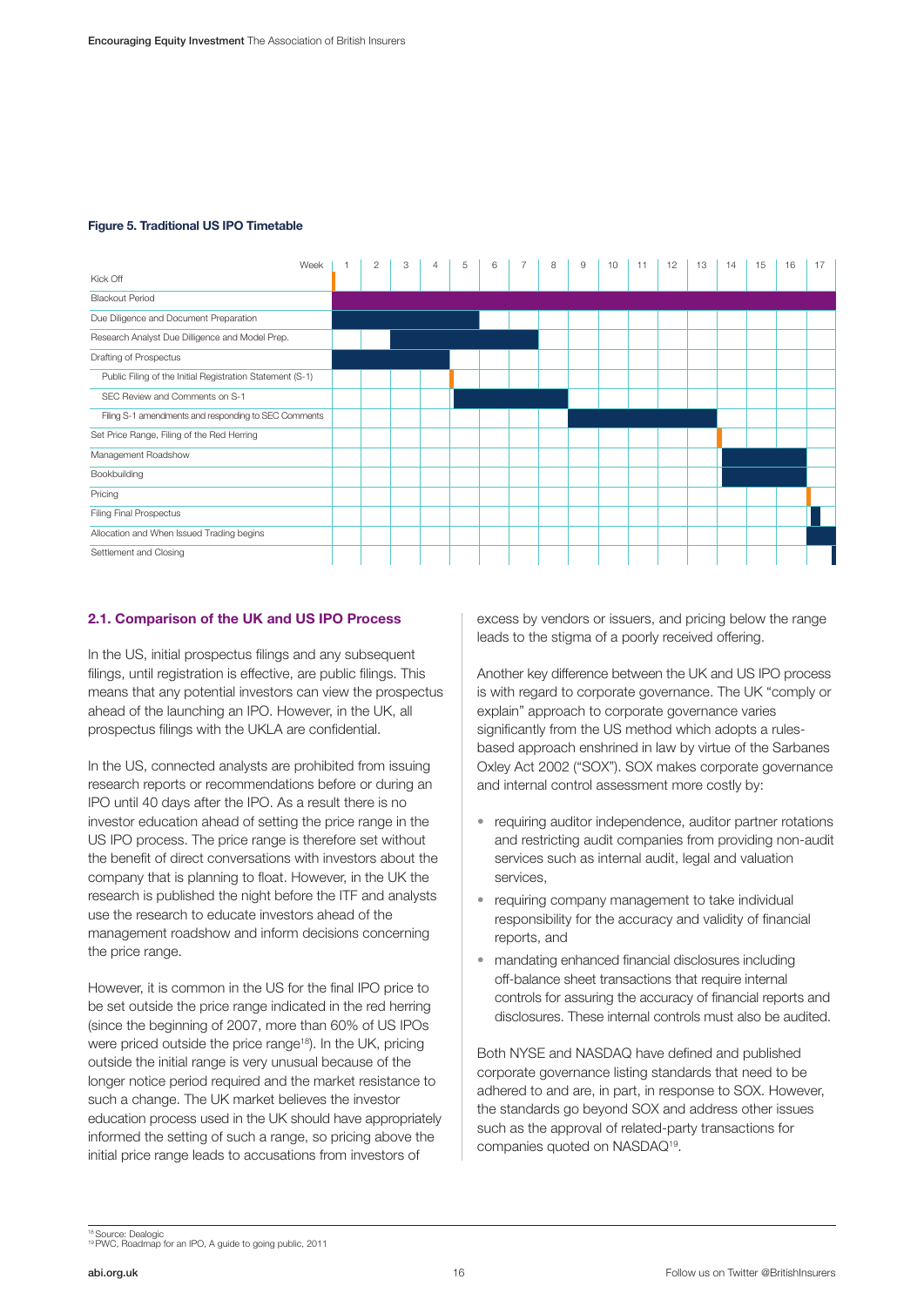**Figure 5. Traditional US IPO Timetable**

| Week | 1 | 2 | 3 | 4 | 5 | 6 | 7 | 8 | 9 | 10 | 11 | 12 | 13 | 14 | 15 | 16 | 17 |
|---|---|---|---|---|---|---|---|---|---|---|---|---|---|---|---|---|---|
| Kick Off | ■ | | | | | | | | | | | | | | | | |
| Blackout Period | ■ | ■ | ■ | ■ | ■ | ■ | ■ | ■ | ■ | ■ | ■ | ■ | ■ | ■ | ■ | ■ | ■ |
| Due Diligence and Document Preparation | ■ | ■ | ■ | ■ | ■ | | | | | | | | | | | | |
| Research Analyst Due Dilligence and Model Prep. | | | ■ | ■ | ■ | ■ | ■ | | | | | | | | | | |
| Drafting of Prospectus | ■ | ■ | ■ | ■ | | | | | | | | | | | | | |
| Public Filing of the Initial Registration Statement (S-1) | | | | ■ | | | | | | | | | | | | | |
| SEC Review and Comments on S-1 | | | | | ■ | ■ | ■ | ■ | | | | | | | | | |
| Filing S-1 amendments and responding to SEC Comments | | | | | | | | | ■ | ■ | ■ | ■ | ■ | | | | |
| Set Price Range, Filing of the Red Herring | | | | | | | | | | | | | ■ | | | | |
| Management Roadshow | | | | | | | | | | | | | | ■ | ■ | ■ | |
| Bookbuilding | | | | | | | | | | | | | | ■ | ■ | ■ | |
| Pricing | | | | | | | | | | | | | | | | ■ | |
| Filing Final Prospectus | | | | | | | | | | | | | | | | | ■ |
| Allocation and When Issued Trading begins | | | | | | | | | | | | | | | | | ■ |
| Settlement and Closing | | | | | | | | | | | | | | | | | ■ |

### 2.1. Comparison of the UK and US IPO Process

In the US, initial prospectus filings and any subsequent filings, until registration is effective, are public filings. This means that any potential investors can view the prospectus ahead of the launching an IPO. However, in the UK, all prospectus filings with the UKLA are confidential.

In the US, connected analysts are prohibited from issuing research reports or recommendations before or during an IPO until 40 days after the IPO. As a result there is no investor education ahead of setting the price range in the US IPO process. The price range is therefore set without the benefit of direct conversations with investors about the company that is planning to float. However, in the UK the research is published the night before the ITF and analysts use the research to educate investors ahead of the management roadshow and inform decisions concerning the price range.

However, it is common in the US for the final IPO price to be set outside the price range indicated in the red herring (since the beginning of 2007, more than 60% of US IPOs were priced outside the price range[18]). In the UK, pricing outside the initial range is very unusual because of the longer notice period required and the market resistance to such a change. The UK market believes the investor education process used in the UK should have appropriately informed the setting of such a range, so pricing above the initial price range leads to accusations from investors of excess by vendors or issuers, and pricing below the range leads to the stigma of a poorly received offering.

Another key difference between the UK and US IPO process is with regard to corporate governance. The UK "comply or explain" approach to corporate governance varies significantly from the US method which adopts a rules-based approach enshrined in law by virtue of the Sarbanes Oxley Act 2002 ("SOX"). SOX makes corporate governance and internal control assessment more costly by:

- requiring auditor independence, auditor partner rotations and restricting audit companies from providing non-audit services such as internal audit, legal and valuation services,
- requiring company management to take individual responsibility for the accuracy and validity of financial reports, and
- mandating enhanced financial disclosures including off-balance sheet transactions that require internal controls for assuring the accuracy of financial reports and disclosures. These internal controls must also be audited.

Both NYSE and NASDAQ have defined and published corporate governance listing standards that need to be adhered to and are, in part, in response to SOX. However, the standards go beyond SOX and address other issues such as the approval of related-party transactions for companies quoted on NASDAQ[19].

[18] Source: Dealogic
[19] PWC, Roadmap for an IPO, A guide to going public, 2011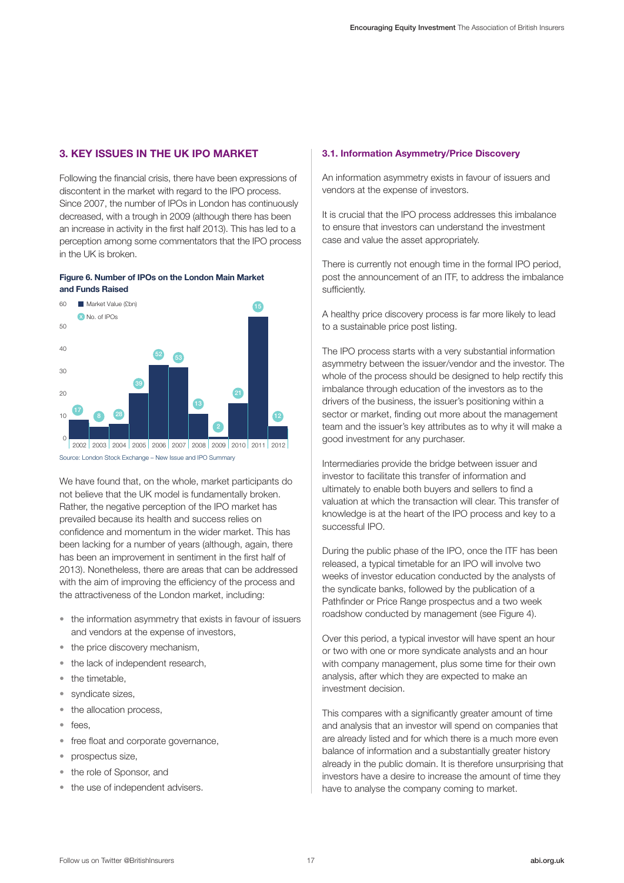## 3. KEY ISSUES IN THE UK IPO MARKET

Following the financial crisis, there have been expressions of discontent in the market with regard to the IPO process. Since 2007, the number of IPOs in London has continuously decreased, with a trough in 2009 (although there has been an increase in activity in the first half 2013). This has led to a perception among some commentators that the IPO process in the UK is broken.

**Figure 6. Number of IPOs on the London Main Market and Funds Raised**

Legend: Market Value (£bn); No. of IPOs

| Year | No. of IPOs |
|---|---|
| 2002 | 17 |
| 2003 | 8 |
| 2004 | 28 |
| 2005 | 39 |
| 2006 | 52 |
| 2007 | 53 |
| 2008 | 13 |
| 2009 | 2 |
| 2010 | 21 |
| 2011 | 15 |
| 2012 | 12 |

Source: London Stock Exchange – New Issue and IPO Summary

We have found that, on the whole, market participants do not believe that the UK model is fundamentally broken. Rather, the negative perception of the IPO market has prevailed because its health and success relies on confidence and momentum in the wider market. This has been lacking for a number of years (although, again, there has been an improvement in sentiment in the first half of 2013). Nonetheless, there are areas that can be addressed with the aim of improving the efficiency of the process and the attractiveness of the London market, including:

- the information asymmetry that exists in favour of issuers and vendors at the expense of investors,
- the price discovery mechanism,
- the lack of independent research,
- the timetable,
- syndicate sizes,
- the allocation process,
- fees,
- free float and corporate governance,
- prospectus size,
- the role of Sponsor, and
- the use of independent advisers.

### 3.1. Information Asymmetry/Price Discovery

An information asymmetry exists in favour of issuers and vendors at the expense of investors.

It is crucial that the IPO process addresses this imbalance to ensure that investors can understand the investment case and value the asset appropriately.

There is currently not enough time in the formal IPO period, post the announcement of an ITF, to address the imbalance sufficiently.

A healthy price discovery process is far more likely to lead to a sustainable price post listing.

The IPO process starts with a very substantial information asymmetry between the issuer/vendor and the investor. The whole of the process should be designed to help rectify this imbalance through education of the investors as to the drivers of the business, the issuer's positioning within a sector or market, finding out more about the management team and the issuer's key attributes as to why it will make a good investment for any purchaser.

Intermediaries provide the bridge between issuer and investor to facilitate this transfer of information and ultimately to enable both buyers and sellers to find a valuation at which the transaction will clear. This transfer of knowledge is at the heart of the IPO process and key to a successful IPO.

During the public phase of the IPO, once the ITF has been released, a typical timetable for an IPO will involve two weeks of investor education conducted by the analysts of the syndicate banks, followed by the publication of a Pathfinder or Price Range prospectus and a two week roadshow conducted by management (see Figure 4).

Over this period, a typical investor will have spent an hour or two with one or more syndicate analysts and an hour with company management, plus some time for their own analysis, after which they are expected to make an investment decision.

This compares with a significantly greater amount of time and analysis that an investor will spend on companies that are already listed and for which there is a much more even balance of information and a substantially greater history already in the public domain. It is therefore unsurprising that investors have a desire to increase the amount of time they have to analyse the company coming to market.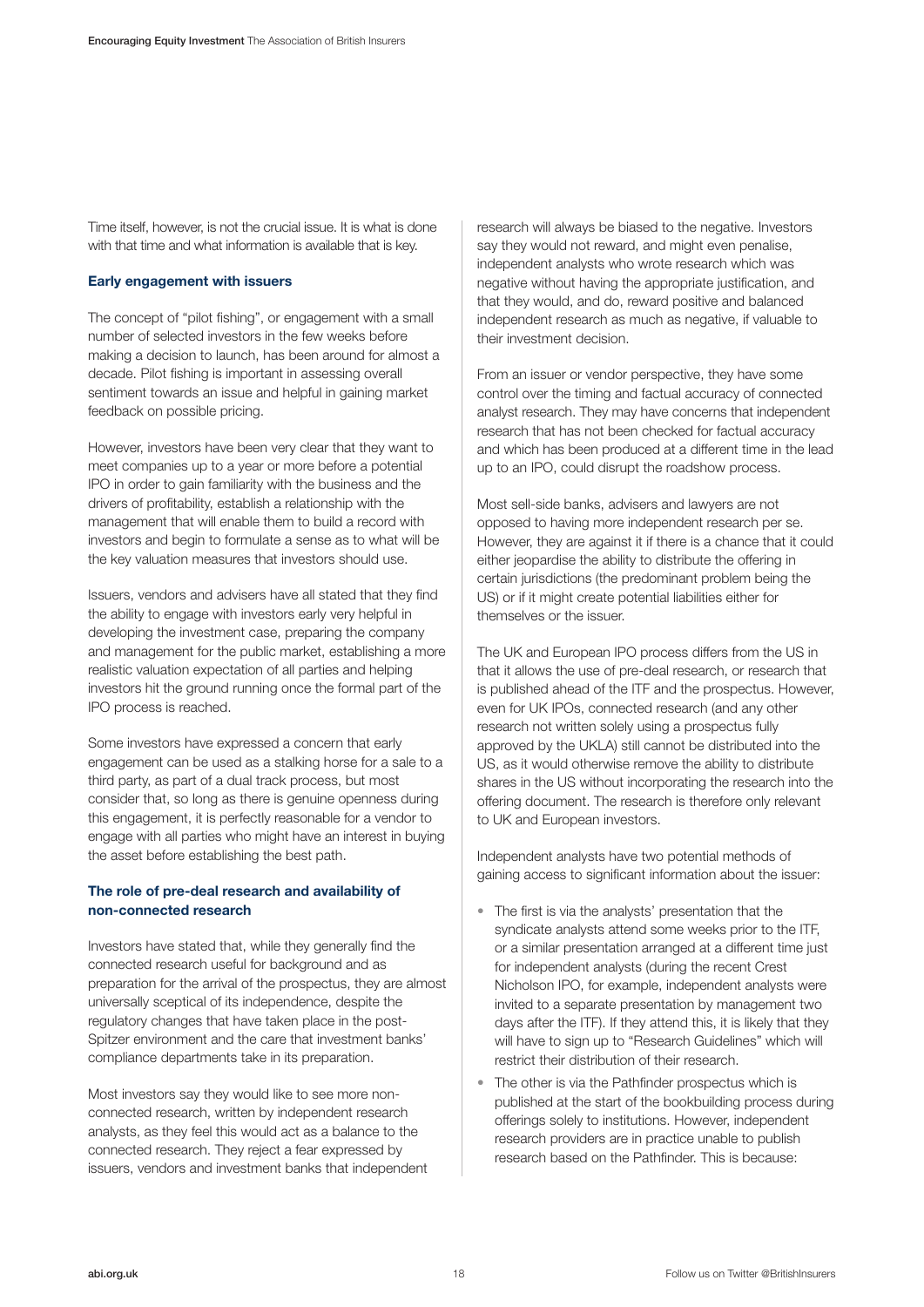Time itself, however, is not the crucial issue. It is what is done with that time and what information is available that is key.

### Early engagement with issuers

The concept of "pilot fishing", or engagement with a small number of selected investors in the few weeks before making a decision to launch, has been around for almost a decade. Pilot fishing is important in assessing overall sentiment towards an issue and helpful in gaining market feedback on possible pricing.

However, investors have been very clear that they want to meet companies up to a year or more before a potential IPO in order to gain familiarity with the business and the drivers of profitability, establish a relationship with the management that will enable them to build a record with investors and begin to formulate a sense as to what will be the key valuation measures that investors should use.

Issuers, vendors and advisers have all stated that they find the ability to engage with investors early very helpful in developing the investment case, preparing the company and management for the public market, establishing a more realistic valuation expectation of all parties and helping investors hit the ground running once the formal part of the IPO process is reached.

Some investors have expressed a concern that early engagement can be used as a stalking horse for a sale to a third party, as part of a dual track process, but most consider that, so long as there is genuine openness during this engagement, it is perfectly reasonable for a vendor to engage with all parties who might have an interest in buying the asset before establishing the best path.

### The role of pre-deal research and availability of non-connected research

Investors have stated that, while they generally find the connected research useful for background and as preparation for the arrival of the prospectus, they are almost universally sceptical of its independence, despite the regulatory changes that have taken place in the post-Spitzer environment and the care that investment banks' compliance departments take in its preparation.

Most investors say they would like to see more non-connected research, written by independent research analysts, as they feel this would act as a balance to the connected research. They reject a fear expressed by issuers, vendors and investment banks that independent research will always be biased to the negative. Investors say they would not reward, and might even penalise, independent analysts who wrote research which was negative without having the appropriate justification, and that they would, and do, reward positive and balanced independent research as much as negative, if valuable to their investment decision.

From an issuer or vendor perspective, they have some control over the timing and factual accuracy of connected analyst research. They may have concerns that independent research that has not been checked for factual accuracy and which has been produced at a different time in the lead up to an IPO, could disrupt the roadshow process.

Most sell-side banks, advisers and lawyers are not opposed to having more independent research per se. However, they are against it if there is a chance that it could either jeopardise the ability to distribute the offering in certain jurisdictions (the predominant problem being the US) or if it might create potential liabilities either for themselves or the issuer.

The UK and European IPO process differs from the US in that it allows the use of pre-deal research, or research that is published ahead of the ITF and the prospectus. However, even for UK IPOs, connected research (and any other research not written solely using a prospectus fully approved by the UKLA) still cannot be distributed into the US, as it would otherwise remove the ability to distribute shares in the US without incorporating the research into the offering document. The research is therefore only relevant to UK and European investors.

Independent analysts have two potential methods of gaining access to significant information about the issuer:

- The first is via the analysts' presentation that the syndicate analysts attend some weeks prior to the ITF, or a similar presentation arranged at a different time just for independent analysts (during the recent Crest Nicholson IPO, for example, independent analysts were invited to a separate presentation by management two days after the ITF). If they attend this, it is likely that they will have to sign up to "Research Guidelines" which will restrict their distribution of their research.
- The other is via the Pathfinder prospectus which is published at the start of the bookbuilding process during offerings solely to institutions. However, independent research providers are in practice unable to publish research based on the Pathfinder. This is because: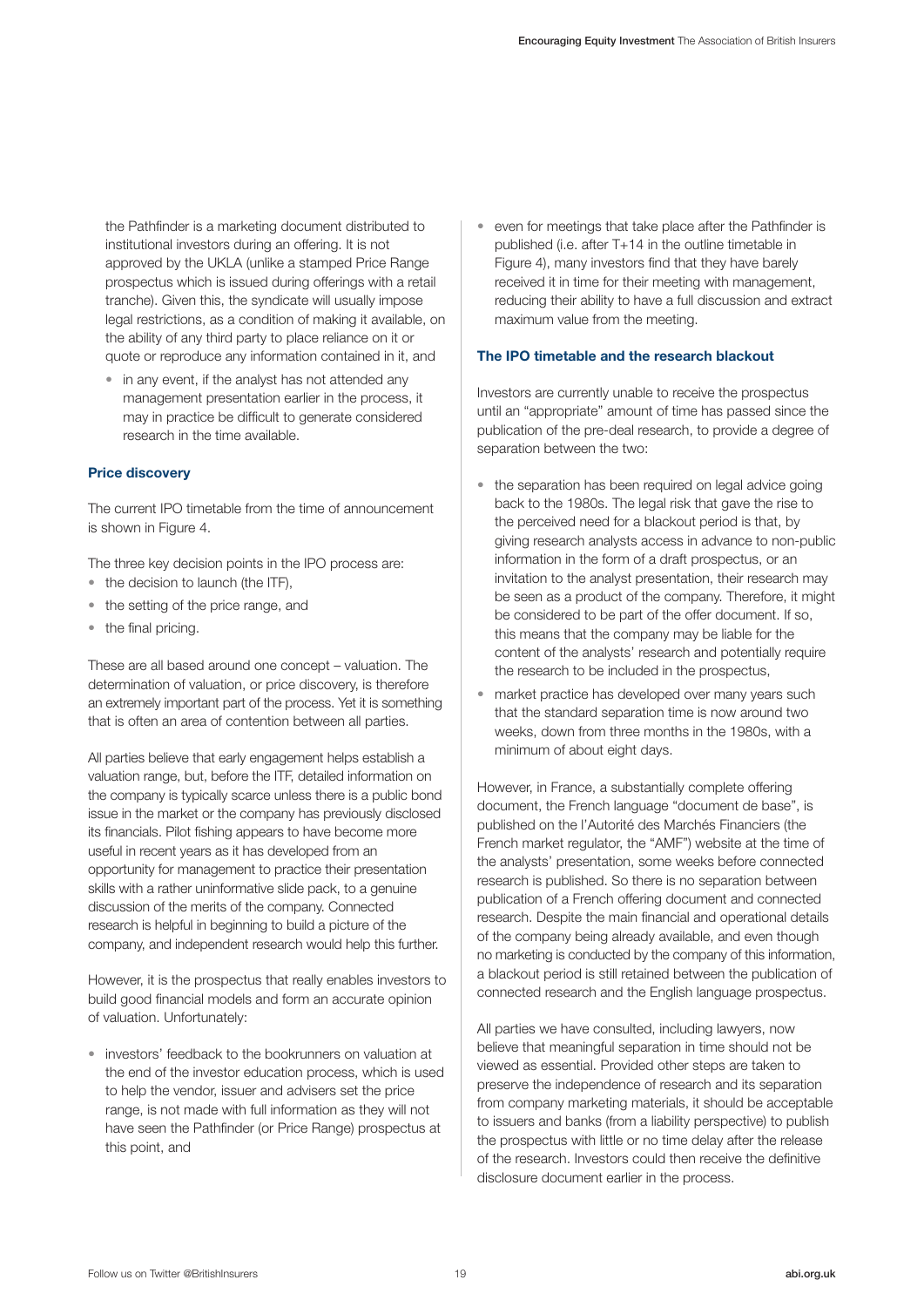the Pathfinder is a marketing document distributed to institutional investors during an offering. It is not approved by the UKLA (unlike a stamped Price Range prospectus which is issued during offerings with a retail tranche). Given this, the syndicate will usually impose legal restrictions, as a condition of making it available, on the ability of any third party to place reliance on it or quote or reproduce any information contained in it, and

- in any event, if the analyst has not attended any management presentation earlier in the process, it may in practice be difficult to generate considered research in the time available.

### Price discovery

The current IPO timetable from the time of announcement is shown in Figure 4.

The three key decision points in the IPO process are:

- the decision to launch (the ITF),
- the setting of the price range, and
- the final pricing.

These are all based around one concept – valuation. The determination of valuation, or price discovery, is therefore an extremely important part of the process. Yet it is something that is often an area of contention between all parties.

All parties believe that early engagement helps establish a valuation range, but, before the ITF, detailed information on the company is typically scarce unless there is a public bond issue in the market or the company has previously disclosed its financials. Pilot fishing appears to have become more useful in recent years as it has developed from an opportunity for management to practice their presentation skills with a rather uninformative slide pack, to a genuine discussion of the merits of the company. Connected research is helpful in beginning to build a picture of the company, and independent research would help this further.

However, it is the prospectus that really enables investors to build good financial models and form an accurate opinion of valuation. Unfortunately:

- investors' feedback to the bookrunners on valuation at the end of the investor education process, which is used to help the vendor, issuer and advisers set the price range, is not made with full information as they will not have seen the Pathfinder (or Price Range) prospectus at this point, and
- even for meetings that take place after the Pathfinder is published (i.e. after T+14 in the outline timetable in Figure 4), many investors find that they have barely received it in time for their meeting with management, reducing their ability to have a full discussion and extract maximum value from the meeting.

### The IPO timetable and the research blackout

Investors are currently unable to receive the prospectus until an "appropriate" amount of time has passed since the publication of the pre-deal research, to provide a degree of separation between the two:

- the separation has been required on legal advice going back to the 1980s. The legal risk that gave the rise to the perceived need for a blackout period is that, by giving research analysts access in advance to non-public information in the form of a draft prospectus, or an invitation to the analyst presentation, their research may be seen as a product of the company. Therefore, it might be considered to be part of the offer document. If so, this means that the company may be liable for the content of the analysts' research and potentially require the research to be included in the prospectus,
- market practice has developed over many years such that the standard separation time is now around two weeks, down from three months in the 1980s, with a minimum of about eight days.

However, in France, a substantially complete offering document, the French language "document de base", is published on the l'Autorité des Marchés Financiers (the French market regulator, the "AMF") website at the time of the analysts' presentation, some weeks before connected research is published. So there is no separation between publication of a French offering document and connected research. Despite the main financial and operational details of the company being already available, and even though no marketing is conducted by the company of this information, a blackout period is still retained between the publication of connected research and the English language prospectus.

All parties we have consulted, including lawyers, now believe that meaningful separation in time should not be viewed as essential. Provided other steps are taken to preserve the independence of research and its separation from company marketing materials, it should be acceptable to issuers and banks (from a liability perspective) to publish the prospectus with little or no time delay after the release of the research. Investors could then receive the definitive disclosure document earlier in the process.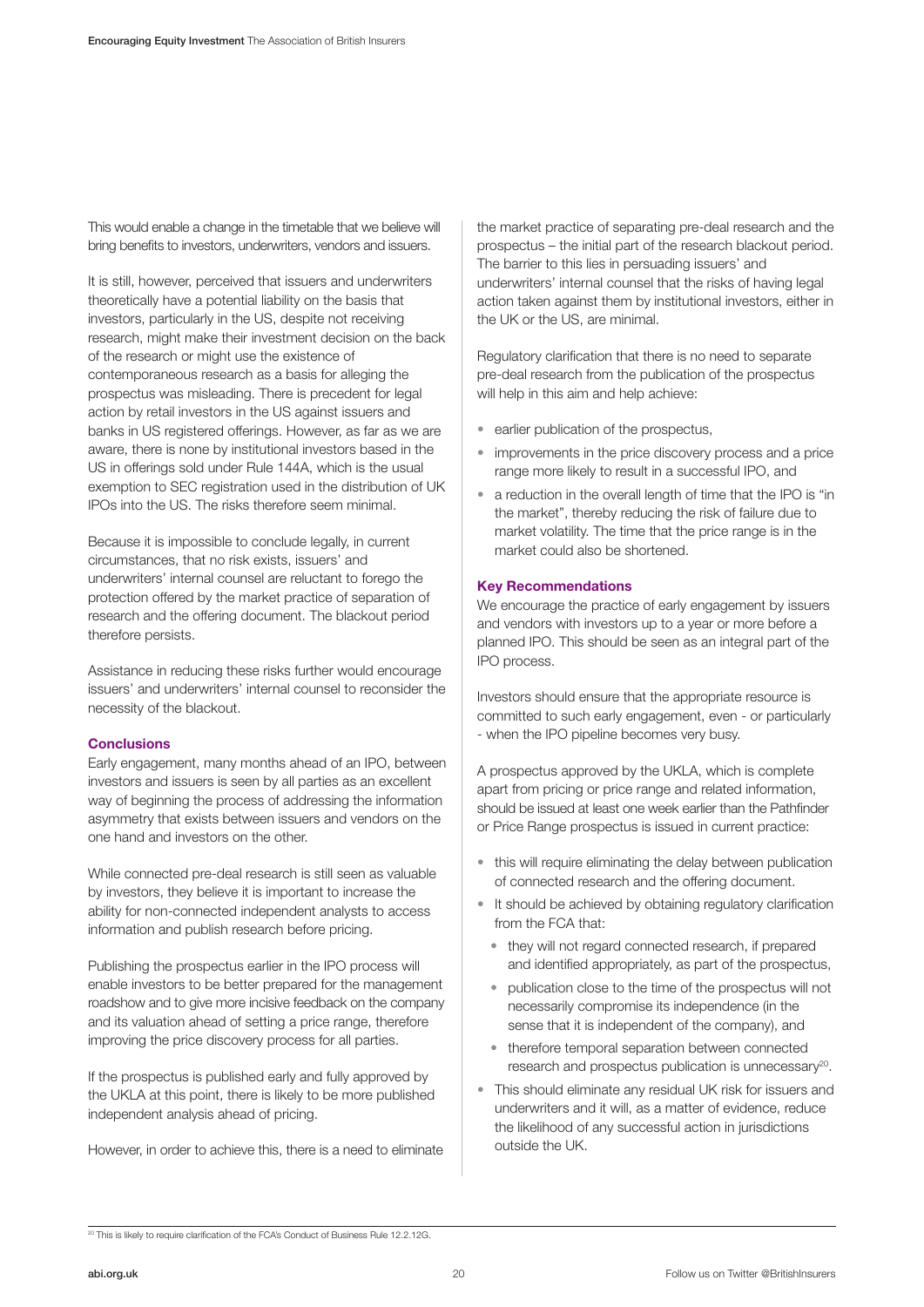This would enable a change in the timetable that we believe will bring benefits to investors, underwriters, vendors and issuers.

It is still, however, perceived that issuers and underwriters theoretically have a potential liability on the basis that investors, particularly in the US, despite not receiving research, might make their investment decision on the back of the research or might use the existence of contemporaneous research as a basis for alleging the prospectus was misleading. There is precedent for legal action by retail investors in the US against issuers and banks in US registered offerings. However, as far as we are aware, there is none by institutional investors based in the US in offerings sold under Rule 144A, which is the usual exemption to SEC registration used in the distribution of UK IPOs into the US. The risks therefore seem minimal.

Because it is impossible to conclude legally, in current circumstances, that no risk exists, issuers' and underwriters' internal counsel are reluctant to forego the protection offered by the market practice of separation of research and the offering document. The blackout period therefore persists.

Assistance in reducing these risks further would encourage issuers' and underwriters' internal counsel to reconsider the necessity of the blackout.

### Conclusions

Early engagement, many months ahead of an IPO, between investors and issuers is seen by all parties as an excellent way of beginning the process of addressing the information asymmetry that exists between issuers and vendors on the one hand and investors on the other.

While connected pre-deal research is still seen as valuable by investors, they believe it is important to increase the ability for non-connected independent analysts to access information and publish research before pricing.

Publishing the prospectus earlier in the IPO process will enable investors to be better prepared for the management roadshow and to give more incisive feedback on the company and its valuation ahead of setting a price range, therefore improving the price discovery process for all parties.

If the prospectus is published early and fully approved by the UKLA at this point, there is likely to be more published independent analysis ahead of pricing.

However, in order to achieve this, there is a need to eliminate the market practice of separating pre-deal research and the prospectus – the initial part of the research blackout period. The barrier to this lies in persuading issuers' and underwriters' internal counsel that the risks of having legal action taken against them by institutional investors, either in the UK or the US, are minimal.

Regulatory clarification that there is no need to separate pre-deal research from the publication of the prospectus will help in this aim and help achieve:

- earlier publication of the prospectus,
- improvements in the price discovery process and a price range more likely to result in a successful IPO, and
- a reduction in the overall length of time that the IPO is "in the market", thereby reducing the risk of failure due to market volatility. The time that the price range is in the market could also be shortened.

### Key Recommendations

We encourage the practice of early engagement by issuers and vendors with investors up to a year or more before a planned IPO. This should be seen as an integral part of the IPO process.

Investors should ensure that the appropriate resource is committed to such early engagement, even - or particularly - when the IPO pipeline becomes very busy.

A prospectus approved by the UKLA, which is complete apart from pricing or price range and related information, should be issued at least one week earlier than the Pathfinder or Price Range prospectus is issued in current practice:

- this will require eliminating the delay between publication of connected research and the offering document.
- It should be achieved by obtaining regulatory clarification from the FCA that:
  - they will not regard connected research, if prepared and identified appropriately, as part of the prospectus,
  - publication close to the time of the prospectus will not necessarily compromise its independence (in the sense that it is independent of the company), and
  - therefore temporal separation between connected research and prospectus publication is unnecessary[20].
- This should eliminate any residual UK risk for issuers and underwriters and it will, as a matter of evidence, reduce the likelihood of any successful action in jurisdictions outside the UK.

[20] This is likely to require clarification of the FCA's Conduct of Business Rule 12.2.12G.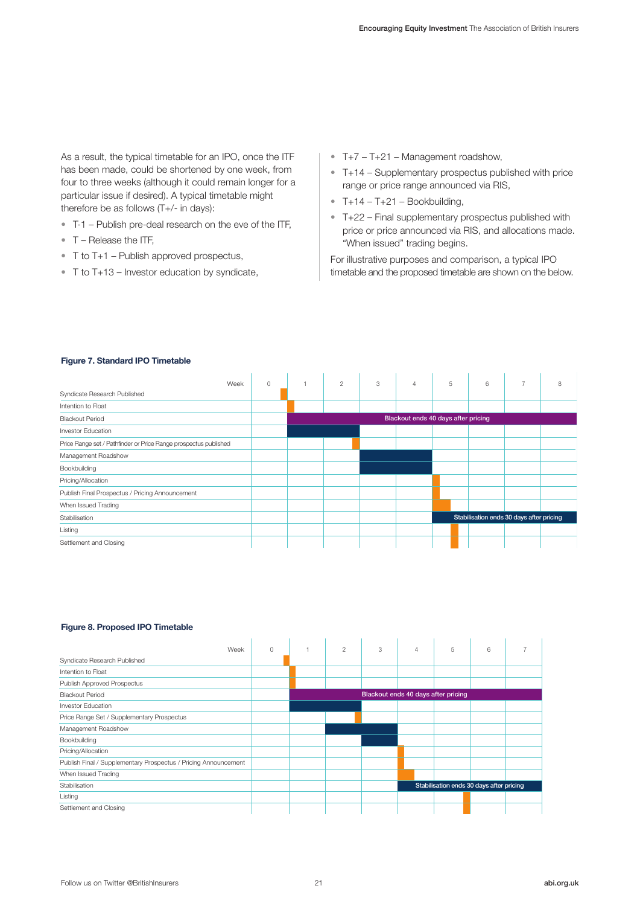As a result, the typical timetable for an IPO, once the ITF has been made, could be shortened by one week, from four to three weeks (although it could remain longer for a particular issue if desired). A typical timetable might therefore be as follows (T+/- in days):

- T-1 – Publish pre-deal research on the eve of the ITF,
- T – Release the ITF,
- T to T+1 – Publish approved prospectus,
- T to T+13 – Investor education by syndicate,
- T+7 – T+21 – Management roadshow,
- T+14 – Supplementary prospectus published with price range or price range announced via RIS,
- T+14 – T+21 – Bookbuilding,
- T+22 – Final supplementary prospectus published with price or price announced via RIS, and allocations made. "When issued" trading begins.

For illustrative purposes and comparison, a typical IPO timetable and the proposed timetable are shown on the below.

**Figure 7. Standard IPO Timetable**

| Week | 0 | 1 | 2 | 3 | 4 | 5 | 6 | 7 | 8 |
|---|---|---|---|---|---|---|---|---|---|
| Syndicate Research Published | ■ | | | | | | | | |
| Intention to Float | | ■ | | | | | | | |
| Blackout Period | | Blackout ends 40 days after pricing | | | | | | | |
| Investor Education | | ■ | ■ | | | | | | |
| Price Range set / Pathfinder or Price Range prospectus published | | | ■ | | | | | | |
| Management Roadshow | | | | ■ | ■ | | | | |
| Bookbuilding | | | | ■ | ■ | | | | |
| Pricing/Allocation | | | | | | ■ | | | |
| Publish Final Prospectus / Pricing Announcement | | | | | | ■ | | | |
| When Issued Trading | | | | | | ■ | | | |
| Stabilisation | | | | | | Stabilisation ends 30 days after pricing | | | |
| Listing | | | | | | ■ | | | |
| Settlement and Closing | | | | | | ■ | | | |

**Figure 8. Proposed IPO Timetable**

| Week | 0 | 1 | 2 | 3 | 4 | 5 | 6 | 7 |
|---|---|---|---|---|---|---|---|---|
| Syndicate Research Published | ■ | | | | | | | |
| Intention to Float | | ■ | | | | | | |
| Publish Approved Prospectus | | ■ | | | | | | |
| Blackout Period | | Blackout ends 40 days after pricing | | | | | | |
| Investor Education | | ■ | ■ | | | | | |
| Price Range Set / Supplementary Prospectus | | | ■ | | | | | |
| Management Roadshow | | | ■ | ■ | | | | |
| Bookbuilding | | | | ■ | | | | |
| Pricing/Allocation | | | | | ■ | | | |
| Publish Final / Supplementary Prospectus / Pricing Announcement | | | | | ■ | | | |
| When Issued Trading | | | | | ■ | | | |
| Stabilisation | | | | | Stabilisation ends 30 days after pricing | | | |
| Listing | | | | | | ■ | | |
| Settlement and Closing | | | | | | ■ | | |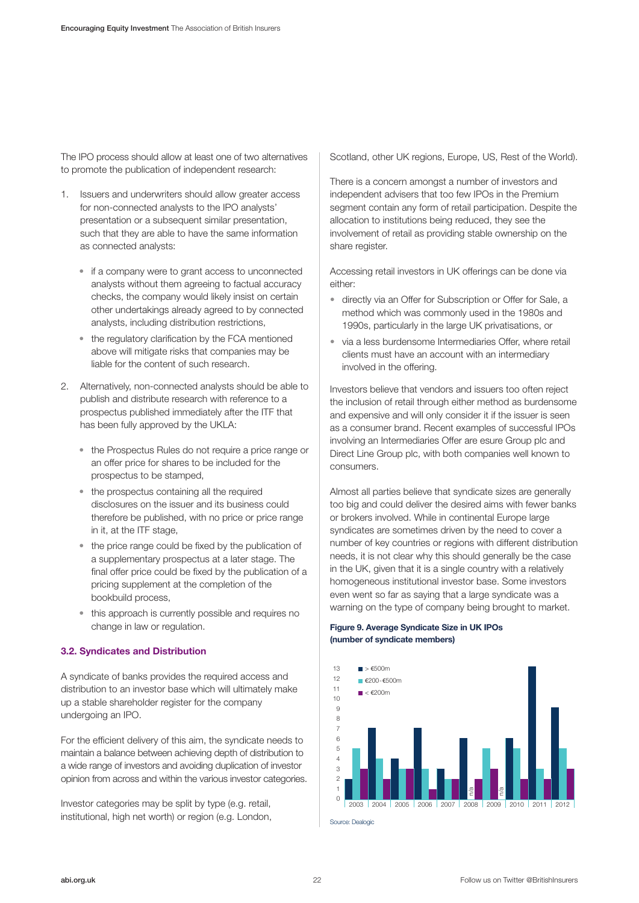The IPO process should allow at least one of two alternatives to promote the publication of independent research:

1. Issuers and underwriters should allow greater access for non-connected analysts to the IPO analysts' presentation or a subsequent similar presentation, such that they are able to have the same information as connected analysts:
   - if a company were to grant access to unconnected analysts without them agreeing to factual accuracy checks, the company would likely insist on certain other undertakings already agreed to by connected analysts, including distribution restrictions,
   - the regulatory clarification by the FCA mentioned above will mitigate risks that companies may be liable for the content of such research.
2. Alternatively, non-connected analysts should be able to publish and distribute research with reference to a prospectus published immediately after the ITF that has been fully approved by the UKLA:
   - the Prospectus Rules do not require a price range or an offer price for shares to be included for the prospectus to be stamped,
   - the prospectus containing all the required disclosures on the issuer and its business could therefore be published, with no price or price range in it, at the ITF stage,
   - the price range could be fixed by the publication of a supplementary prospectus at a later stage. The final offer price could be fixed by the publication of a pricing supplement at the completion of the bookbuild process,
   - this approach is currently possible and requires no change in law or regulation.

### 3.2. Syndicates and Distribution

A syndicate of banks provides the required access and distribution to an investor base which will ultimately make up a stable shareholder register for the company undergoing an IPO.

For the efficient delivery of this aim, the syndicate needs to maintain a balance between achieving depth of distribution to a wide range of investors and avoiding duplication of investor opinion from across and within the various investor categories.

Investor categories may be split by type (e.g. retail, institutional, high net worth) or region (e.g. London, Scotland, other UK regions, Europe, US, Rest of the World).

There is a concern amongst a number of investors and independent advisers that too few IPOs in the Premium segment contain any form of retail participation. Despite the allocation to institutions being reduced, they see the involvement of retail as providing stable ownership on the share register.

Accessing retail investors in UK offerings can be done via either:

- directly via an Offer for Subscription or Offer for Sale, a method which was commonly used in the 1980s and 1990s, particularly in the large UK privatisations, or
- via a less burdensome Intermediaries Offer, where retail clients must have an account with an intermediary involved in the offering.

Investors believe that vendors and issuers too often reject the inclusion of retail through either method as burdensome and expensive and will only consider it if the issuer is seen as a consumer brand. Recent examples of successful IPOs involving an Intermediaries Offer are esure Group plc and Direct Line Group plc, with both companies well known to consumers.

Almost all parties believe that syndicate sizes are generally too big and could deliver the desired aims with fewer banks or brokers involved. While in continental Europe large syndicates are sometimes driven by the need to cover a number of key countries or regions with different distribution needs, it is not clear why this should generally be the case in the UK, given that it is a single country with a relatively homogeneous institutional investor base. Some investors even went so far as saying that a large syndicate was a warning on the type of company being brought to market.

**Figure 9. Average Syndicate Size in UK IPOs (number of syndicate members)**

| Year | > €500m | €200-€500m | < €200m |
|---|---|---|---|
| 2003 | 2 | 5 | 3 |
| 2004 | 7 | 4 | 2 |
| 2005 | 4 | 3 | 3 |
| 2006 | 7 | 3 | 1 |
| 2007 | 3 | 2 | 2 |
| 2008 | 6 | n/a | 2 |
| 2009 | n/a | 5 | 3 |
| 2010 | 6 | 5 | 2 |
| 2011 | 13 | 3 | 2 |
| 2012 | 9 | 5 | 3 |

Source: Dealogic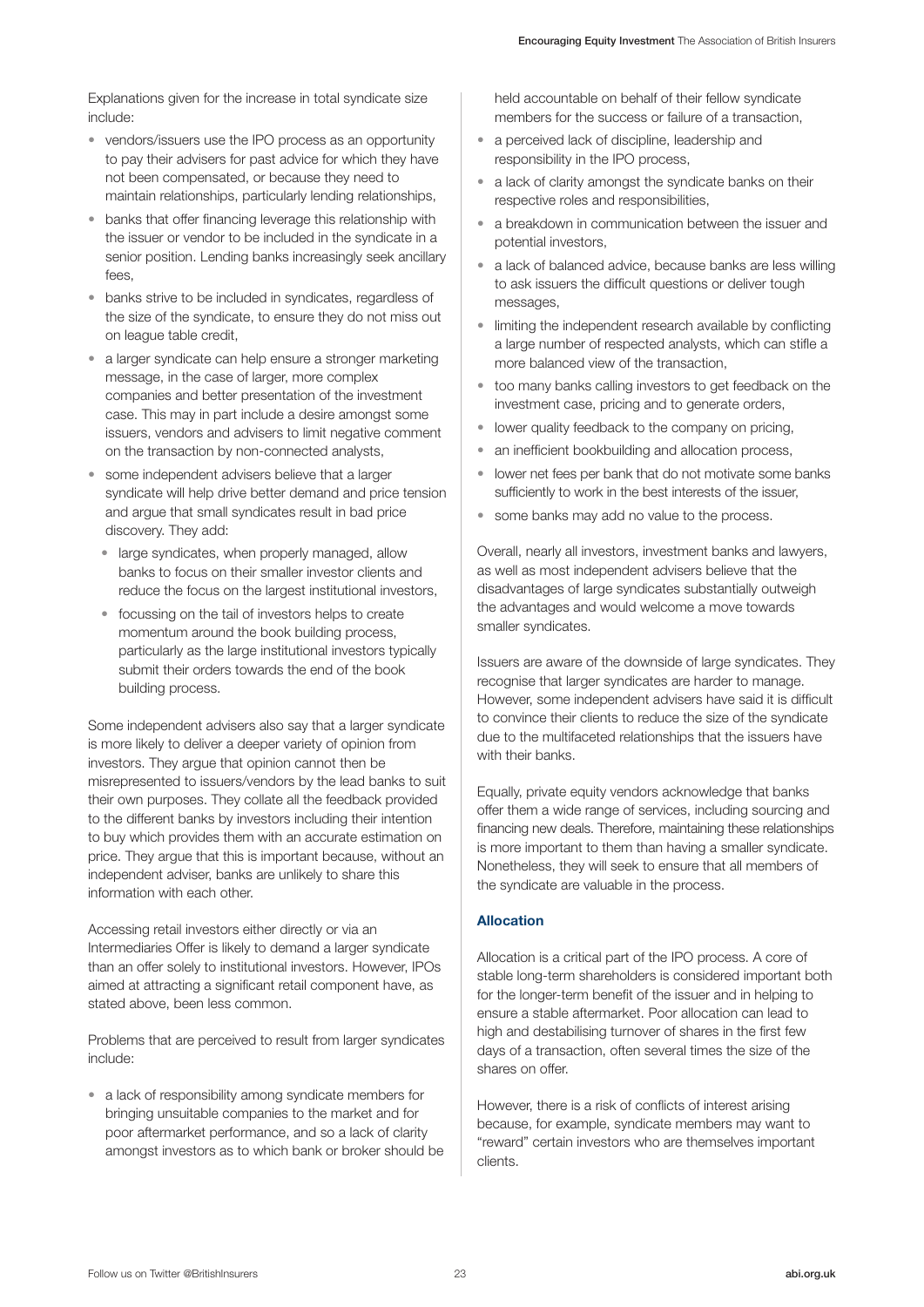Explanations given for the increase in total syndicate size include:

- vendors/issuers use the IPO process as an opportunity to pay their advisers for past advice for which they have not been compensated, or because they need to maintain relationships, particularly lending relationships,
- banks that offer financing leverage this relationship with the issuer or vendor to be included in the syndicate in a senior position. Lending banks increasingly seek ancillary fees,
- banks strive to be included in syndicates, regardless of the size of the syndicate, to ensure they do not miss out on league table credit,
- a larger syndicate can help ensure a stronger marketing message, in the case of larger, more complex companies and better presentation of the investment case. This may in part include a desire amongst some issuers, vendors and advisers to limit negative comment on the transaction by non-connected analysts,
- some independent advisers believe that a larger syndicate will help drive better demand and price tension and argue that small syndicates result in bad price discovery. They add:
  - large syndicates, when properly managed, allow banks to focus on their smaller investor clients and reduce the focus on the largest institutional investors,
  - focussing on the tail of investors helps to create momentum around the book building process, particularly as the large institutional investors typically submit their orders towards the end of the book building process.

Some independent advisers also say that a larger syndicate is more likely to deliver a deeper variety of opinion from investors. They argue that opinion cannot then be misrepresented to issuers/vendors by the lead banks to suit their own purposes. They collate all the feedback provided to the different banks by investors including their intention to buy which provides them with an accurate estimation on price. They argue that this is important because, without an independent adviser, banks are unlikely to share this information with each other.

Accessing retail investors either directly or via an Intermediaries Offer is likely to demand a larger syndicate than an offer solely to institutional investors. However, IPOs aimed at attracting a significant retail component have, as stated above, been less common.

Problems that are perceived to result from larger syndicates include:

- a lack of responsibility among syndicate members for bringing unsuitable companies to the market and for poor aftermarket performance, and so a lack of clarity amongst investors as to which bank or broker should be held accountable on behalf of their fellow syndicate members for the success or failure of a transaction,
- a perceived lack of discipline, leadership and responsibility in the IPO process,
- a lack of clarity amongst the syndicate banks on their respective roles and responsibilities,
- a breakdown in communication between the issuer and potential investors,
- a lack of balanced advice, because banks are less willing to ask issuers the difficult questions or deliver tough messages,
- limiting the independent research available by conflicting a large number of respected analysts, which can stifle a more balanced view of the transaction,
- too many banks calling investors to get feedback on the investment case, pricing and to generate orders,
- lower quality feedback to the company on pricing,
- an inefficient bookbuilding and allocation process,
- lower net fees per bank that do not motivate some banks sufficiently to work in the best interests of the issuer,
- some banks may add no value to the process.

Overall, nearly all investors, investment banks and lawyers, as well as most independent advisers believe that the disadvantages of large syndicates substantially outweigh the advantages and would welcome a move towards smaller syndicates.

Issuers are aware of the downside of large syndicates. They recognise that larger syndicates are harder to manage. However, some independent advisers have said it is difficult to convince their clients to reduce the size of the syndicate due to the multifaceted relationships that the issuers have with their banks.

Equally, private equity vendors acknowledge that banks offer them a wide range of services, including sourcing and financing new deals. Therefore, maintaining these relationships is more important to them than having a smaller syndicate. Nonetheless, they will seek to ensure that all members of the syndicate are valuable in the process.

### Allocation

Allocation is a critical part of the IPO process. A core of stable long-term shareholders is considered important both for the longer-term benefit of the issuer and in helping to ensure a stable aftermarket. Poor allocation can lead to high and destabilising turnover of shares in the first few days of a transaction, often several times the size of the shares on offer.

However, there is a risk of conflicts of interest arising because, for example, syndicate members may want to "reward" certain investors who are themselves important clients.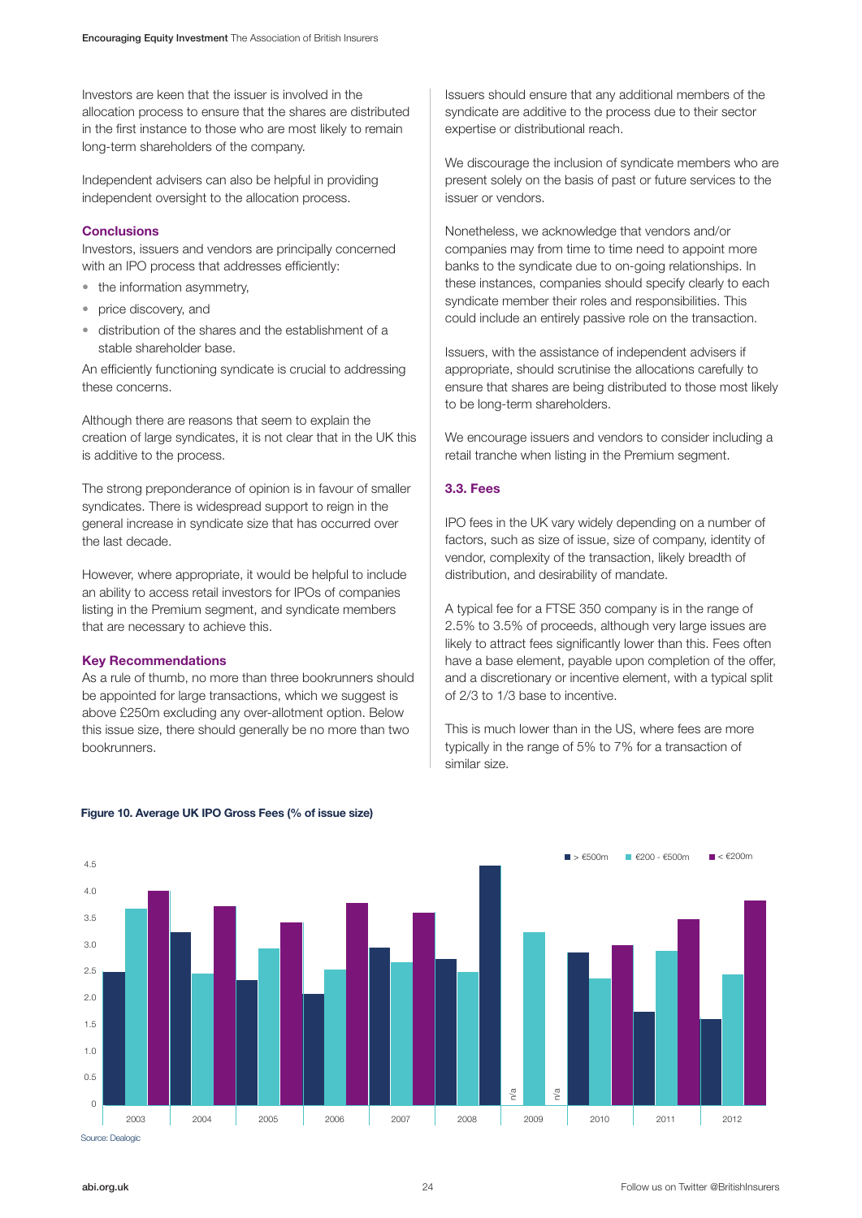Investors are keen that the issuer is involved in the allocation process to ensure that the shares are distributed in the first instance to those who are most likely to remain long-term shareholders of the company.

Independent advisers can also be helpful in providing independent oversight to the allocation process.

### Conclusions

Investors, issuers and vendors are principally concerned with an IPO process that addresses efficiently:

- the information asymmetry,
- price discovery, and
- distribution of the shares and the establishment of a stable shareholder base.

An efficiently functioning syndicate is crucial to addressing these concerns.

Although there are reasons that seem to explain the creation of large syndicates, it is not clear that in the UK this is additive to the process.

The strong preponderance of opinion is in favour of smaller syndicates. There is widespread support to reign in the general increase in syndicate size that has occurred over the last decade.

However, where appropriate, it would be helpful to include an ability to access retail investors for IPOs of companies listing in the Premium segment, and syndicate members that are necessary to achieve this.

### Key Recommendations

As a rule of thumb, no more than three bookrunners should be appointed for large transactions, which we suggest is above £250m excluding any over-allotment option. Below this issue size, there should generally be no more than two bookrunners.

Issuers should ensure that any additional members of the syndicate are additive to the process due to their sector expertise or distributional reach.

We discourage the inclusion of syndicate members who are present solely on the basis of past or future services to the issuer or vendors.

Nonetheless, we acknowledge that vendors and/or companies may from time to time need to appoint more banks to the syndicate due to on-going relationships. In these instances, companies should specify clearly to each syndicate member their roles and responsibilities. This could include an entirely passive role on the transaction.

Issuers, with the assistance of independent advisers if appropriate, should scrutinise the allocations carefully to ensure that shares are being distributed to those most likely to be long-term shareholders.

We encourage issuers and vendors to consider including a retail tranche when listing in the Premium segment.

## 3.3. Fees

IPO fees in the UK vary widely depending on a number of factors, such as size of issue, size of company, identity of vendor, complexity of the transaction, likely breadth of distribution, and desirability of mandate.

A typical fee for a FTSE 350 company is in the range of 2.5% to 3.5% of proceeds, although very large issues are likely to attract fees significantly lower than this. Fees often have a base element, payable upon completion of the offer, and a discretionary or incentive element, with a typical split of 2/3 to 1/3 base to incentive.

This is much lower than in the US, where fees are more typically in the range of 5% to 7% for a transaction of similar size.

**Figure 10. Average UK IPO Gross Fees (% of issue size)**

| Year | > €500m | €200 - €500m | < €200m |
|---|---|---|---|
| 2003 | 2.5 | 3.7 | 4.0 |
| 2004 | 3.25 | 2.45 | 3.7 |
| 2005 | 2.35 | 2.95 | 3.45 |
| 2006 | 2.1 | 2.55 | 3.8 |
| 2007 | 2.95 | 2.7 | 3.6 |
| 2008 | 2.75 | 2.5 | 4.5 |
| 2009 | n/a | 3.25 | n/a |
| 2010 | 2.85 | 2.4 | 3.0 |
| 2011 | 1.75 | 2.9 | 3.5 |
| 2012 | 1.6 | 2.45 | 3.85 |

Source: Dealogic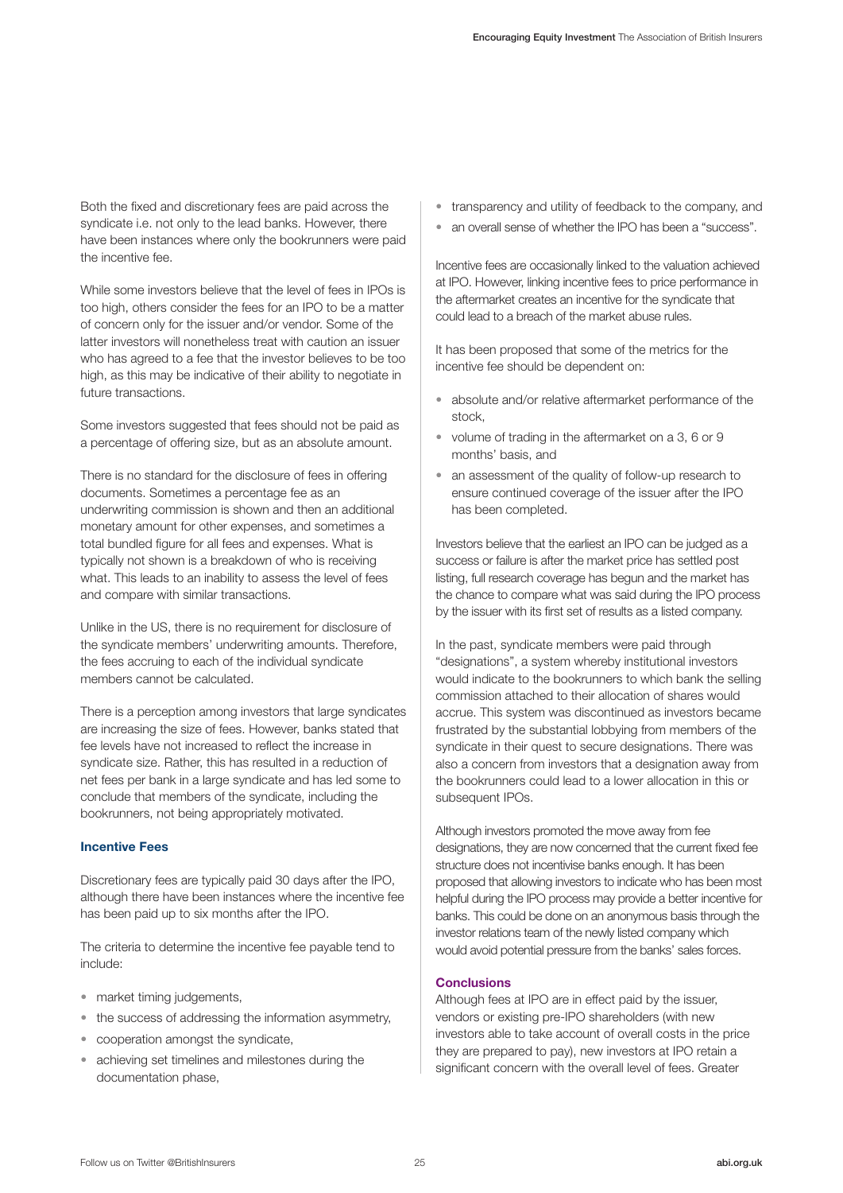Both the fixed and discretionary fees are paid across the syndicate i.e. not only to the lead banks. However, there have been instances where only the bookrunners were paid the incentive fee.

While some investors believe that the level of fees in IPOs is too high, others consider the fees for an IPO to be a matter of concern only for the issuer and/or vendor. Some of the latter investors will nonetheless treat with caution an issuer who has agreed to a fee that the investor believes to be too high, as this may be indicative of their ability to negotiate in future transactions.

Some investors suggested that fees should not be paid as a percentage of offering size, but as an absolute amount.

There is no standard for the disclosure of fees in offering documents. Sometimes a percentage fee as an underwriting commission is shown and then an additional monetary amount for other expenses, and sometimes a total bundled figure for all fees and expenses. What is typically not shown is a breakdown of who is receiving what. This leads to an inability to assess the level of fees and compare with similar transactions.

Unlike in the US, there is no requirement for disclosure of the syndicate members' underwriting amounts. Therefore, the fees accruing to each of the individual syndicate members cannot be calculated.

There is a perception among investors that large syndicates are increasing the size of fees. However, banks stated that fee levels have not increased to reflect the increase in syndicate size. Rather, this has resulted in a reduction of net fees per bank in a large syndicate and has led some to conclude that members of the syndicate, including the bookrunners, not being appropriately motivated.

### Incentive Fees

Discretionary fees are typically paid 30 days after the IPO, although there have been instances where the incentive fee has been paid up to six months after the IPO.

The criteria to determine the incentive fee payable tend to include:

- market timing judgements,
- the success of addressing the information asymmetry,
- cooperation amongst the syndicate,
- achieving set timelines and milestones during the documentation phase,
- transparency and utility of feedback to the company, and
- an overall sense of whether the IPO has been a "success".

Incentive fees are occasionally linked to the valuation achieved at IPO. However, linking incentive fees to price performance in the aftermarket creates an incentive for the syndicate that could lead to a breach of the market abuse rules.

It has been proposed that some of the metrics for the incentive fee should be dependent on:

- absolute and/or relative aftermarket performance of the stock,
- volume of trading in the aftermarket on a 3, 6 or 9 months' basis, and
- an assessment of the quality of follow-up research to ensure continued coverage of the issuer after the IPO has been completed.

Investors believe that the earliest an IPO can be judged as a success or failure is after the market price has settled post listing, full research coverage has begun and the market has the chance to compare what was said during the IPO process by the issuer with its first set of results as a listed company.

In the past, syndicate members were paid through "designations", a system whereby institutional investors would indicate to the bookrunners to which bank the selling commission attached to their allocation of shares would accrue. This system was discontinued as investors became frustrated by the substantial lobbying from members of the syndicate in their quest to secure designations. There was also a concern from investors that a designation away from the bookrunners could lead to a lower allocation in this or subsequent IPOs.

Although investors promoted the move away from fee designations, they are now concerned that the current fixed fee structure does not incentivise banks enough. It has been proposed that allowing investors to indicate who has been most helpful during the IPO process may provide a better incentive for banks. This could be done on an anonymous basis through the investor relations team of the newly listed company which would avoid potential pressure from the banks' sales forces.

### Conclusions

Although fees at IPO are in effect paid by the issuer, vendors or existing pre-IPO shareholders (with new investors able to take account of overall costs in the price they are prepared to pay), new investors at IPO retain a significant concern with the overall level of fees. Greater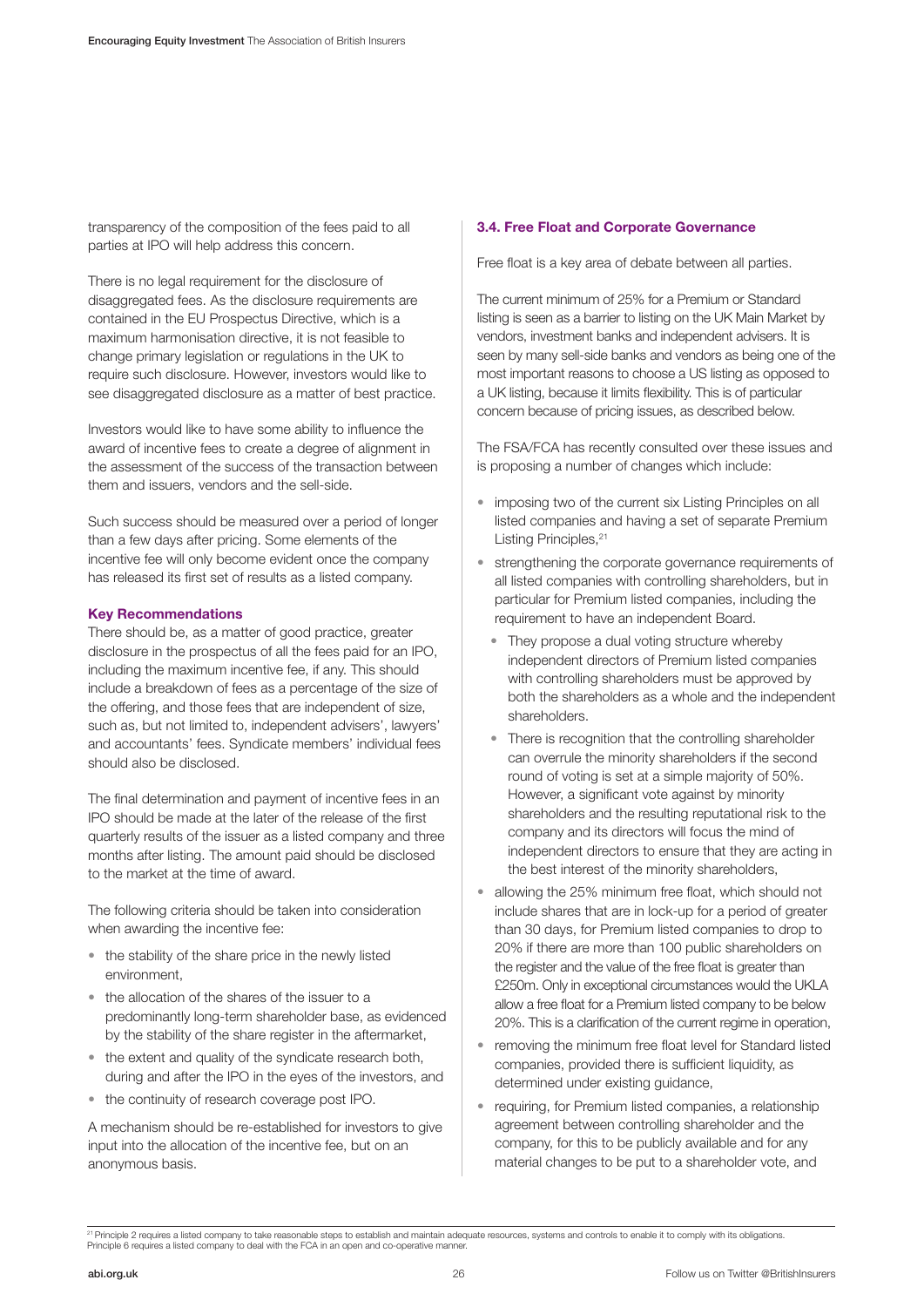transparency of the composition of the fees paid to all parties at IPO will help address this concern.

There is no legal requirement for the disclosure of disaggregated fees. As the disclosure requirements are contained in the EU Prospectus Directive, which is a maximum harmonisation directive, it is not feasible to change primary legislation or regulations in the UK to require such disclosure. However, investors would like to see disaggregated disclosure as a matter of best practice.

Investors would like to have some ability to influence the award of incentive fees to create a degree of alignment in the assessment of the success of the transaction between them and issuers, vendors and the sell-side.

Such success should be measured over a period of longer than a few days after pricing. Some elements of the incentive fee will only become evident once the company has released its first set of results as a listed company.

#### Key Recommendations

There should be, as a matter of good practice, greater disclosure in the prospectus of all the fees paid for an IPO, including the maximum incentive fee, if any. This should include a breakdown of fees as a percentage of the size of the offering, and those fees that are independent of size, such as, but not limited to, independent advisers', lawyers' and accountants' fees. Syndicate members' individual fees should also be disclosed.

The final determination and payment of incentive fees in an IPO should be made at the later of the release of the first quarterly results of the issuer as a listed company and three months after listing. The amount paid should be disclosed to the market at the time of award.

The following criteria should be taken into consideration when awarding the incentive fee:

- the stability of the share price in the newly listed environment,
- the allocation of the shares of the issuer to a predominantly long-term shareholder base, as evidenced by the stability of the share register in the aftermarket,
- the extent and quality of the syndicate research both, during and after the IPO in the eyes of the investors, and
- the continuity of research coverage post IPO.

A mechanism should be re-established for investors to give input into the allocation of the incentive fee, but on an anonymous basis.

### 3.4. Free Float and Corporate Governance

Free float is a key area of debate between all parties.

The current minimum of 25% for a Premium or Standard listing is seen as a barrier to listing on the UK Main Market by vendors, investment banks and independent advisers. It is seen by many sell-side banks and vendors as being one of the most important reasons to choose a US listing as opposed to a UK listing, because it limits flexibility. This is of particular concern because of pricing issues, as described below.

The FSA/FCA has recently consulted over these issues and is proposing a number of changes which include:

- imposing two of the current six Listing Principles on all listed companies and having a set of separate Premium Listing Principles,[21]
- strengthening the corporate governance requirements of all listed companies with controlling shareholders, but in particular for Premium listed companies, including the requirement to have an independent Board.
  - They propose a dual voting structure whereby independent directors of Premium listed companies with controlling shareholders must be approved by both the shareholders as a whole and the independent shareholders.
  - There is recognition that the controlling shareholder can overrule the minority shareholders if the second round of voting is set at a simple majority of 50%. However, a significant vote against by minority shareholders and the resulting reputational risk to the company and its directors will focus the mind of independent directors to ensure that they are acting in the best interest of the minority shareholders,
- allowing the 25% minimum free float, which should not include shares that are in lock-up for a period of greater than 30 days, for Premium listed companies to drop to 20% if there are more than 100 public shareholders on the register and the value of the free float is greater than £250m. Only in exceptional circumstances would the UKLA allow a free float for a Premium listed company to be below 20%. This is a clarification of the current regime in operation,
- removing the minimum free float level for Standard listed companies, provided there is sufficient liquidity, as determined under existing guidance,
- requiring, for Premium listed companies, a relationship agreement between controlling shareholder and the company, for this to be publicly available and for any material changes to be put to a shareholder vote, and

[21] Principle 2 requires a listed company to take reasonable steps to establish and maintain adequate resources, systems and controls to enable it to comply with its obligations. Principle 6 requires a listed company to deal with the FCA in an open and co-operative manner.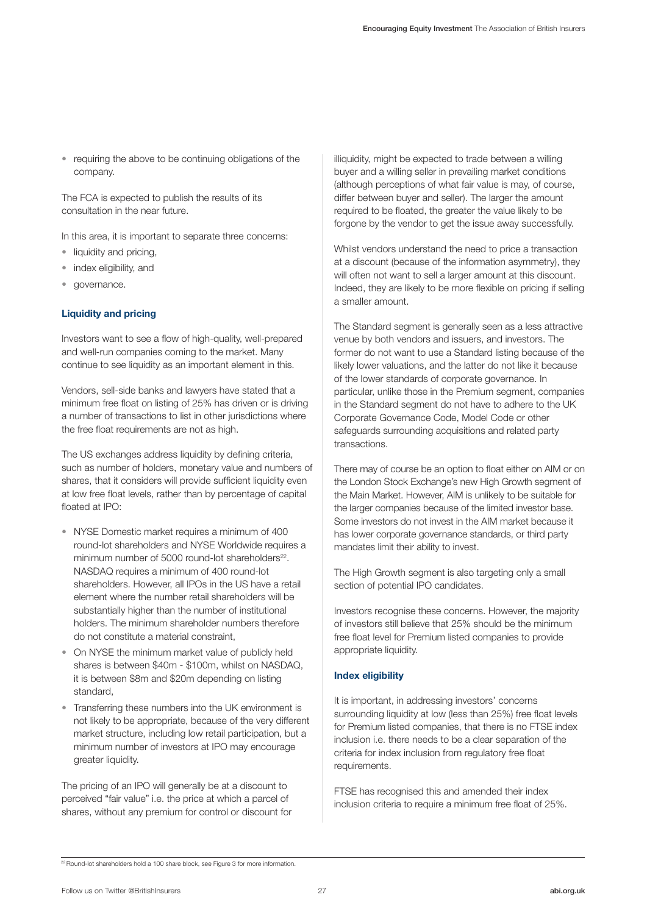- requiring the above to be continuing obligations of the company.

The FCA is expected to publish the results of its consultation in the near future.

In this area, it is important to separate three concerns:

- liquidity and pricing,
- index eligibility, and
- governance.

**Liquidity and pricing**

Investors want to see a flow of high-quality, well-prepared and well-run companies coming to the market. Many continue to see liquidity as an important element in this.

Vendors, sell-side banks and lawyers have stated that a minimum free float on listing of 25% has driven or is driving a number of transactions to list in other jurisdictions where the free float requirements are not as high.

The US exchanges address liquidity by defining criteria, such as number of holders, monetary value and numbers of shares, that it considers will provide sufficient liquidity even at low free float levels, rather than by percentage of capital floated at IPO:

- NYSE Domestic market requires a minimum of 400 round-lot shareholders and NYSE Worldwide requires a minimum number of 5000 round-lot shareholders[22]. NASDAQ requires a minimum of 400 round-lot shareholders. However, all IPOs in the US have a retail element where the number retail shareholders will be substantially higher than the number of institutional holders. The minimum shareholder numbers therefore do not constitute a material constraint,
- On NYSE the minimum market value of publicly held shares is between $40m - $100m, whilst on NASDAQ, it is between $8m and $20m depending on listing standard,
- Transferring these numbers into the UK environment is not likely to be appropriate, because of the very different market structure, including low retail participation, but a minimum number of investors at IPO may encourage greater liquidity.

The pricing of an IPO will generally be at a discount to perceived "fair value" i.e. the price at which a parcel of shares, without any premium for control or discount for illiquidity, might be expected to trade between a willing buyer and a willing seller in prevailing market conditions (although perceptions of what fair value is may, of course, differ between buyer and seller). The larger the amount required to be floated, the greater the value likely to be forgone by the vendor to get the issue away successfully.

Whilst vendors understand the need to price a transaction at a discount (because of the information asymmetry), they will often not want to sell a larger amount at this discount. Indeed, they are likely to be more flexible on pricing if selling a smaller amount.

The Standard segment is generally seen as a less attractive venue by both vendors and issuers, and investors. The former do not want to use a Standard listing because of the likely lower valuations, and the latter do not like it because of the lower standards of corporate governance. In particular, unlike those in the Premium segment, companies in the Standard segment do not have to adhere to the UK Corporate Governance Code, Model Code or other safeguards surrounding acquisitions and related party transactions.

There may of course be an option to float either on AIM or on the London Stock Exchange's new High Growth segment of the Main Market. However, AIM is unlikely to be suitable for the larger companies because of the limited investor base. Some investors do not invest in the AIM market because it has lower corporate governance standards, or third party mandates limit their ability to invest.

The High Growth segment is also targeting only a small section of potential IPO candidates.

Investors recognise these concerns. However, the majority of investors still believe that 25% should be the minimum free float level for Premium listed companies to provide appropriate liquidity.

**Index eligibility**

It is important, in addressing investors' concerns surrounding liquidity at low (less than 25%) free float levels for Premium listed companies, that there is no FTSE index inclusion i.e. there needs to be a clear separation of the criteria for index inclusion from regulatory free float requirements.

FTSE has recognised this and amended their index inclusion criteria to require a minimum free float of 25%.

[22] Round-lot shareholders hold a 100 share block, see Figure 3 for more information.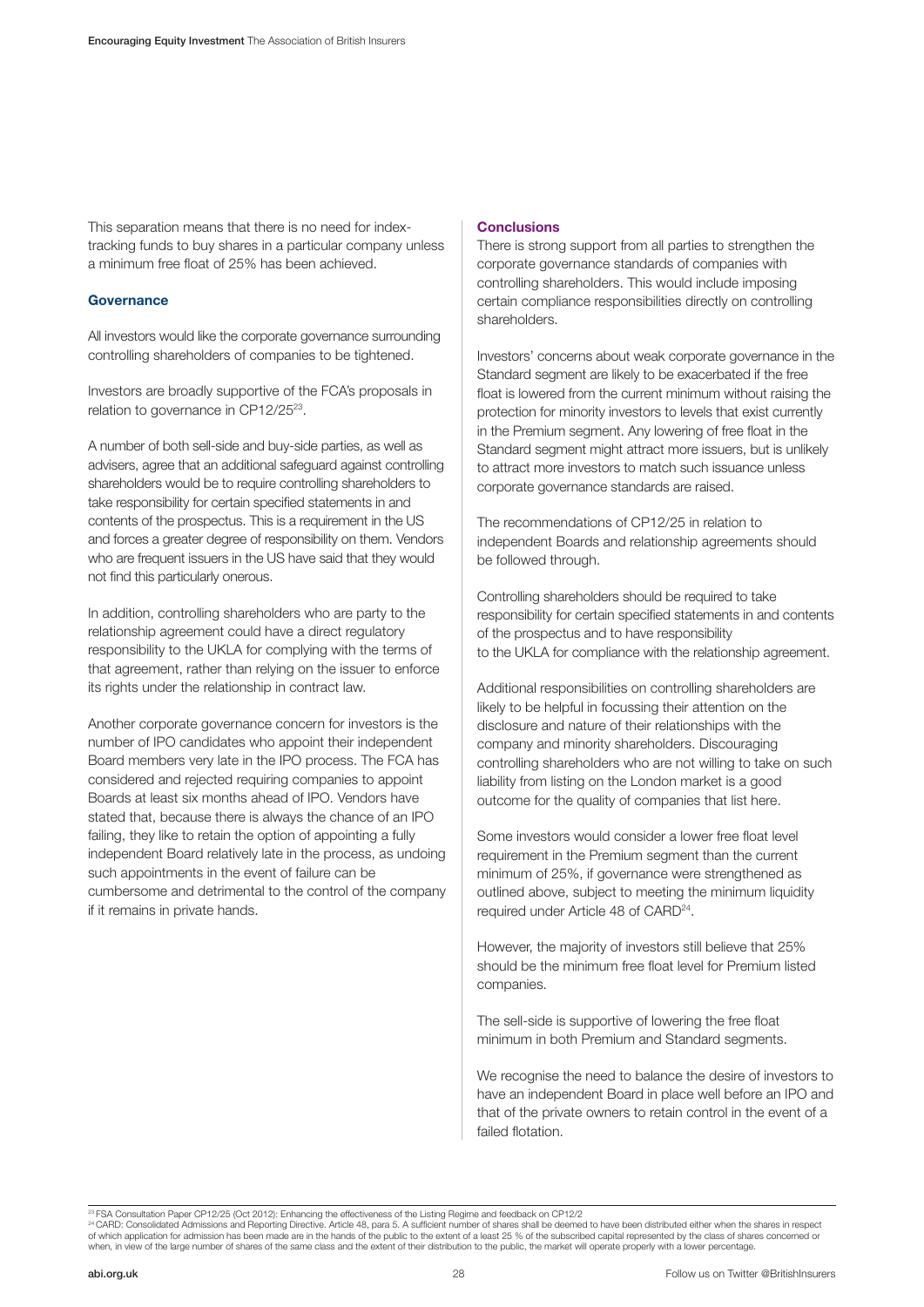This separation means that there is no need for index-tracking funds to buy shares in a particular company unless a minimum free float of 25% has been achieved.

### Governance

All investors would like the corporate governance surrounding controlling shareholders of companies to be tightened.

Investors are broadly supportive of the FCA's proposals in relation to governance in CP12/25[23].

A number of both sell-side and buy-side parties, as well as advisers, agree that an additional safeguard against controlling shareholders would be to require controlling shareholders to take responsibility for certain specified statements in and contents of the prospectus. This is a requirement in the US and forces a greater degree of responsibility on them. Vendors who are frequent issuers in the US have said that they would not find this particularly onerous.

In addition, controlling shareholders who are party to the relationship agreement could have a direct regulatory responsibility to the UKLA for complying with the terms of that agreement, rather than relying on the issuer to enforce its rights under the relationship in contract law.

Another corporate governance concern for investors is the number of IPO candidates who appoint their independent Board members very late in the IPO process. The FCA has considered and rejected requiring companies to appoint Boards at least six months ahead of IPO. Vendors have stated that, because there is always the chance of an IPO failing, they like to retain the option of appointing a fully independent Board relatively late in the process, as undoing such appointments in the event of failure can be cumbersome and detrimental to the control of the company if it remains in private hands.

### Conclusions

There is strong support from all parties to strengthen the corporate governance standards of companies with controlling shareholders. This would include imposing certain compliance responsibilities directly on controlling shareholders.

Investors' concerns about weak corporate governance in the Standard segment are likely to be exacerbated if the free float is lowered from the current minimum without raising the protection for minority investors to levels that exist currently in the Premium segment. Any lowering of free float in the Standard segment might attract more issuers, but is unlikely to attract more investors to match such issuance unless corporate governance standards are raised.

The recommendations of CP12/25 in relation to independent Boards and relationship agreements should be followed through.

Controlling shareholders should be required to take responsibility for certain specified statements in and contents of the prospectus and to have responsibility to the UKLA for compliance with the relationship agreement.

Additional responsibilities on controlling shareholders are likely to be helpful in focussing their attention on the disclosure and nature of their relationships with the company and minority shareholders. Discouraging controlling shareholders who are not willing to take on such liability from listing on the London market is a good outcome for the quality of companies that list here.

Some investors would consider a lower free float level requirement in the Premium segment than the current minimum of 25%, if governance were strengthened as outlined above, subject to meeting the minimum liquidity required under Article 48 of CARD[24].

However, the majority of investors still believe that 25% should be the minimum free float level for Premium listed companies.

The sell-side is supportive of lowering the free float minimum in both Premium and Standard segments.

We recognise the need to balance the desire of investors to have an independent Board in place well before an IPO and that of the private owners to retain control in the event of a failed flotation.

---

[23] FSA Consultation Paper CP12/25 (Oct 2012): Enhancing the effectiveness of the Listing Regime and feedback on CP12/2

[24] CARD: Consolidated Admissions and Reporting Directive. Article 48, para 5. A sufficient number of shares shall be deemed to have been distributed either when the shares in respect of which application for admission has been made are in the hands of the public to the extent of a least 25 % of the subscribed capital represented by the class of shares concerned or when, in view of the large number of shares of the same class and the extent of their distribution to the public, the market will operate properly with a lower percentage.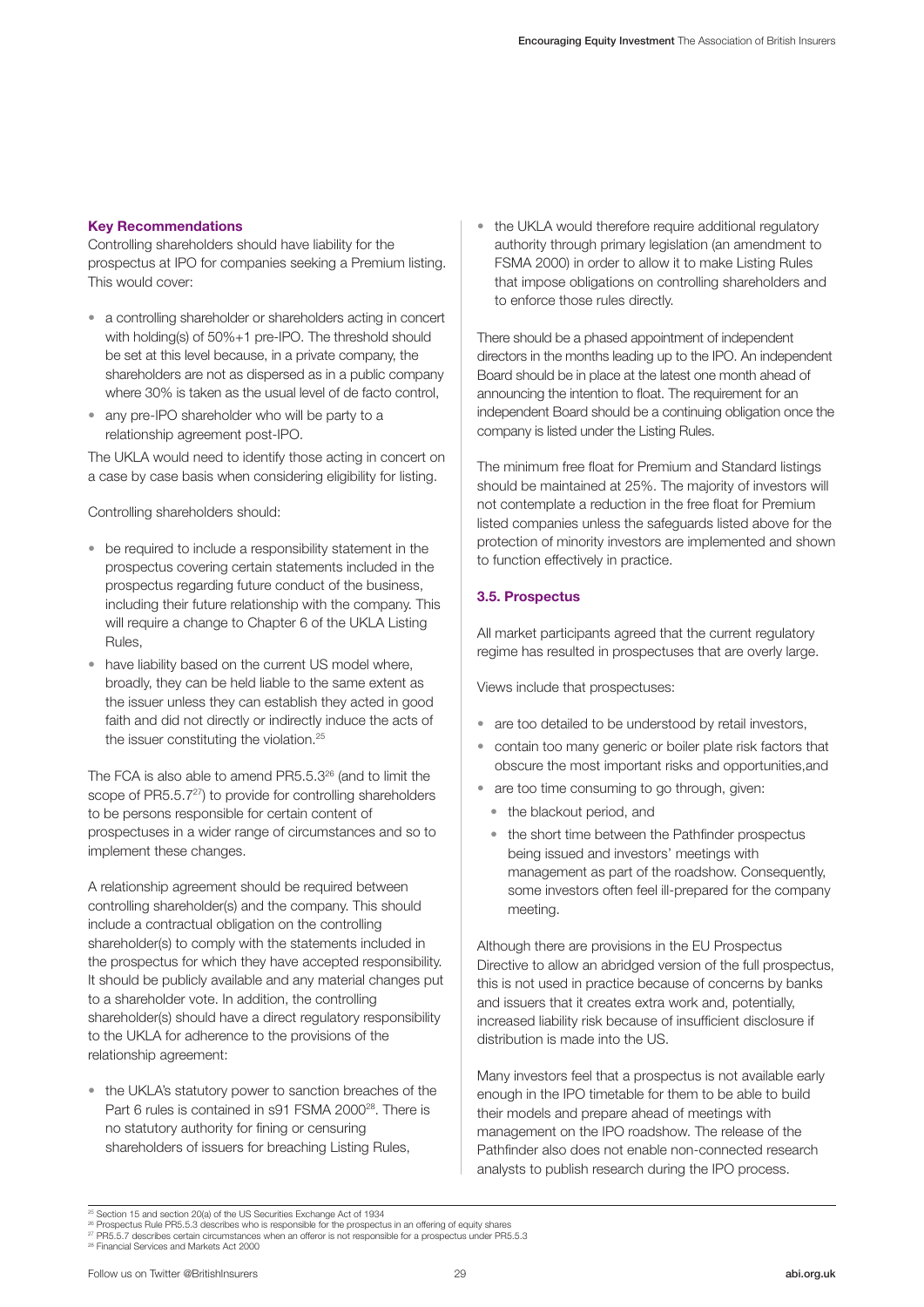**Key Recommendations**

Controlling shareholders should have liability for the prospectus at IPO for companies seeking a Premium listing. This would cover:

- a controlling shareholder or shareholders acting in concert with holding(s) of 50%+1 pre-IPO. The threshold should be set at this level because, in a private company, the shareholders are not as dispersed as in a public company where 30% is taken as the usual level of de facto control,
- any pre-IPO shareholder who will be party to a relationship agreement post-IPO.

The UKLA would need to identify those acting in concert on a case by case basis when considering eligibility for listing.

Controlling shareholders should:

- be required to include a responsibility statement in the prospectus covering certain statements included in the prospectus regarding future conduct of the business, including their future relationship with the company. This will require a change to Chapter 6 of the UKLA Listing Rules,
- have liability based on the current US model where, broadly, they can be held liable to the same extent as the issuer unless they can establish they acted in good faith and did not directly or indirectly induce the acts of the issuer constituting the violation.[25]

The FCA is also able to amend PR5.5.3[26] (and to limit the scope of PR5.5.7[27]) to provide for controlling shareholders to be persons responsible for certain content of prospectuses in a wider range of circumstances and so to implement these changes.

A relationship agreement should be required between controlling shareholder(s) and the company. This should include a contractual obligation on the controlling shareholder(s) to comply with the statements included in the prospectus for which they have accepted responsibility. It should be publicly available and any material changes put to a shareholder vote. In addition, the controlling shareholder(s) should have a direct regulatory responsibility to the UKLA for adherence to the provisions of the relationship agreement:

- the UKLA's statutory power to sanction breaches of the Part 6 rules is contained in s91 FSMA 2000[28]. There is no statutory authority for fining or censuring shareholders of issuers for breaching Listing Rules,
- the UKLA would therefore require additional regulatory authority through primary legislation (an amendment to FSMA 2000) in order to allow it to make Listing Rules that impose obligations on controlling shareholders and to enforce those rules directly.

There should be a phased appointment of independent directors in the months leading up to the IPO. An independent Board should be in place at the latest one month ahead of announcing the intention to float. The requirement for an independent Board should be a continuing obligation once the company is listed under the Listing Rules.

The minimum free float for Premium and Standard listings should be maintained at 25%. The majority of investors will not contemplate a reduction in the free float for Premium listed companies unless the safeguards listed above for the protection of minority investors are implemented and shown to function effectively in practice.

### 3.5. Prospectus

All market participants agreed that the current regulatory regime has resulted in prospectuses that are overly large.

Views include that prospectuses:

- are too detailed to be understood by retail investors,
- contain too many generic or boiler plate risk factors that obscure the most important risks and opportunities,and
- are too time consuming to go through, given:
  - the blackout period, and
  - the short time between the Pathfinder prospectus being issued and investors' meetings with management as part of the roadshow. Consequently, some investors often feel ill-prepared for the company meeting.

Although there are provisions in the EU Prospectus Directive to allow an abridged version of the full prospectus, this is not used in practice because of concerns by banks and issuers that it creates extra work and, potentially, increased liability risk because of insufficient disclosure if distribution is made into the US.

Many investors feel that a prospectus is not available early enough in the IPO timetable for them to be able to build their models and prepare ahead of meetings with management on the IPO roadshow. The release of the Pathfinder also does not enable non-connected research analysts to publish research during the IPO process.

[25] Section 15 and section 20(a) of the US Securities Exchange Act of 1934

[26] Prospectus Rule PR5.5.3 describes who is responsible for the prospectus in an offering of equity shares

[27] PR5.5.7 describes certain circumstances when an offeror is not responsible for a prospectus under PR5.5.3

[28] Financial Services and Markets Act 2000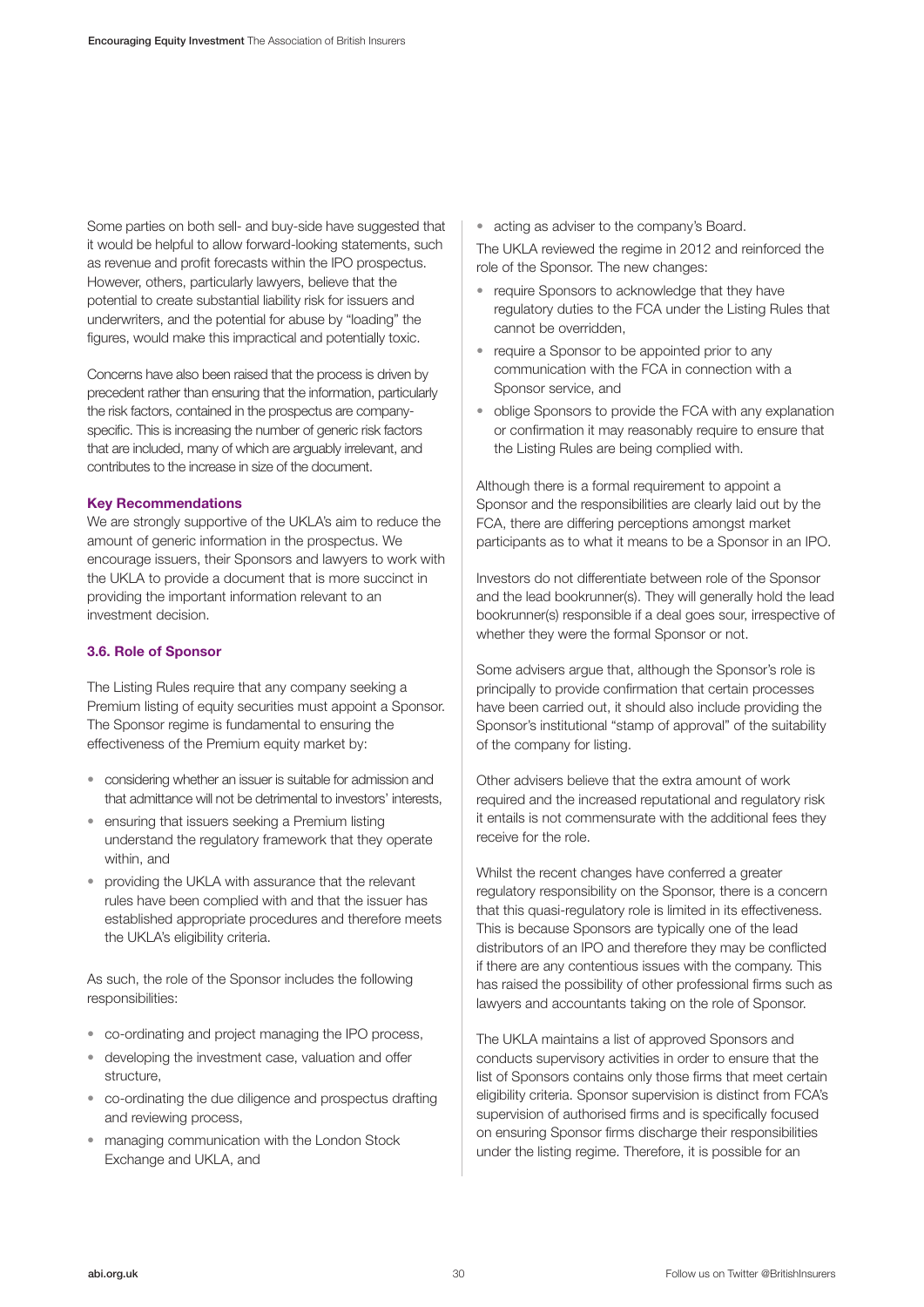Some parties on both sell- and buy-side have suggested that it would be helpful to allow forward-looking statements, such as revenue and profit forecasts within the IPO prospectus. However, others, particularly lawyers, believe that the potential to create substantial liability risk for issuers and underwriters, and the potential for abuse by "loading" the figures, would make this impractical and potentially toxic.

Concerns have also been raised that the process is driven by precedent rather than ensuring that the information, particularly the risk factors, contained in the prospectus are company-specific. This is increasing the number of generic risk factors that are included, many of which are arguably irrelevant, and contributes to the increase in size of the document.

**Key Recommendations**

We are strongly supportive of the UKLA's aim to reduce the amount of generic information in the prospectus. We encourage issuers, their Sponsors and lawyers to work with the UKLA to provide a document that is more succinct in providing the important information relevant to an investment decision.

### 3.6. Role of Sponsor

The Listing Rules require that any company seeking a Premium listing of equity securities must appoint a Sponsor. The Sponsor regime is fundamental to ensuring the effectiveness of the Premium equity market by:

- considering whether an issuer is suitable for admission and that admittance will not be detrimental to investors' interests,
- ensuring that issuers seeking a Premium listing understand the regulatory framework that they operate within, and
- providing the UKLA with assurance that the relevant rules have been complied with and that the issuer has established appropriate procedures and therefore meets the UKLA's eligibility criteria.

As such, the role of the Sponsor includes the following responsibilities:

- co-ordinating and project managing the IPO process,
- developing the investment case, valuation and offer structure,
- co-ordinating the due diligence and prospectus drafting and reviewing process,
- managing communication with the London Stock Exchange and UKLA, and
- acting as adviser to the company's Board.

The UKLA reviewed the regime in 2012 and reinforced the role of the Sponsor. The new changes:

- require Sponsors to acknowledge that they have regulatory duties to the FCA under the Listing Rules that cannot be overridden,
- require a Sponsor to be appointed prior to any communication with the FCA in connection with a Sponsor service, and
- oblige Sponsors to provide the FCA with any explanation or confirmation it may reasonably require to ensure that the Listing Rules are being complied with.

Although there is a formal requirement to appoint a Sponsor and the responsibilities are clearly laid out by the FCA, there are differing perceptions amongst market participants as to what it means to be a Sponsor in an IPO.

Investors do not differentiate between role of the Sponsor and the lead bookrunner(s). They will generally hold the lead bookrunner(s) responsible if a deal goes sour, irrespective of whether they were the formal Sponsor or not.

Some advisers argue that, although the Sponsor's role is principally to provide confirmation that certain processes have been carried out, it should also include providing the Sponsor's institutional "stamp of approval" of the suitability of the company for listing.

Other advisers believe that the extra amount of work required and the increased reputational and regulatory risk it entails is not commensurate with the additional fees they receive for the role.

Whilst the recent changes have conferred a greater regulatory responsibility on the Sponsor, there is a concern that this quasi-regulatory role is limited in its effectiveness. This is because Sponsors are typically one of the lead distributors of an IPO and therefore they may be conflicted if there are any contentious issues with the company. This has raised the possibility of other professional firms such as lawyers and accountants taking on the role of Sponsor.

The UKLA maintains a list of approved Sponsors and conducts supervisory activities in order to ensure that the list of Sponsors contains only those firms that meet certain eligibility criteria. Sponsor supervision is distinct from FCA's supervision of authorised firms and is specifically focused on ensuring Sponsor firms discharge their responsibilities under the listing regime. Therefore, it is possible for an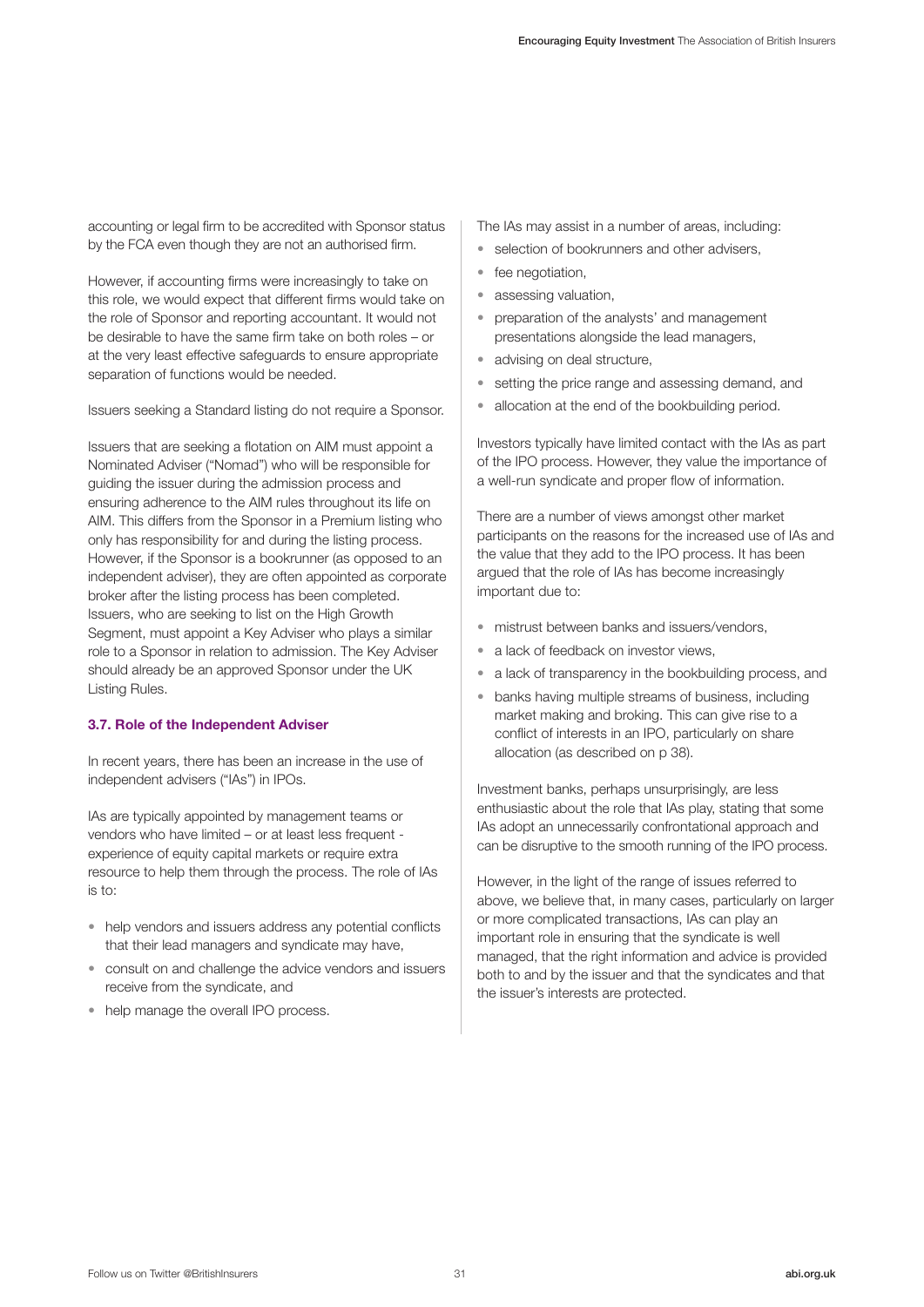accounting or legal firm to be accredited with Sponsor status by the FCA even though they are not an authorised firm.

However, if accounting firms were increasingly to take on this role, we would expect that different firms would take on the role of Sponsor and reporting accountant. It would not be desirable to have the same firm take on both roles – or at the very least effective safeguards to ensure appropriate separation of functions would be needed.

Issuers seeking a Standard listing do not require a Sponsor.

Issuers that are seeking a flotation on AIM must appoint a Nominated Adviser ("Nomad") who will be responsible for guiding the issuer during the admission process and ensuring adherence to the AIM rules throughout its life on AIM. This differs from the Sponsor in a Premium listing who only has responsibility for and during the listing process. However, if the Sponsor is a bookrunner (as opposed to an independent adviser), they are often appointed as corporate broker after the listing process has been completed. Issuers, who are seeking to list on the High Growth Segment, must appoint a Key Adviser who plays a similar role to a Sponsor in relation to admission. The Key Adviser should already be an approved Sponsor under the UK Listing Rules.

### 3.7. Role of the Independent Adviser

In recent years, there has been an increase in the use of independent advisers ("IAs") in IPOs.

IAs are typically appointed by management teams or vendors who have limited – or at least less frequent - experience of equity capital markets or require extra resource to help them through the process. The role of IAs is to:

- help vendors and issuers address any potential conflicts that their lead managers and syndicate may have,
- consult on and challenge the advice vendors and issuers receive from the syndicate, and
- help manage the overall IPO process.

The IAs may assist in a number of areas, including:

- selection of bookrunners and other advisers,
- fee negotiation,
- assessing valuation,
- preparation of the analysts' and management presentations alongside the lead managers,
- advising on deal structure,
- setting the price range and assessing demand, and
- allocation at the end of the bookbuilding period.

Investors typically have limited contact with the IAs as part of the IPO process. However, they value the importance of a well-run syndicate and proper flow of information.

There are a number of views amongst other market participants on the reasons for the increased use of IAs and the value that they add to the IPO process. It has been argued that the role of IAs has become increasingly important due to:

- mistrust between banks and issuers/vendors,
- a lack of feedback on investor views,
- a lack of transparency in the bookbuilding process, and
- banks having multiple streams of business, including market making and broking. This can give rise to a conflict of interests in an IPO, particularly on share allocation (as described on p 38).

Investment banks, perhaps unsurprisingly, are less enthusiastic about the role that IAs play, stating that some IAs adopt an unnecessarily confrontational approach and can be disruptive to the smooth running of the IPO process.

However, in the light of the range of issues referred to above, we believe that, in many cases, particularly on larger or more complicated transactions, IAs can play an important role in ensuring that the syndicate is well managed, that the right information and advice is provided both to and by the issuer and that the syndicates and that the issuer's interests are protected.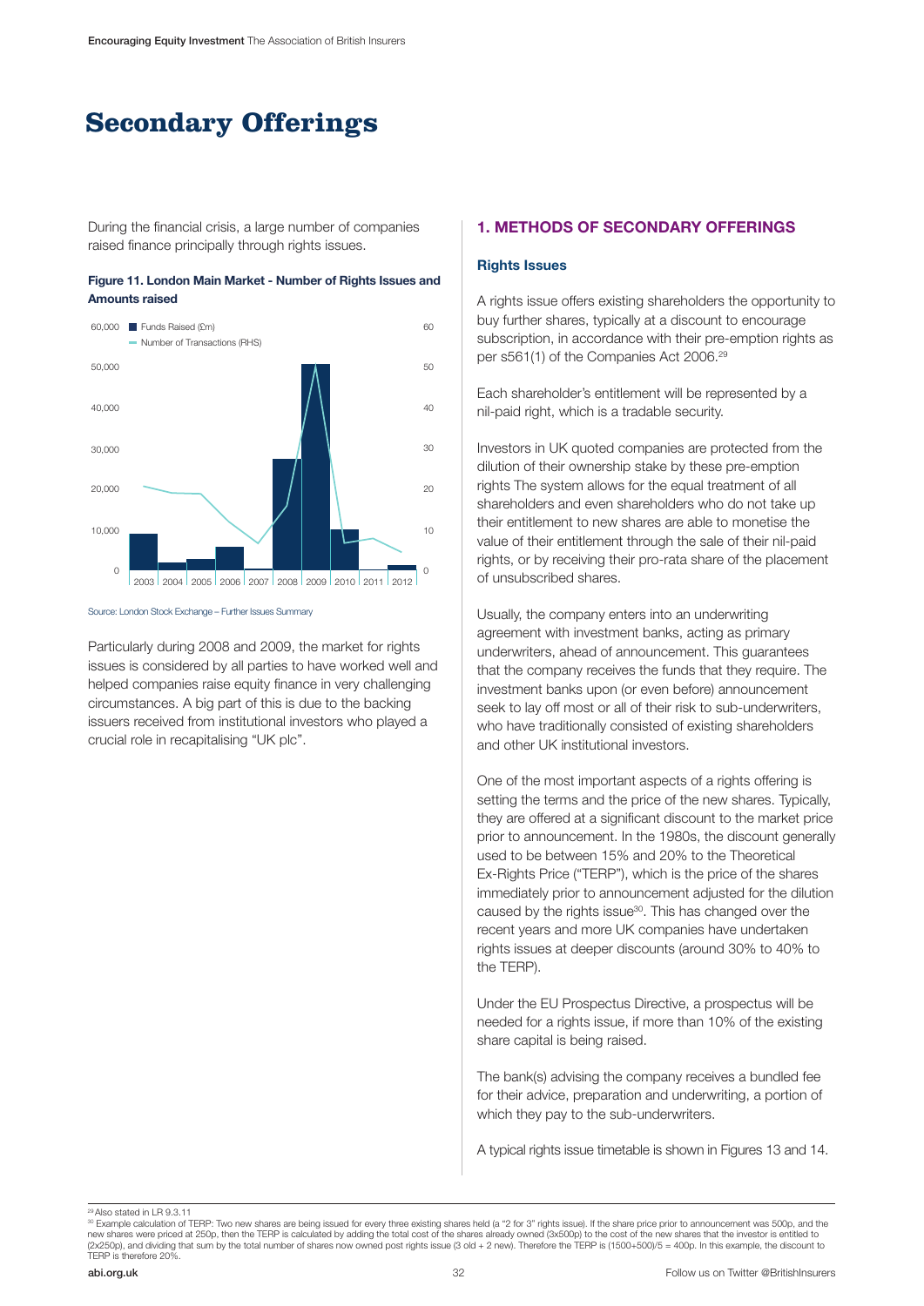# Secondary Offerings

During the financial crisis, a large number of companies raised finance principally through rights issues.

**Figure 11. London Main Market - Number of Rights Issues and Amounts raised**

Source: London Stock Exchange – Further Issues Summary

Particularly during 2008 and 2009, the market for rights issues is considered by all parties to have worked well and helped companies raise equity finance in very challenging circumstances. A big part of this is due to the backing issuers received from institutional investors who played a crucial role in recapitalising "UK plc".

## 1. METHODS OF SECONDARY OFFERINGS

### Rights Issues

A rights issue offers existing shareholders the opportunity to buy further shares, typically at a discount to encourage subscription, in accordance with their pre-emption rights as per s561(1) of the Companies Act 2006.[29]

Each shareholder's entitlement will be represented by a nil-paid right, which is a tradable security.

Investors in UK quoted companies are protected from the dilution of their ownership stake by these pre-emption rights The system allows for the equal treatment of all shareholders and even shareholders who do not take up their entitlement to new shares are able to monetise the value of their entitlement through the sale of their nil-paid rights, or by receiving their pro-rata share of the placement of unsubscribed shares.

Usually, the company enters into an underwriting agreement with investment banks, acting as primary underwriters, ahead of announcement. This guarantees that the company receives the funds that they require. The investment banks upon (or even before) announcement seek to lay off most or all of their risk to sub-underwriters, who have traditionally consisted of existing shareholders and other UK institutional investors.

One of the most important aspects of a rights offering is setting the terms and the price of the new shares. Typically, they are offered at a significant discount to the market price prior to announcement. In the 1980s, the discount generally used to be between 15% and 20% to the Theoretical Ex-Rights Price ("TERP"), which is the price of the shares immediately prior to announcement adjusted for the dilution caused by the rights issue[30]. This has changed over the recent years and more UK companies have undertaken rights issues at deeper discounts (around 30% to 40% to the TERP).

Under the EU Prospectus Directive, a prospectus will be needed for a rights issue, if more than 10% of the existing share capital is being raised.

The bank(s) advising the company receives a bundled fee for their advice, preparation and underwriting, a portion of which they pay to the sub-underwriters.

A typical rights issue timetable is shown in Figures 13 and 14.

---

[29] Also stated in LR 9.3.11

[30] Example calculation of TERP: Two new shares are being issued for every three existing shares held (a "2 for 3" rights issue). If the share price prior to announcement was 500p, and the new shares were priced at 250p, then the TERP is calculated by adding the total cost of the shares already owned (3x500p) to the cost of the new shares that the investor is entitled to (2x250p), and dividing that sum by the total number of shares now owned post rights issue (3 old + 2 new). Therefore the TERP is (1500+500)/5 = 400p. In this example, the discount to TERP is therefore 20%.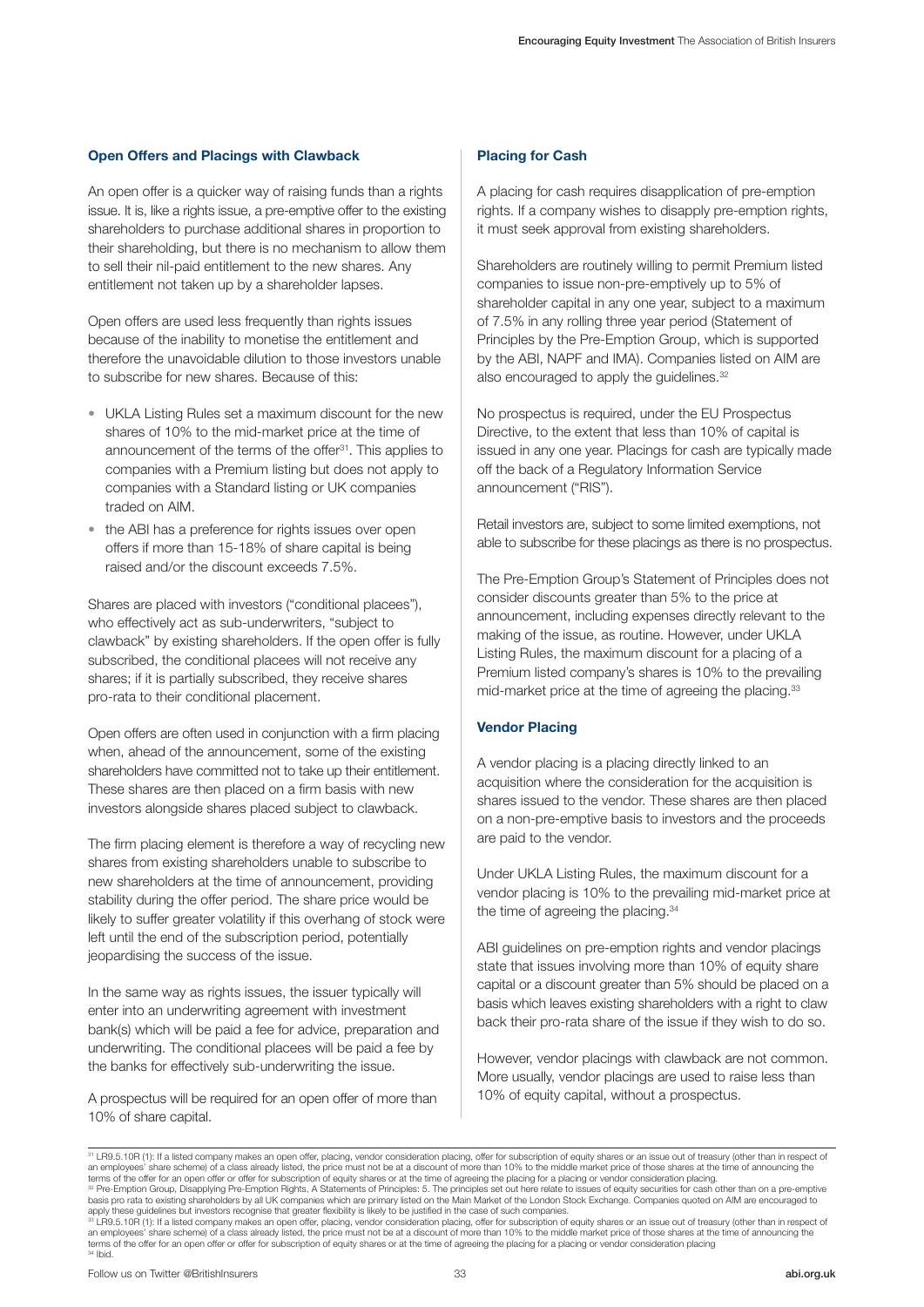### Open Offers and Placings with Clawback

An open offer is a quicker way of raising funds than a rights issue. It is, like a rights issue, a pre-emptive offer to the existing shareholders to purchase additional shares in proportion to their shareholding, but there is no mechanism to allow them to sell their nil-paid entitlement to the new shares. Any entitlement not taken up by a shareholder lapses.

Open offers are used less frequently than rights issues because of the inability to monetise the entitlement and therefore the unavoidable dilution to those investors unable to subscribe for new shares. Because of this:

- UKLA Listing Rules set a maximum discount for the new shares of 10% to the mid-market price at the time of announcement of the terms of the offer[31]. This applies to companies with a Premium listing but does not apply to companies with a Standard listing or UK companies traded on AIM.
- the ABI has a preference for rights issues over open offers if more than 15-18% of share capital is being raised and/or the discount exceeds 7.5%.

Shares are placed with investors ("conditional placees"), who effectively act as sub-underwriters, "subject to clawback" by existing shareholders. If the open offer is fully subscribed, the conditional placees will not receive any shares; if it is partially subscribed, they receive shares pro-rata to their conditional placement.

Open offers are often used in conjunction with a firm placing when, ahead of the announcement, some of the existing shareholders have committed not to take up their entitlement. These shares are then placed on a firm basis with new investors alongside shares placed subject to clawback.

The firm placing element is therefore a way of recycling new shares from existing shareholders unable to subscribe to new shareholders at the time of announcement, providing stability during the offer period. The share price would be likely to suffer greater volatility if this overhang of stock were left until the end of the subscription period, potentially jeopardising the success of the issue.

In the same way as rights issues, the issuer typically will enter into an underwriting agreement with investment bank(s) which will be paid a fee for advice, preparation and underwriting. The conditional placees will be paid a fee by the banks for effectively sub-underwriting the issue.

A prospectus will be required for an open offer of more than 10% of share capital.

### Placing for Cash

A placing for cash requires disapplication of pre-emption rights. If a company wishes to disapply pre-emption rights, it must seek approval from existing shareholders.

Shareholders are routinely willing to permit Premium listed companies to issue non-pre-emptively up to 5% of shareholder capital in any one year, subject to a maximum of 7.5% in any rolling three year period (Statement of Principles by the Pre-Emption Group, which is supported by the ABI, NAPF and IMA). Companies listed on AIM are also encouraged to apply the guidelines.[32]

No prospectus is required, under the EU Prospectus Directive, to the extent that less than 10% of capital is issued in any one year. Placings for cash are typically made off the back of a Regulatory Information Service announcement ("RIS").

Retail investors are, subject to some limited exemptions, not able to subscribe for these placings as there is no prospectus.

The Pre-Emption Group's Statement of Principles does not consider discounts greater than 5% to the price at announcement, including expenses directly relevant to the making of the issue, as routine. However, under UKLA Listing Rules, the maximum discount for a placing of a Premium listed company's shares is 10% to the prevailing mid-market price at the time of agreeing the placing.[33]

### Vendor Placing

A vendor placing is a placing directly linked to an acquisition where the consideration for the acquisition is shares issued to the vendor. These shares are then placed on a non-pre-emptive basis to investors and the proceeds are paid to the vendor.

Under UKLA Listing Rules, the maximum discount for a vendor placing is 10% to the prevailing mid-market price at the time of agreeing the placing.[34]

ABI guidelines on pre-emption rights and vendor placings state that issues involving more than 10% of equity share capital or a discount greater than 5% should be placed on a basis which leaves existing shareholders with a right to claw back their pro-rata share of the issue if they wish to do so.

However, vendor placings with clawback are not common. More usually, vendor placings are used to raise less than 10% of equity capital, without a prospectus.

---

[31] LR9.5.10R (1): If a listed company makes an open offer, placing, vendor consideration placing, offer for subscription of equity shares or an issue out of treasury (other than in respect of an employees' share scheme) of a class already listed, the price must not be at a discount of more than 10% to the middle market price of those shares at the time of announcing the terms of the offer for an open offer or offer for subscription of equity shares or at the time of agreeing the placing for a placing or vendor consideration placing.

[32] Pre-Emption Group, Disapplying Pre-Emption Rights, A Statements of Principles: 5. The principles set out here relate to issues of equity securities for cash other than on a pre-emptive basis pro rata to existing shareholders by all UK companies which are primary listed on the Main Market of the London Stock Exchange. Companies quoted on AIM are encouraged to apply these guidelines but investors recognise that greater flexibility is likely to be justified in the case of such companies.

[33] LR9.5.10R (1): If a listed company makes an open offer, placing, vendor consideration placing, offer for subscription of equity shares or an issue out of treasury (other than in respect of an employees' share scheme) of a class already listed, the price must not be at a discount of more than 10% to the middle market price of those shares at the time of announcing the terms of the offer for an open offer or offer for subscription of equity shares or at the time of agreeing the placing for a placing or vendor consideration placing

[34] Ibid.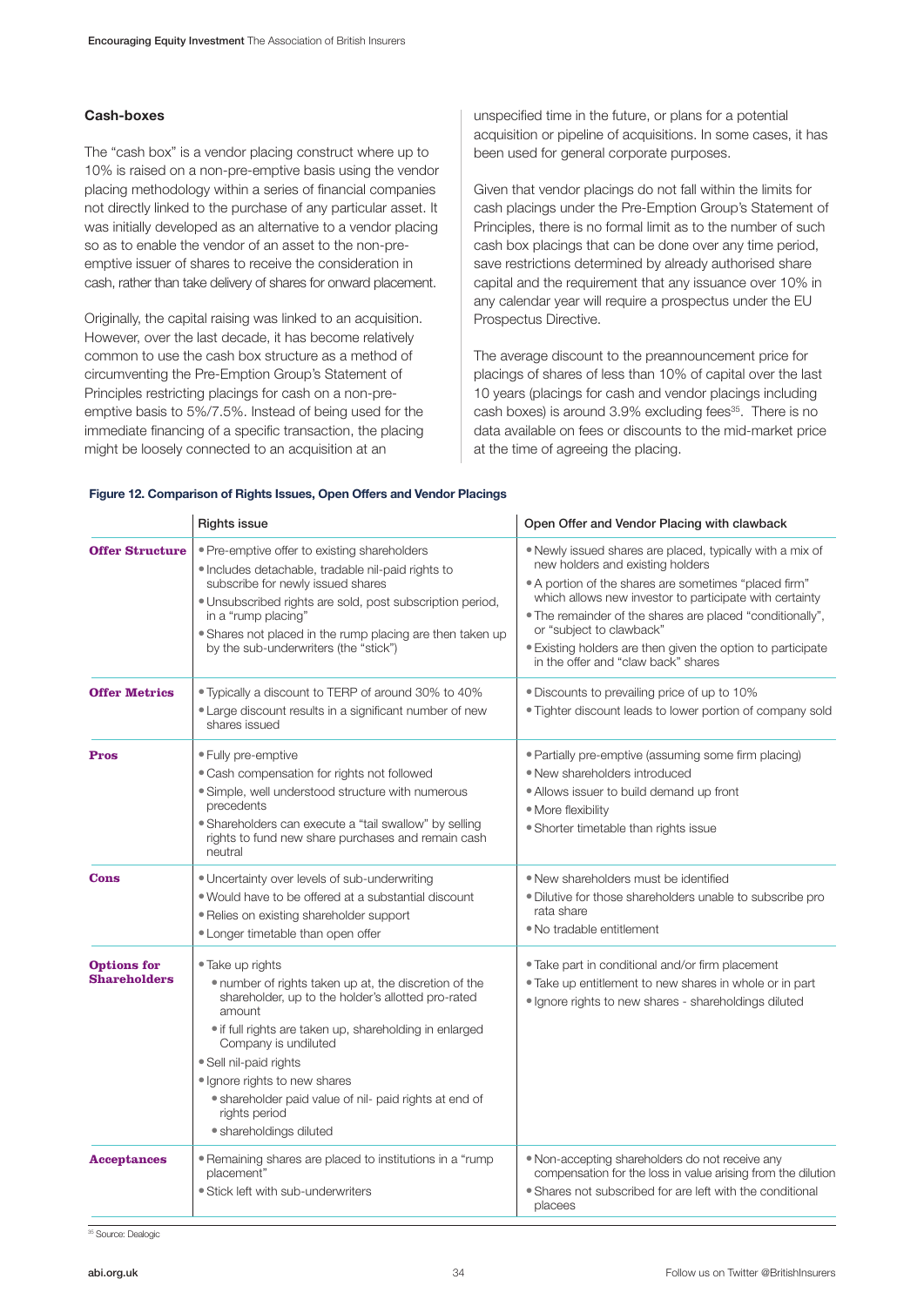### Cash-boxes

The "cash box" is a vendor placing construct where up to 10% is raised on a non-pre-emptive basis using the vendor placing methodology within a series of financial companies not directly linked to the purchase of any particular asset. It was initially developed as an alternative to a vendor placing so as to enable the vendor of an asset to the non-pre-emptive issuer of shares to receive the consideration in cash, rather than take delivery of shares for onward placement.

Originally, the capital raising was linked to an acquisition. However, over the last decade, it has become relatively common to use the cash box structure as a method of circumventing the Pre-Emption Group's Statement of Principles restricting placings for cash on a non-pre-emptive basis to 5%/7.5%. Instead of being used for the immediate financing of a specific transaction, the placing might be loosely connected to an acquisition at an unspecified time in the future, or plans for a potential acquisition or pipeline of acquisitions. In some cases, it has been used for general corporate purposes.

Given that vendor placings do not fall within the limits for cash placings under the Pre-Emption Group's Statement of Principles, there is no formal limit as to the number of such cash box placings that can be done over any time period, save restrictions determined by already authorised share capital and the requirement that any issuance over 10% in any calendar year will require a prospectus under the EU Prospectus Directive.

The average discount to the preannouncement price for placings of shares of less than 10% of capital over the last 10 years (placings for cash and vendor placings including cash boxes) is around 3.9% excluding fees[35]. There is no data available on fees or discounts to the mid-market price at the time of agreeing the placing.

**Figure 12. Comparison of Rights Issues, Open Offers and Vendor Placings**

| | Rights issue | Open Offer and Vendor Placing with clawback |
|---|---|---|
| **Offer Structure** | • Pre-emptive offer to existing shareholders<br>• Includes detachable, tradable nil-paid rights to subscribe for newly issued shares<br>• Unsubscribed rights are sold, post subscription period, in a "rump placing"<br>• Shares not placed in the rump placing are then taken up by the sub-underwriters (the "stick") | • Newly issued shares are placed, typically with a mix of new holders and existing holders<br>• A portion of the shares are sometimes "placed firm" which allows new investor to participate with certainty<br>• The remainder of the shares are placed "conditionally", or "subject to clawback"<br>• Existing holders are then given the option to participate in the offer and "claw back" shares |
| **Offer Metrics** | • Typically a discount to TERP of around 30% to 40%<br>• Large discount results in a significant number of new shares issued | • Discounts to prevailing price of up to 10%<br>• Tighter discount leads to lower portion of company sold |
| **Pros** | • Fully pre-emptive<br>• Cash compensation for rights not followed<br>• Simple, well understood structure with numerous precedents<br>• Shareholders can execute a "tail swallow" by selling rights to fund new share purchases and remain cash neutral | • Partially pre-emptive (assuming some firm placing)<br>• New shareholders introduced<br>• Allows issuer to build demand up front<br>• More flexibility<br>• Shorter timetable than rights issue |
| **Cons** | • Uncertainty over levels of sub-underwriting<br>• Would have to be offered at a substantial discount<br>• Relies on existing shareholder support<br>• Longer timetable than open offer | • New shareholders must be identified<br>• Dilutive for those shareholders unable to subscribe pro rata share<br>• No tradable entitlement |
| **Options for Shareholders** | • Take up rights<br>&nbsp;&nbsp;• number of rights taken up at, the discretion of the shareholder, up to the holder's allotted pro-rated amount<br>&nbsp;&nbsp;• if full rights are taken up, shareholding in enlarged Company is undiluted<br>• Sell nil-paid rights<br>• Ignore rights to new shares<br>&nbsp;&nbsp;• shareholder paid value of nil- paid rights at end of rights period<br>&nbsp;&nbsp;• shareholdings diluted | • Take part in conditional and/or firm placement<br>• Take up entitlement to new shares in whole or in part<br>• Ignore rights to new shares - shareholdings diluted |
| **Acceptances** | • Remaining shares are placed to institutions in a "rump placement"<br>• Stick left with sub-underwriters | • Non-accepting shareholders do not receive any compensation for the loss in value arising from the dilution<br>• Shares not subscribed for are left with the conditional placees |

[35] Source: Dealogic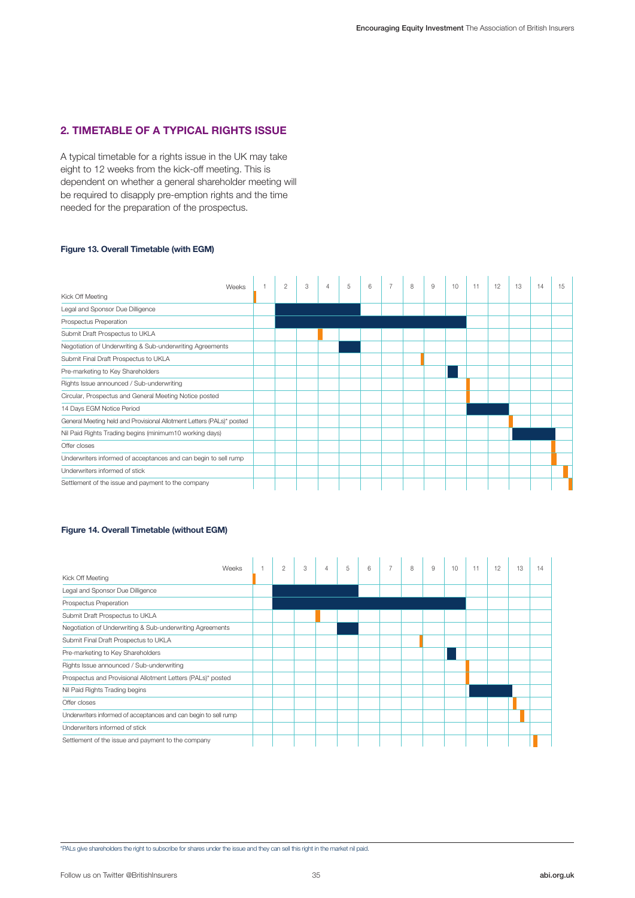## 2. TIMETABLE OF A TYPICAL RIGHTS ISSUE

A typical timetable for a rights issue in the UK may take eight to 12 weeks from the kick-off meeting. This is dependent on whether a general shareholder meeting will be required to disapply pre-emption rights and the time needed for the preparation of the prospectus.

**Figure 13. Overall Timetable (with EGM)**

| Weeks | 1 | 2 | 3 | 4 | 5 | 6 | 7 | 8 | 9 | 10 | 11 | 12 | 13 | 14 | 15 |
|---|---|---|---|---|---|---|---|---|---|---|---|---|---|---|---|
| Kick Off Meeting | ■ | | | | | | | | | | | | | | |
| Legal and Sponsor Due Dilligence | | ■ | ■ | ■ | ■ | | | | | | | | | | |
| Prospectus Preperation | | ■ | ■ | ■ | ■ | ■ | ■ | ■ | ■ | ■ | | | | | |
| Submit Draft Prospectus to UKLA | | | | ■ | | | | | | | | | | | |
| Negotiation of Underwriting & Sub-underwriting Agreements | | | | | ■ | | | | | | | | | | |
| Submit Final Draft Prospectus to UKLA | | | | | | | | ■ | | | | | | | |
| Pre-marketing to Key Shareholders | | | | | | | | | | ■ | | | | | |
| Rights Issue announced / Sub-underwriting | | | | | | | | | | | ■ | | | | |
| Circular, Prospectus and General Meeting Notice posted | | | | | | | | | | | ■ | | | | |
| 14 Days EGM Notice Period | | | | | | | | | | | ■ | ■ | | | |
| General Meeting held and Provisional Allotment Letters (PALs)* posted | | | | | | | | | | | | | ■ | | |
| Nil Paid Rights Trading begins (minimum10 working days) | | | | | | | | | | | | | ■ | ■ | |
| Offer closes | | | | | | | | | | | | | | | ■ |
| Underwriters informed of acceptances and can begin to sell rump | | | | | | | | | | | | | | | ■ |
| Underwriters informed of stick | | | | | | | | | | | | | | | ■ |
| Settlement of the issue and payment to the company | | | | | | | | | | | | | | | ■ |

**Figure 14. Overall Timetable (without EGM)**

| Weeks | 1 | 2 | 3 | 4 | 5 | 6 | 7 | 8 | 9 | 10 | 11 | 12 | 13 | 14 |
|---|---|---|---|---|---|---|---|---|---|---|---|---|---|---|
| Kick Off Meeting | ■ | | | | | | | | | | | | | |
| Legal and Sponsor Due Dilligence | | ■ | ■ | ■ | ■ | | | | | | | | | |
| Prospectus Preperation | | ■ | ■ | ■ | ■ | ■ | ■ | ■ | ■ | ■ | | | | |
| Submit Draft Prospectus to UKLA | | | | ■ | | | | | | | | | | |
| Negotiation of Underwriting & Sub-underwriting Agreements | | | | | ■ | | | | | | | | | |
| Submit Final Draft Prospectus to UKLA | | | | | | | | ■ | | | | | | |
| Pre-marketing to Key Shareholders | | | | | | | | | | ■ | | | | |
| Rights Issue announced / Sub-underwriting | | | | | | | | | | | ■ | | | |
| Prospectus and Provisional Allotment Letters (PALs)* posted | | | | | | | | | | | ■ | | | |
| Nil Paid Rights Trading begins | | | | | | | | | | | ■ | ■ | | |
| Offer closes | | | | | | | | | | | | | ■ | |
| Underwriters informed of acceptances and can begin to sell rump | | | | | | | | | | | | | ■ | |
| Underwriters informed of stick | | | | | | | | | | | | | | |
| Settlement of the issue and payment to the company | | | | | | | | | | | | | | ■ |

*PALs give shareholders the right to subscribe for shares under the issue and they can sell this right in the market nil paid.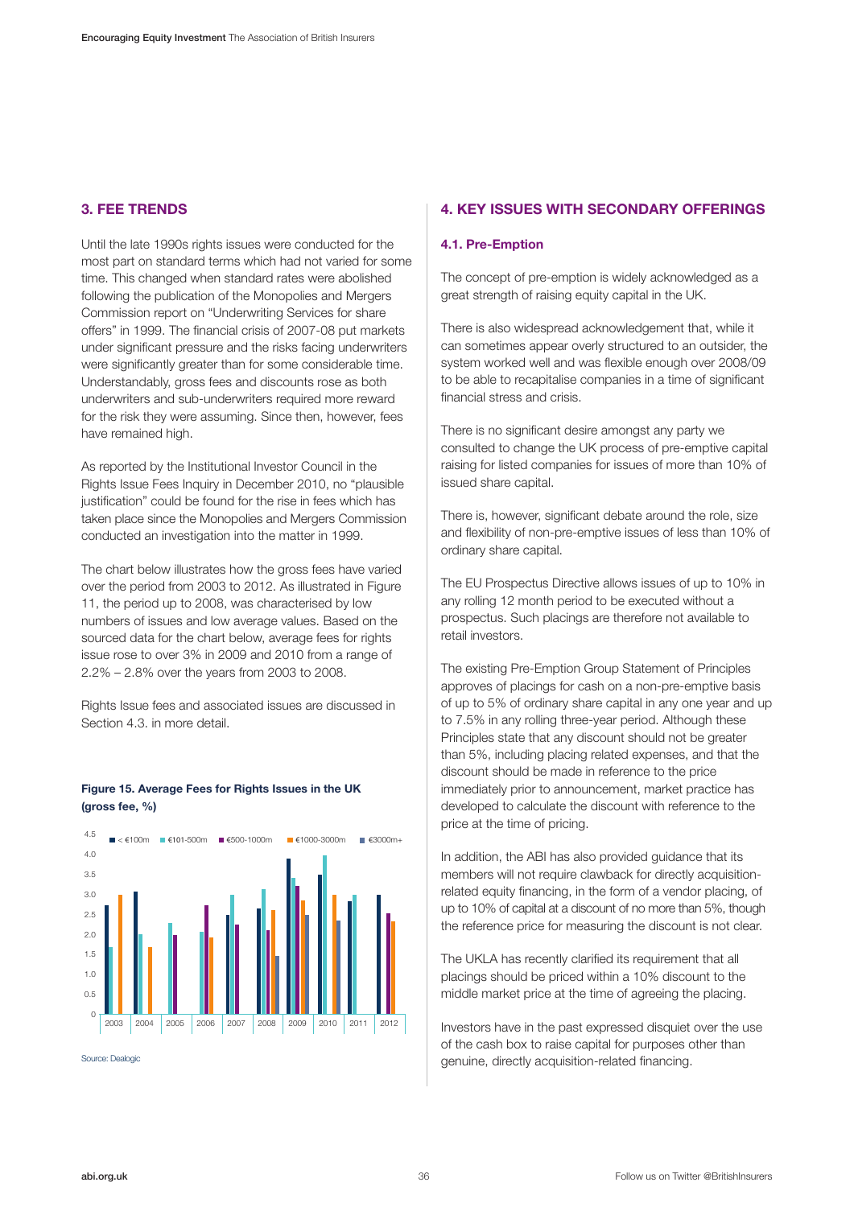## 3. FEE TRENDS

Until the late 1990s rights issues were conducted for the most part on standard terms which had not varied for some time. This changed when standard rates were abolished following the publication of the Monopolies and Mergers Commission report on "Underwriting Services for share offers" in 1999. The financial crisis of 2007-08 put markets under significant pressure and the risks facing underwriters were significantly greater than for some considerable time. Understandably, gross fees and discounts rose as both underwriters and sub-underwriters required more reward for the risk they were assuming. Since then, however, fees have remained high.

As reported by the Institutional Investor Council in the Rights Issue Fees Inquiry in December 2010, no "plausible justification" could be found for the rise in fees which has taken place since the Monopolies and Mergers Commission conducted an investigation into the matter in 1999.

The chart below illustrates how the gross fees have varied over the period from 2003 to 2012. As illustrated in Figure 11, the period up to 2008, was characterised by low numbers of issues and low average values. Based on the sourced data for the chart below, average fees for rights issue rose to over 3% in 2009 and 2010 from a range of 2.2% – 2.8% over the years from 2003 to 2008.

Rights Issue fees and associated issues are discussed in Section 4.3. in more detail.

**Figure 15. Average Fees for Rights Issues in the UK (gross fee, %)**

Source: Dealogic

## 4. KEY ISSUES WITH SECONDARY OFFERINGS

### 4.1. Pre-Emption

The concept of pre-emption is widely acknowledged as a great strength of raising equity capital in the UK.

There is also widespread acknowledgement that, while it can sometimes appear overly structured to an outsider, the system worked well and was flexible enough over 2008/09 to be able to recapitalise companies in a time of significant financial stress and crisis.

There is no significant desire amongst any party we consulted to change the UK process of pre-emptive capital raising for listed companies for issues of more than 10% of issued share capital.

There is, however, significant debate around the role, size and flexibility of non-pre-emptive issues of less than 10% of ordinary share capital.

The EU Prospectus Directive allows issues of up to 10% in any rolling 12 month period to be executed without a prospectus. Such placings are therefore not available to retail investors.

The existing Pre-Emption Group Statement of Principles approves of placings for cash on a non-pre-emptive basis of up to 5% of ordinary share capital in any one year and up to 7.5% in any rolling three-year period. Although these Principles state that any discount should not be greater than 5%, including placing related expenses, and that the discount should be made in reference to the price immediately prior to announcement, market practice has developed to calculate the discount with reference to the price at the time of pricing.

In addition, the ABI has also provided guidance that its members will not require clawback for directly acquisition-related equity financing, in the form of a vendor placing, of up to 10% of capital at a discount of no more than 5%, though the reference price for measuring the discount is not clear.

The UKLA has recently clarified its requirement that all placings should be priced within a 10% discount to the middle market price at the time of agreeing the placing.

Investors have in the past expressed disquiet over the use of the cash box to raise capital for purposes other than genuine, directly acquisition-related financing.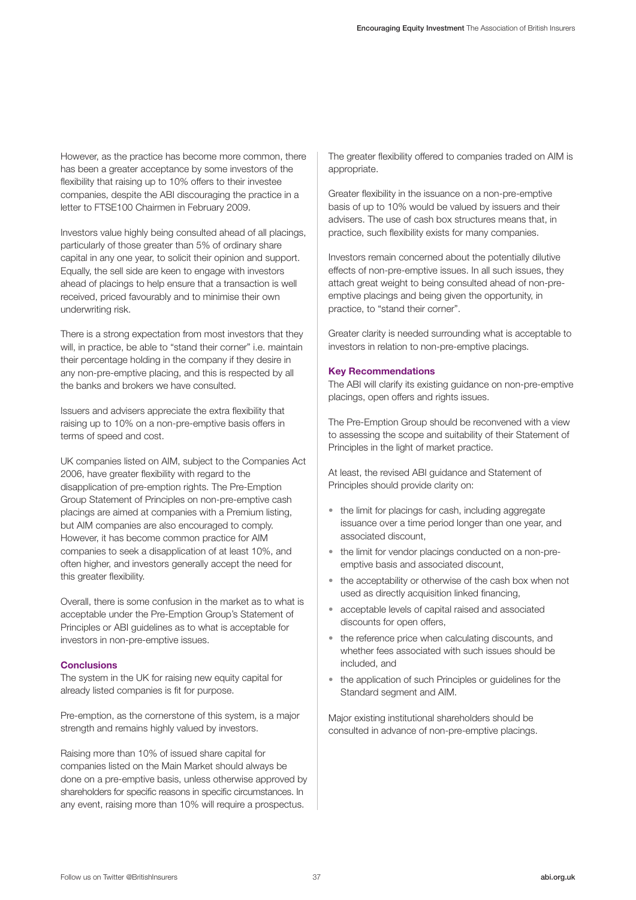However, as the practice has become more common, there has been a greater acceptance by some investors of the flexibility that raising up to 10% offers to their investee companies, despite the ABI discouraging the practice in a letter to FTSE100 Chairmen in February 2009.

Investors value highly being consulted ahead of all placings, particularly of those greater than 5% of ordinary share capital in any one year, to solicit their opinion and support. Equally, the sell side are keen to engage with investors ahead of placings to help ensure that a transaction is well received, priced favourably and to minimise their own underwriting risk.

There is a strong expectation from most investors that they will, in practice, be able to "stand their corner" i.e. maintain their percentage holding in the company if they desire in any non-pre-emptive placing, and this is respected by all the banks and brokers we have consulted.

Issuers and advisers appreciate the extra flexibility that raising up to 10% on a non-pre-emptive basis offers in terms of speed and cost.

UK companies listed on AIM, subject to the Companies Act 2006, have greater flexibility with regard to the disapplication of pre-emption rights. The Pre-Emption Group Statement of Principles on non-pre-emptive cash placings are aimed at companies with a Premium listing, but AIM companies are also encouraged to comply. However, it has become common practice for AIM companies to seek a disapplication of at least 10%, and often higher, and investors generally accept the need for this greater flexibility.

Overall, there is some confusion in the market as to what is acceptable under the Pre-Emption Group's Statement of Principles or ABI guidelines as to what is acceptable for investors in non-pre-emptive issues.

### Conclusions

The system in the UK for raising new equity capital for already listed companies is fit for purpose.

Pre-emption, as the cornerstone of this system, is a major strength and remains highly valued by investors.

Raising more than 10% of issued share capital for companies listed on the Main Market should always be done on a pre-emptive basis, unless otherwise approved by shareholders for specific reasons in specific circumstances. In any event, raising more than 10% will require a prospectus.

The greater flexibility offered to companies traded on AIM is appropriate.

Greater flexibility in the issuance on a non-pre-emptive basis of up to 10% would be valued by issuers and their advisers. The use of cash box structures means that, in practice, such flexibility exists for many companies.

Investors remain concerned about the potentially dilutive effects of non-pre-emptive issues. In all such issues, they attach great weight to being consulted ahead of non-pre-emptive placings and being given the opportunity, in practice, to "stand their corner".

Greater clarity is needed surrounding what is acceptable to investors in relation to non-pre-emptive placings.

### Key Recommendations

The ABI will clarify its existing guidance on non-pre-emptive placings, open offers and rights issues.

The Pre-Emption Group should be reconvened with a view to assessing the scope and suitability of their Statement of Principles in the light of market practice.

At least, the revised ABI guidance and Statement of Principles should provide clarity on:

- the limit for placings for cash, including aggregate issuance over a time period longer than one year, and associated discount,
- the limit for vendor placings conducted on a non-pre-emptive basis and associated discount,
- the acceptability or otherwise of the cash box when not used as directly acquisition linked financing,
- acceptable levels of capital raised and associated discounts for open offers,
- the reference price when calculating discounts, and whether fees associated with such issues should be included, and
- the application of such Principles or guidelines for the Standard segment and AIM.

Major existing institutional shareholders should be consulted in advance of non-pre-emptive placings.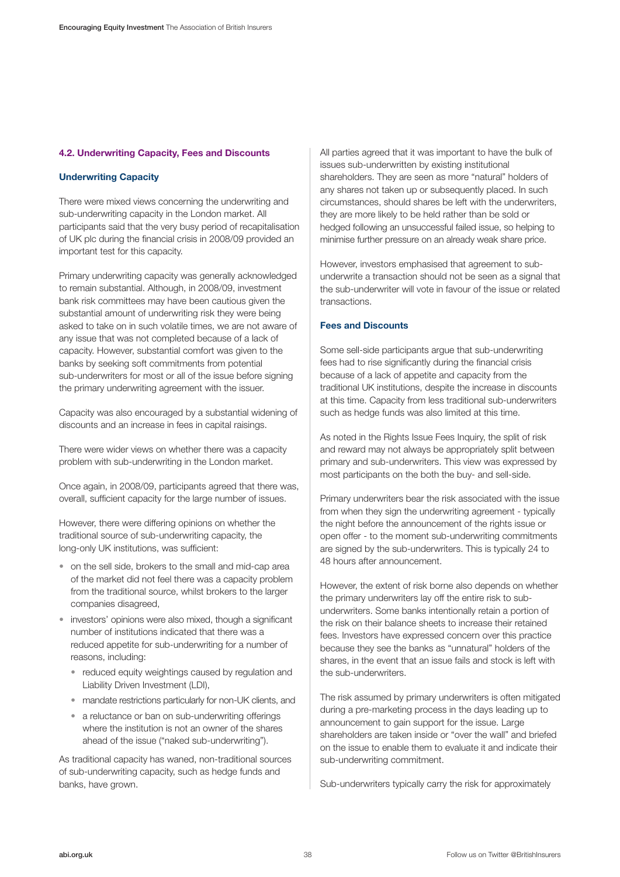### 4.2. Underwriting Capacity, Fees and Discounts

#### Underwriting Capacity

There were mixed views concerning the underwriting and sub-underwriting capacity in the London market. All participants said that the very busy period of recapitalisation of UK plc during the financial crisis in 2008/09 provided an important test for this capacity.

Primary underwriting capacity was generally acknowledged to remain substantial. Although, in 2008/09, investment bank risk committees may have been cautious given the substantial amount of underwriting risk they were being asked to take on in such volatile times, we are not aware of any issue that was not completed because of a lack of capacity. However, substantial comfort was given to the banks by seeking soft commitments from potential sub-underwriters for most or all of the issue before signing the primary underwriting agreement with the issuer.

Capacity was also encouraged by a substantial widening of discounts and an increase in fees in capital raisings.

There were wider views on whether there was a capacity problem with sub-underwriting in the London market.

Once again, in 2008/09, participants agreed that there was, overall, sufficient capacity for the large number of issues.

However, there were differing opinions on whether the traditional source of sub-underwriting capacity, the long-only UK institutions, was sufficient:

- on the sell side, brokers to the small and mid-cap area of the market did not feel there was a capacity problem from the traditional source, whilst brokers to the larger companies disagreed,
- investors' opinions were also mixed, though a significant number of institutions indicated that there was a reduced appetite for sub-underwriting for a number of reasons, including:
  - reduced equity weightings caused by regulation and Liability Driven Investment (LDI),
  - mandate restrictions particularly for non-UK clients, and
  - a reluctance or ban on sub-underwriting offerings where the institution is not an owner of the shares ahead of the issue ("naked sub-underwriting").

As traditional capacity has waned, non-traditional sources of sub-underwriting capacity, such as hedge funds and banks, have grown.

All parties agreed that it was important to have the bulk of issues sub-underwritten by existing institutional shareholders. They are seen as more "natural" holders of any shares not taken up or subsequently placed. In such circumstances, should shares be left with the underwriters, they are more likely to be held rather than be sold or hedged following an unsuccessful failed issue, so helping to minimise further pressure on an already weak share price.

However, investors emphasised that agreement to sub-underwrite a transaction should not be seen as a signal that the sub-underwriter will vote in favour of the issue or related transactions.

#### Fees and Discounts

Some sell-side participants argue that sub-underwriting fees had to rise significantly during the financial crisis because of a lack of appetite and capacity from the traditional UK institutions, despite the increase in discounts at this time. Capacity from less traditional sub-underwriters such as hedge funds was also limited at this time.

As noted in the Rights Issue Fees Inquiry, the split of risk and reward may not always be appropriately split between primary and sub-underwriters. This view was expressed by most participants on the both the buy- and sell-side.

Primary underwriters bear the risk associated with the issue from when they sign the underwriting agreement - typically the night before the announcement of the rights issue or open offer - to the moment sub-underwriting commitments are signed by the sub-underwriters. This is typically 24 to 48 hours after announcement.

However, the extent of risk borne also depends on whether the primary underwriters lay off the entire risk to sub-underwriters. Some banks intentionally retain a portion of the risk on their balance sheets to increase their retained fees. Investors have expressed concern over this practice because they see the banks as "unnatural" holders of the shares, in the event that an issue fails and stock is left with the sub-underwriters.

The risk assumed by primary underwriters is often mitigated during a pre-marketing process in the days leading up to announcement to gain support for the issue. Large shareholders are taken inside or "over the wall" and briefed on the issue to enable them to evaluate it and indicate their sub-underwriting commitment.

Sub-underwriters typically carry the risk for approximately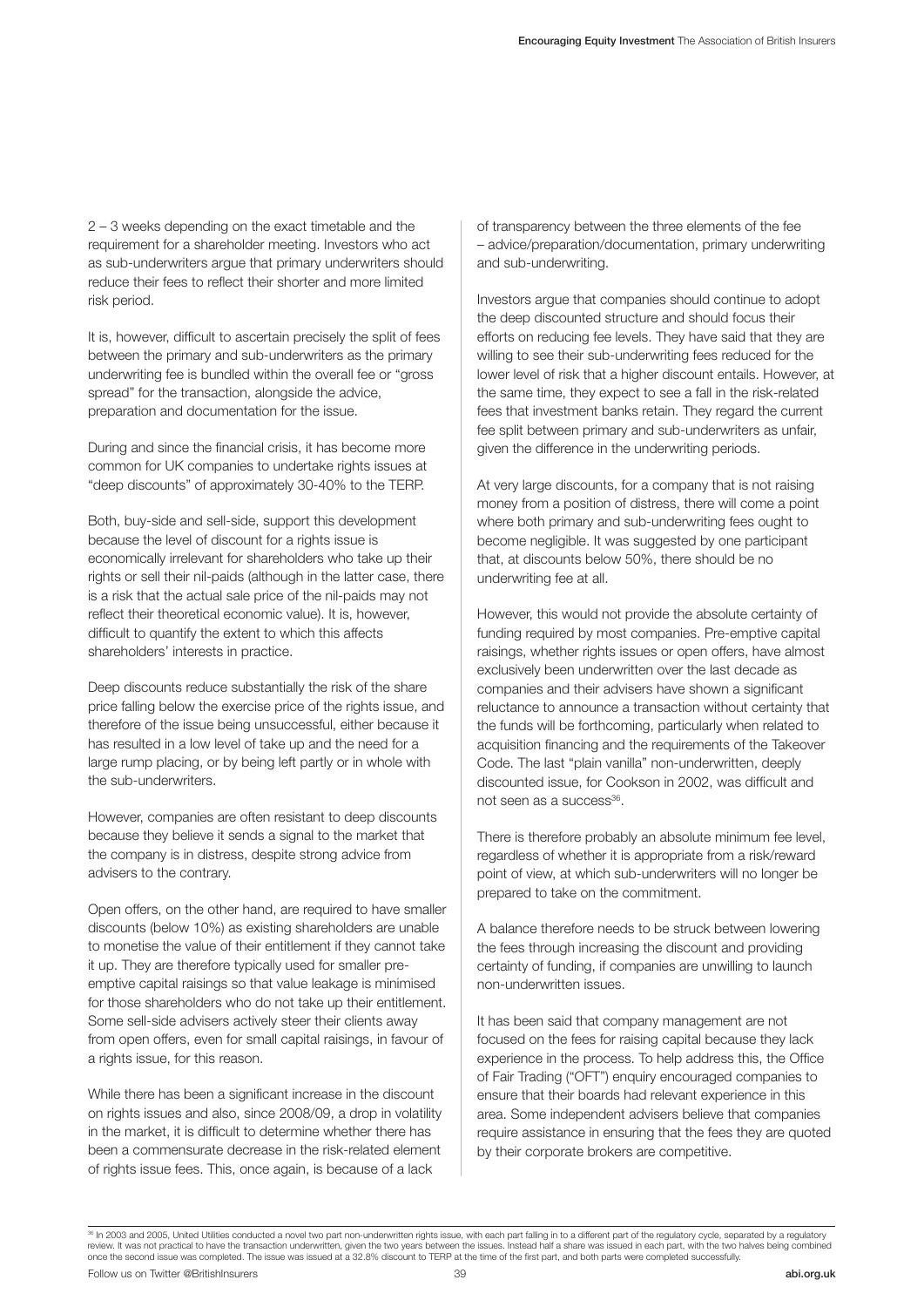2 – 3 weeks depending on the exact timetable and the requirement for a shareholder meeting. Investors who act as sub-underwriters argue that primary underwriters should reduce their fees to reflect their shorter and more limited risk period.

It is, however, difficult to ascertain precisely the split of fees between the primary and sub-underwriters as the primary underwriting fee is bundled within the overall fee or "gross spread" for the transaction, alongside the advice, preparation and documentation for the issue.

During and since the financial crisis, it has become more common for UK companies to undertake rights issues at "deep discounts" of approximately 30-40% to the TERP.

Both, buy-side and sell-side, support this development because the level of discount for a rights issue is economically irrelevant for shareholders who take up their rights or sell their nil-paids (although in the latter case, there is a risk that the actual sale price of the nil-paids may not reflect their theoretical economic value). It is, however, difficult to quantify the extent to which this affects shareholders' interests in practice.

Deep discounts reduce substantially the risk of the share price falling below the exercise price of the rights issue, and therefore of the issue being unsuccessful, either because it has resulted in a low level of take up and the need for a large rump placing, or by being left partly or in whole with the sub-underwriters.

However, companies are often resistant to deep discounts because they believe it sends a signal to the market that the company is in distress, despite strong advice from advisers to the contrary.

Open offers, on the other hand, are required to have smaller discounts (below 10%) as existing shareholders are unable to monetise the value of their entitlement if they cannot take it up. They are therefore typically used for smaller pre-emptive capital raisings so that value leakage is minimised for those shareholders who do not take up their entitlement. Some sell-side advisers actively steer their clients away from open offers, even for small capital raisings, in favour of a rights issue, for this reason.

While there has been a significant increase in the discount on rights issues and also, since 2008/09, a drop in volatility in the market, it is difficult to determine whether there has been a commensurate decrease in the risk-related element of rights issue fees. This, once again, is because of a lack of transparency between the three elements of the fee – advice/preparation/documentation, primary underwriting and sub-underwriting.

Investors argue that companies should continue to adopt the deep discounted structure and should focus their efforts on reducing fee levels. They have said that they are willing to see their sub-underwriting fees reduced for the lower level of risk that a higher discount entails. However, at the same time, they expect to see a fall in the risk-related fees that investment banks retain. They regard the current fee split between primary and sub-underwriters as unfair, given the difference in the underwriting periods.

At very large discounts, for a company that is not raising money from a position of distress, there will come a point where both primary and sub-underwriting fees ought to become negligible. It was suggested by one participant that, at discounts below 50%, there should be no underwriting fee at all.

However, this would not provide the absolute certainty of funding required by most companies. Pre-emptive capital raisings, whether rights issues or open offers, have almost exclusively been underwritten over the last decade as companies and their advisers have shown a significant reluctance to announce a transaction without certainty that the funds will be forthcoming, particularly when related to acquisition financing and the requirements of the Takeover Code. The last "plain vanilla" non-underwritten, deeply discounted issue, for Cookson in 2002, was difficult and not seen as a success[36].

There is therefore probably an absolute minimum fee level, regardless of whether it is appropriate from a risk/reward point of view, at which sub-underwriters will no longer be prepared to take on the commitment.

A balance therefore needs to be struck between lowering the fees through increasing the discount and providing certainty of funding, if companies are unwilling to launch non-underwritten issues.

It has been said that company management are not focused on the fees for raising capital because they lack experience in the process. To help address this, the Office of Fair Trading ("OFT") enquiry encouraged companies to ensure that their boards had relevant experience in this area. Some independent advisers believe that companies require assistance in ensuring that the fees they are quoted by their corporate brokers are competitive.

[36] In 2003 and 2005, United Utilities conducted a novel two part non-underwritten rights issue, with each part falling in to a different part of the regulatory cycle, separated by a regulatory review. It was not practical to have the transaction underwritten, given the two years between the issues. Instead half a share was issued in each part, with the two halves being combined once the second issue was completed. The issue was issued at a 32.8% discount to TERP at the time of the first part, and both parts were completed successfully.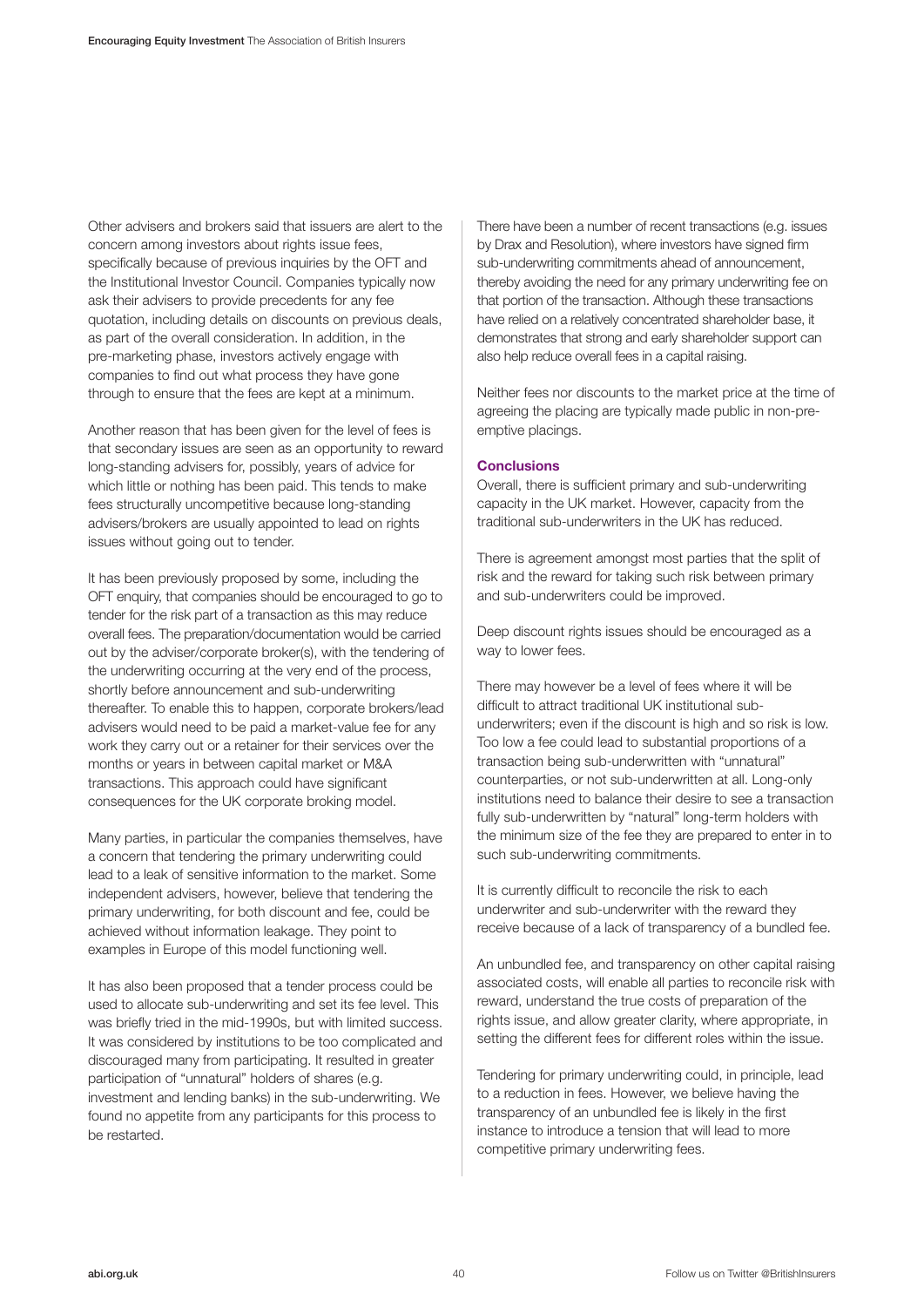Other advisers and brokers said that issuers are alert to the concern among investors about rights issue fees, specifically because of previous inquiries by the OFT and the Institutional Investor Council. Companies typically now ask their advisers to provide precedents for any fee quotation, including details on discounts on previous deals, as part of the overall consideration. In addition, in the pre-marketing phase, investors actively engage with companies to find out what process they have gone through to ensure that the fees are kept at a minimum.

Another reason that has been given for the level of fees is that secondary issues are seen as an opportunity to reward long-standing advisers for, possibly, years of advice for which little or nothing has been paid. This tends to make fees structurally uncompetitive because long-standing advisers/brokers are usually appointed to lead on rights issues without going out to tender.

It has been previously proposed by some, including the OFT enquiry, that companies should be encouraged to go to tender for the risk part of a transaction as this may reduce overall fees. The preparation/documentation would be carried out by the adviser/corporate broker(s), with the tendering of the underwriting occurring at the very end of the process, shortly before announcement and sub-underwriting thereafter. To enable this to happen, corporate brokers/lead advisers would need to be paid a market-value fee for any work they carry out or a retainer for their services over the months or years in between capital market or M&A transactions. This approach could have significant consequences for the UK corporate broking model.

Many parties, in particular the companies themselves, have a concern that tendering the primary underwriting could lead to a leak of sensitive information to the market. Some independent advisers, however, believe that tendering the primary underwriting, for both discount and fee, could be achieved without information leakage. They point to examples in Europe of this model functioning well.

It has also been proposed that a tender process could be used to allocate sub-underwriting and set its fee level. This was briefly tried in the mid-1990s, but with limited success. It was considered by institutions to be too complicated and discouraged many from participating. It resulted in greater participation of "unnatural" holders of shares (e.g. investment and lending banks) in the sub-underwriting. We found no appetite from any participants for this process to be restarted.

There have been a number of recent transactions (e.g. issues by Drax and Resolution), where investors have signed firm sub-underwriting commitments ahead of announcement, thereby avoiding the need for any primary underwriting fee on that portion of the transaction. Although these transactions have relied on a relatively concentrated shareholder base, it demonstrates that strong and early shareholder support can also help reduce overall fees in a capital raising.

Neither fees nor discounts to the market price at the time of agreeing the placing are typically made public in non-pre-emptive placings.

**Conclusions**

Overall, there is sufficient primary and sub-underwriting capacity in the UK market. However, capacity from the traditional sub-underwriters in the UK has reduced.

There is agreement amongst most parties that the split of risk and the reward for taking such risk between primary and sub-underwriters could be improved.

Deep discount rights issues should be encouraged as a way to lower fees.

There may however be a level of fees where it will be difficult to attract traditional UK institutional sub-underwriters; even if the discount is high and so risk is low. Too low a fee could lead to substantial proportions of a transaction being sub-underwritten with "unnatural" counterparties, or not sub-underwritten at all. Long-only institutions need to balance their desire to see a transaction fully sub-underwritten by "natural" long-term holders with the minimum size of the fee they are prepared to enter in to such sub-underwriting commitments.

It is currently difficult to reconcile the risk to each underwriter and sub-underwriter with the reward they receive because of a lack of transparency of a bundled fee.

An unbundled fee, and transparency on other capital raising associated costs, will enable all parties to reconcile risk with reward, understand the true costs of preparation of the rights issue, and allow greater clarity, where appropriate, in setting the different fees for different roles within the issue.

Tendering for primary underwriting could, in principle, lead to a reduction in fees. However, we believe having the transparency of an unbundled fee is likely in the first instance to introduce a tension that will lead to more competitive primary underwriting fees.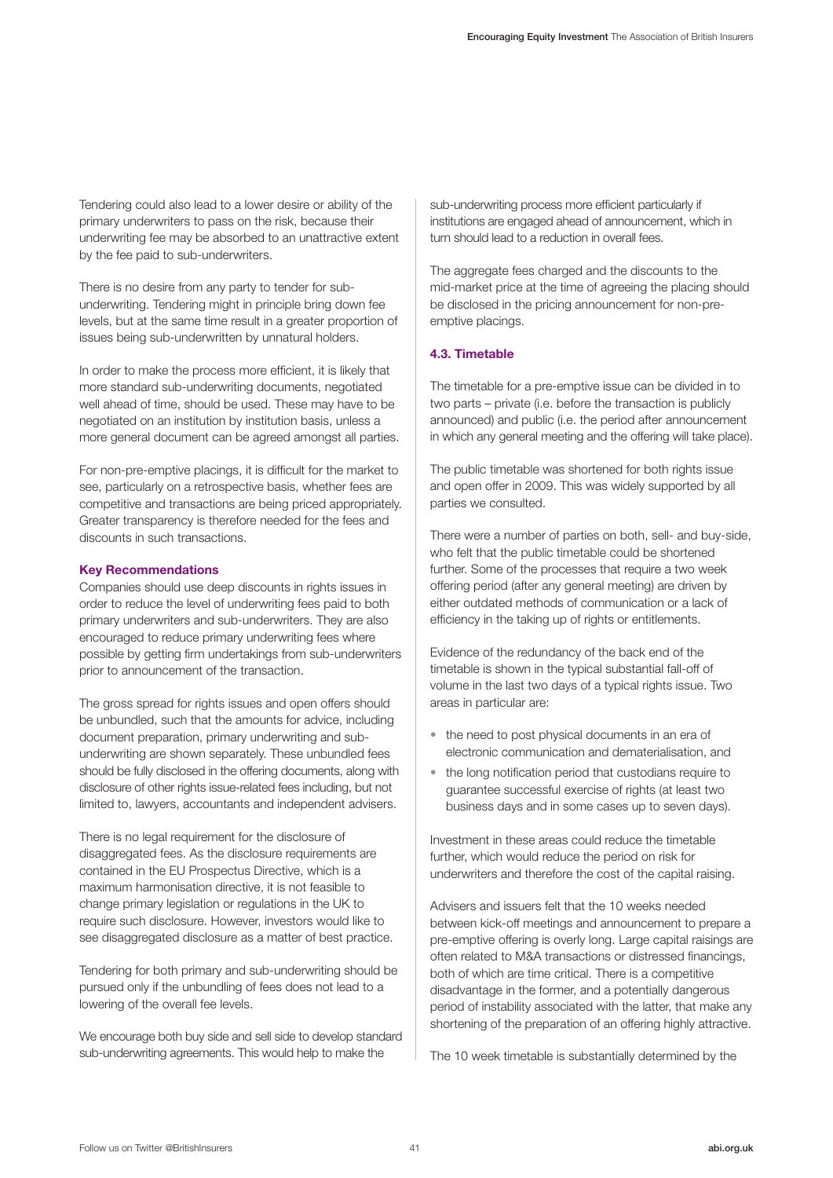Tendering could also lead to a lower desire or ability of the primary underwriters to pass on the risk, because their underwriting fee may be absorbed to an unattractive extent by the fee paid to sub-underwriters.

There is no desire from any party to tender for sub-underwriting. Tendering might in principle bring down fee levels, but at the same time result in a greater proportion of issues being sub-underwritten by unnatural holders.

In order to make the process more efficient, it is likely that more standard sub-underwriting documents, negotiated well ahead of time, should be used. These may have to be negotiated on an institution by institution basis, unless a more general document can be agreed amongst all parties.

For non-pre-emptive placings, it is difficult for the market to see, particularly on a retrospective basis, whether fees are competitive and transactions are being priced appropriately. Greater transparency is therefore needed for the fees and discounts in such transactions.

**Key Recommendations**

Companies should use deep discounts in rights issues in order to reduce the level of underwriting fees paid to both primary underwriters and sub-underwriters. They are also encouraged to reduce primary underwriting fees where possible by getting firm undertakings from sub-underwriters prior to announcement of the transaction.

The gross spread for rights issues and open offers should be unbundled, such that the amounts for advice, including document preparation, primary underwriting and sub-underwriting are shown separately. These unbundled fees should be fully disclosed in the offering documents, along with disclosure of other rights issue-related fees including, but not limited to, lawyers, accountants and independent advisers.

There is no legal requirement for the disclosure of disaggregated fees. As the disclosure requirements are contained in the EU Prospectus Directive, which is a maximum harmonisation directive, it is not feasible to change primary legislation or regulations in the UK to require such disclosure. However, investors would like to see disaggregated disclosure as a matter of best practice.

Tendering for both primary and sub-underwriting should be pursued only if the unbundling of fees does not lead to a lowering of the overall fee levels.

We encourage both buy side and sell side to develop standard sub-underwriting agreements. This would help to make the sub-underwriting process more efficient particularly if institutions are engaged ahead of announcement, which in turn should lead to a reduction in overall fees.

The aggregate fees charged and the discounts to the mid-market price at the time of agreeing the placing should be disclosed in the pricing announcement for non-pre-emptive placings.

### 4.3. Timetable

The timetable for a pre-emptive issue can be divided in to two parts – private (i.e. before the transaction is publicly announced) and public (i.e. the period after announcement in which any general meeting and the offering will take place).

The public timetable was shortened for both rights issue and open offer in 2009. This was widely supported by all parties we consulted.

There were a number of parties on both, sell- and buy-side, who felt that the public timetable could be shortened further. Some of the processes that require a two week offering period (after any general meeting) are driven by either outdated methods of communication or a lack of efficiency in the taking up of rights or entitlements.

Evidence of the redundancy of the back end of the timetable is shown in the typical substantial fall-off of volume in the last two days of a typical rights issue. Two areas in particular are:

- the need to post physical documents in an era of electronic communication and dematerialisation, and
- the long notification period that custodians require to guarantee successful exercise of rights (at least two business days and in some cases up to seven days).

Investment in these areas could reduce the timetable further, which would reduce the period on risk for underwriters and therefore the cost of the capital raising.

Advisers and issuers felt that the 10 weeks needed between kick-off meetings and announcement to prepare a pre-emptive offering is overly long. Large capital raisings are often related to M&A transactions or distressed financings, both of which are time critical. There is a competitive disadvantage in the former, and a potentially dangerous period of instability associated with the latter, that make any shortening of the preparation of an offering highly attractive.

The 10 week timetable is substantially determined by the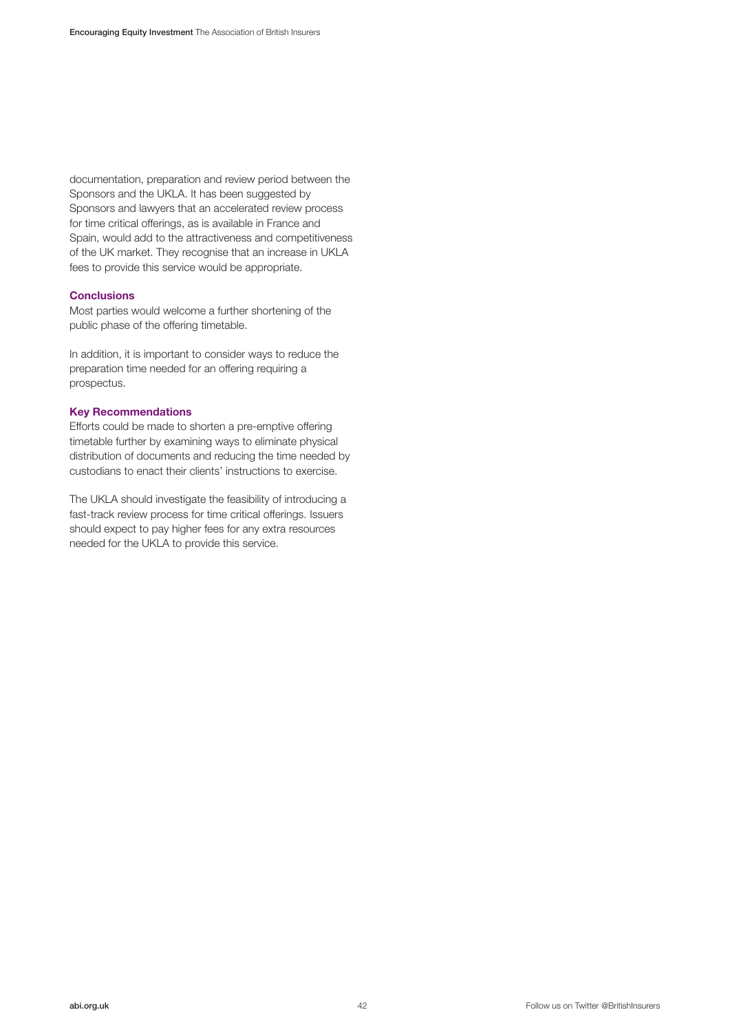documentation, preparation and review period between the Sponsors and the UKLA. It has been suggested by Sponsors and lawyers that an accelerated review process for time critical offerings, as is available in France and Spain, would add to the attractiveness and competitiveness of the UK market. They recognise that an increase in UKLA fees to provide this service would be appropriate.

### Conclusions

Most parties would welcome a further shortening of the public phase of the offering timetable.

In addition, it is important to consider ways to reduce the preparation time needed for an offering requiring a prospectus.

### Key Recommendations

Efforts could be made to shorten a pre-emptive offering timetable further by examining ways to eliminate physical distribution of documents and reducing the time needed by custodians to enact their clients' instructions to exercise.

The UKLA should investigate the feasibility of introducing a fast-track review process for time critical offerings. Issuers should expect to pay higher fees for any extra resources needed for the UKLA to provide this service.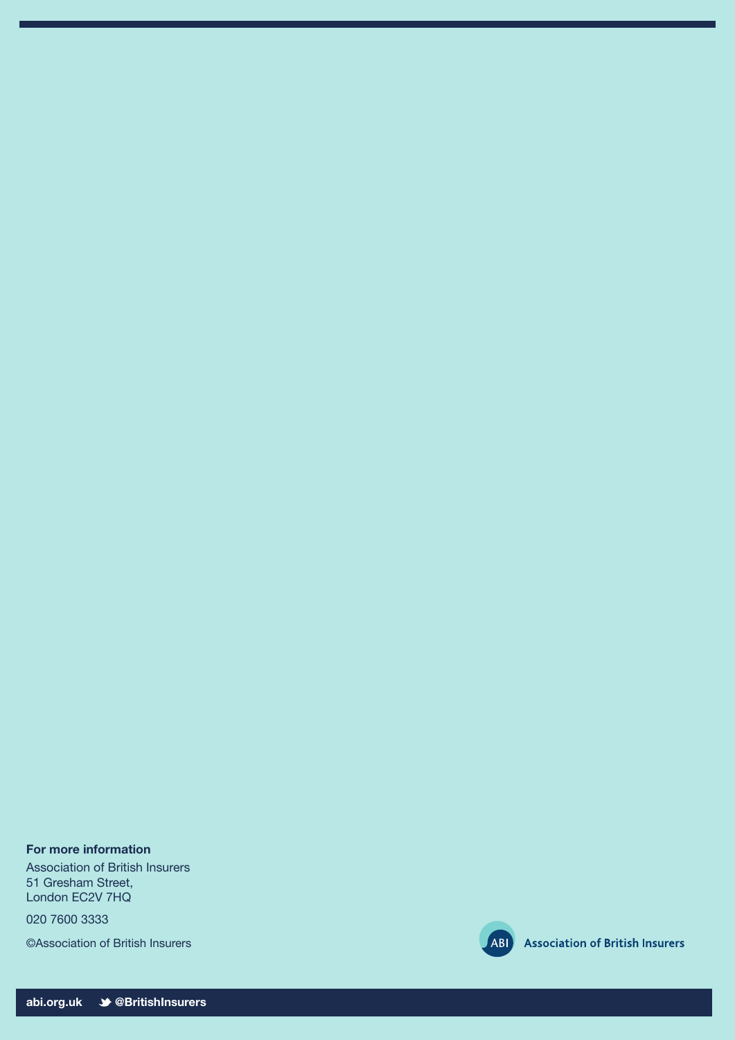**For more information**

Association of British Insurers
51 Gresham Street,
London EC2V 7HQ

020 7600 3333

©Association of British Insurers

ABI Association of British Insurers

**abi.org.uk** **@BritishInsurers**